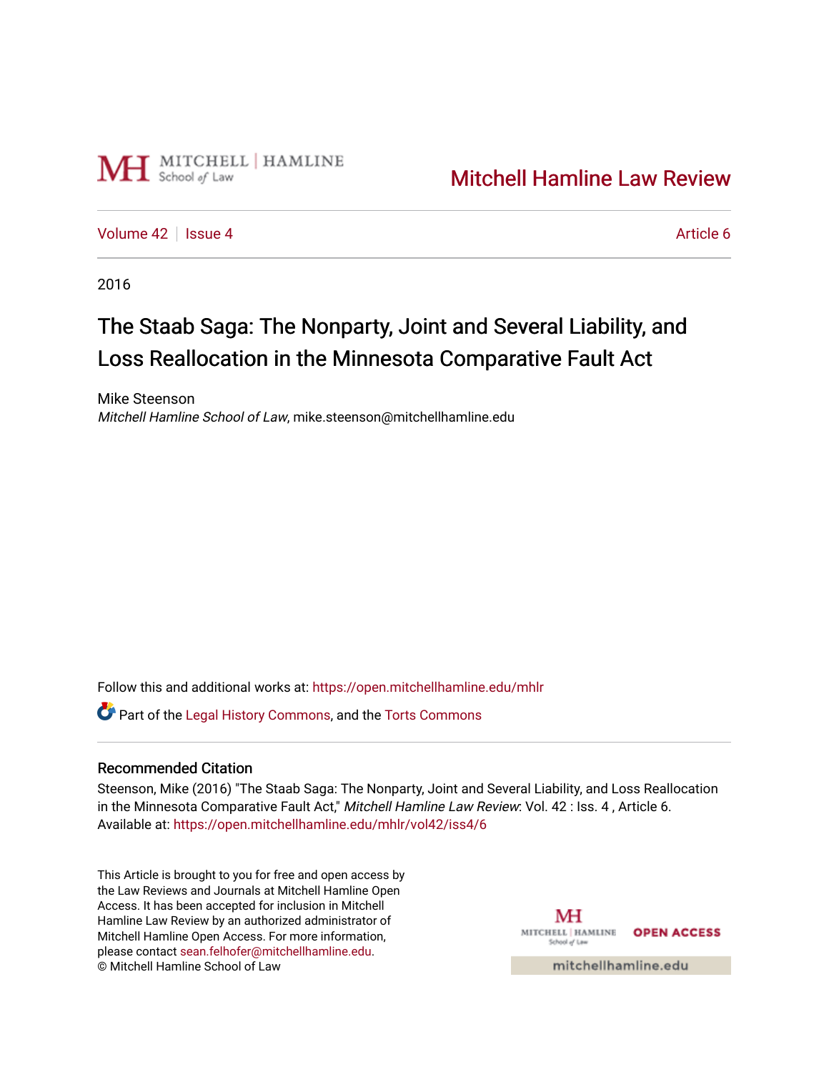Mitchell Hamline Law Review

Volume 42 | Issue 4 | Article 6

2016

# The Staab Saga: The Nonparty, Joint and Several Liability, and Loss Reallocation in the Minnesota Comparative Fault Act

Mike Steenson
*Mitchell Hamline School of Law*, mike.steenson@mitchellhamline.edu

Follow this and additional works at: https://open.mitchellhamline.edu/mhlr

Part of the Legal History Commons, and the Torts Commons

## Recommended Citation

Steenson, Mike (2016) "The Staab Saga: The Nonparty, Joint and Several Liability, and Loss Reallocation in the Minnesota Comparative Fault Act," *Mitchell Hamline Law Review*: Vol. 42 : Iss. 4 , Article 6.
Available at: https://open.mitchellhamline.edu/mhlr/vol42/iss4/6

This Article is brought to you for free and open access by the Law Reviews and Journals at Mitchell Hamline Open Access. It has been accepted for inclusion in Mitchell Hamline Law Review by an authorized administrator of Mitchell Hamline Open Access. For more information, please contact sean.felhofer@mitchellhamline.edu.
© Mitchell Hamline School of Law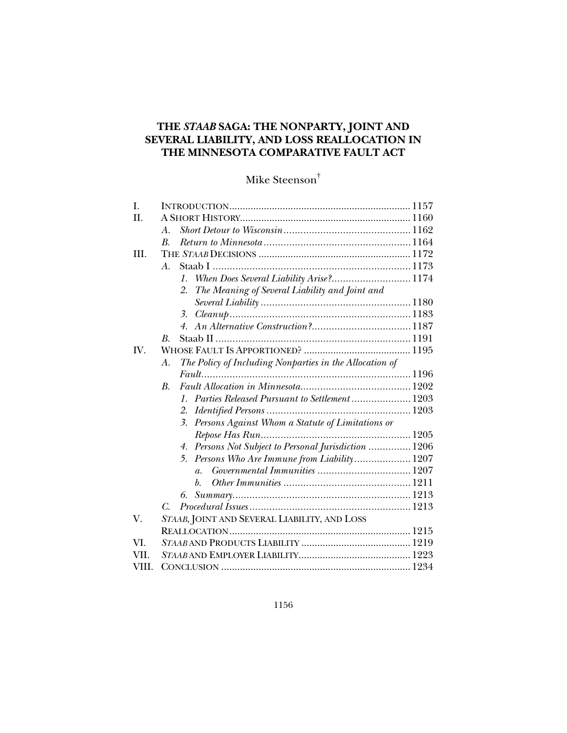# THE *STAAB* SAGA: THE NONPARTY, JOINT AND SEVERAL LIABILITY, AND LOSS REALLOCATION IN THE MINNESOTA COMPARATIVE FAULT ACT

Mike Steenson[†]

| | | |
|---|---|---|
| I. | INTRODUCTION | 1157 |
| II. | A SHORT HISTORY | 1160 |
| | A. *Short Detour to Wisconsin* | 1162 |
| | B. *Return to Minnesota* | 1164 |
| III. | THE *STAAB* DECISIONS | 1172 |
| | A. Staab I | 1173 |
| | 1. *When Does Several Liability Arise?* | 1174 |
| | 2. *The Meaning of Several Liability and Joint and Several Liability* | 1180 |
| | 3. *Cleanup* | 1183 |
| | 4. *An Alternative Construction?* | 1187 |
| | B. Staab II | 1191 |
| IV. | WHOSE FAULT IS APPORTIONED? | 1195 |
| | A. *The Policy of Including Nonparties in the Allocation of Fault* | 1196 |
| | B. *Fault Allocation in Minnesota* | 1202 |
| | 1. *Parties Released Pursuant to Settlement* | 1203 |
| | 2. *Identified Persons* | 1203 |
| | 3. *Persons Against Whom a Statute of Limitations or Repose Has Run* | 1205 |
| | 4. *Persons Not Subject to Personal Jurisdiction* | 1206 |
| | 5. *Persons Who Are Immune from Liability* | 1207 |
| | a. *Governmental Immunities* | 1207 |
| | b. *Other Immunities* | 1211 |
| | 6. *Summary* | 1213 |
| | C. *Procedural Issues* | 1213 |
| V. | *STAAB*, JOINT AND SEVERAL LIABILITY, AND LOSS REALLOCATION | 1215 |
| VI. | *STAAB* AND PRODUCTS LIABILITY | 1219 |
| VII. | *STAAB* AND EMPLOYER LIABILITY | 1223 |
| VIII. | CONCLUSION | 1234 |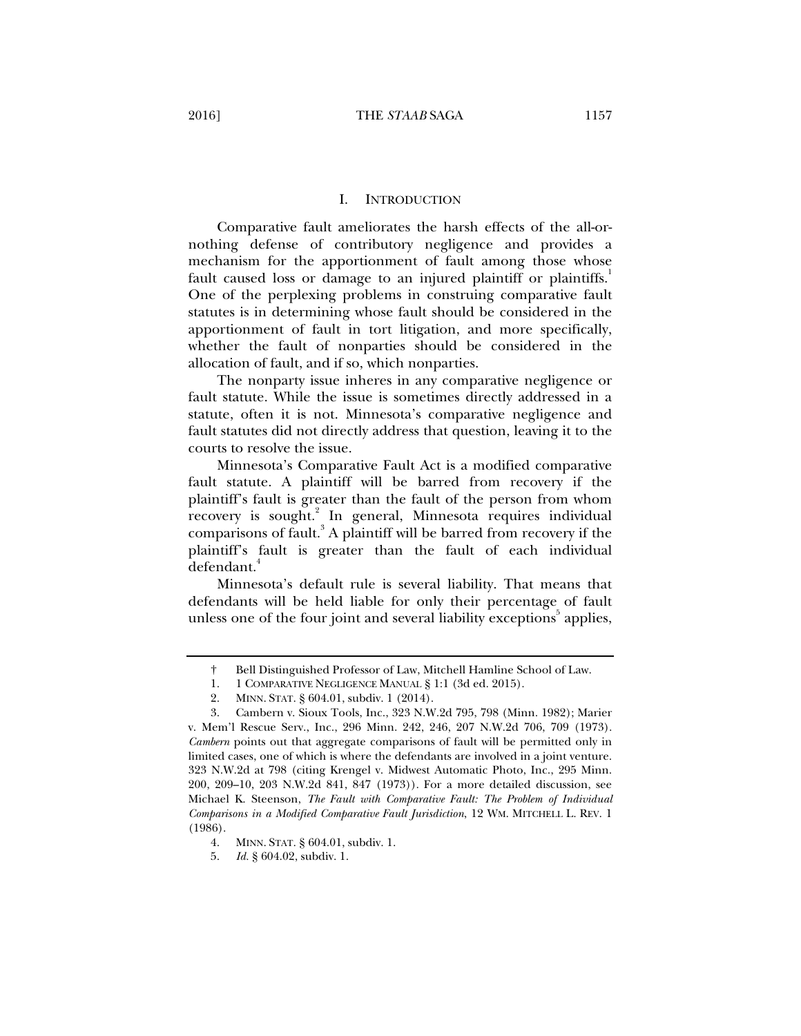## I. INTRODUCTION

Comparative fault ameliorates the harsh effects of the all-or-nothing defense of contributory negligence and provides a mechanism for the apportionment of fault among those whose fault caused loss or damage to an injured plaintiff or plaintiffs.[1] One of the perplexing problems in construing comparative fault statutes is in determining whose fault should be considered in the apportionment of fault in tort litigation, and more specifically, whether the fault of nonparties should be considered in the allocation of fault, and if so, which nonparties.

The nonparty issue inheres in any comparative negligence or fault statute. While the issue is sometimes directly addressed in a statute, often it is not. Minnesota's comparative negligence and fault statutes did not directly address that question, leaving it to the courts to resolve the issue.

Minnesota's Comparative Fault Act is a modified comparative fault statute. A plaintiff will be barred from recovery if the plaintiff's fault is greater than the fault of the person from whom recovery is sought.[2] In general, Minnesota requires individual comparisons of fault.[3] A plaintiff will be barred from recovery if the plaintiff's fault is greater than the fault of each individual defendant.[4]

Minnesota's default rule is several liability. That means that defendants will be held liable for only their percentage of fault unless one of the four joint and several liability exceptions[5] applies,

---

† Bell Distinguished Professor of Law, Mitchell Hamline School of Law.

1. 1 COMPARATIVE NEGLIGENCE MANUAL § 1:1 (3d ed. 2015).

2. MINN. STAT. § 604.01, subdiv. 1 (2014).

3. Cambern v. Sioux Tools, Inc., 323 N.W.2d 795, 798 (Minn. 1982); Marier v. Mem'l Rescue Serv., Inc., 296 Minn. 242, 246, 207 N.W.2d 706, 709 (1973). *Cambern* points out that aggregate comparisons of fault will be permitted only in limited cases, one of which is where the defendants are involved in a joint venture. 323 N.W.2d at 798 (citing Krengel v. Midwest Automatic Photo, Inc., 295 Minn. 200, 209–10, 203 N.W.2d 841, 847 (1973)). For a more detailed discussion, see Michael K. Steenson, *The Fault with Comparative Fault: The Problem of Individual Comparisons in a Modified Comparative Fault Jurisdiction*, 12 WM. MITCHELL L. REV. 1 (1986).

4. MINN. STAT. § 604.01, subdiv. 1.

5. *Id.* § 604.02, subdiv. 1.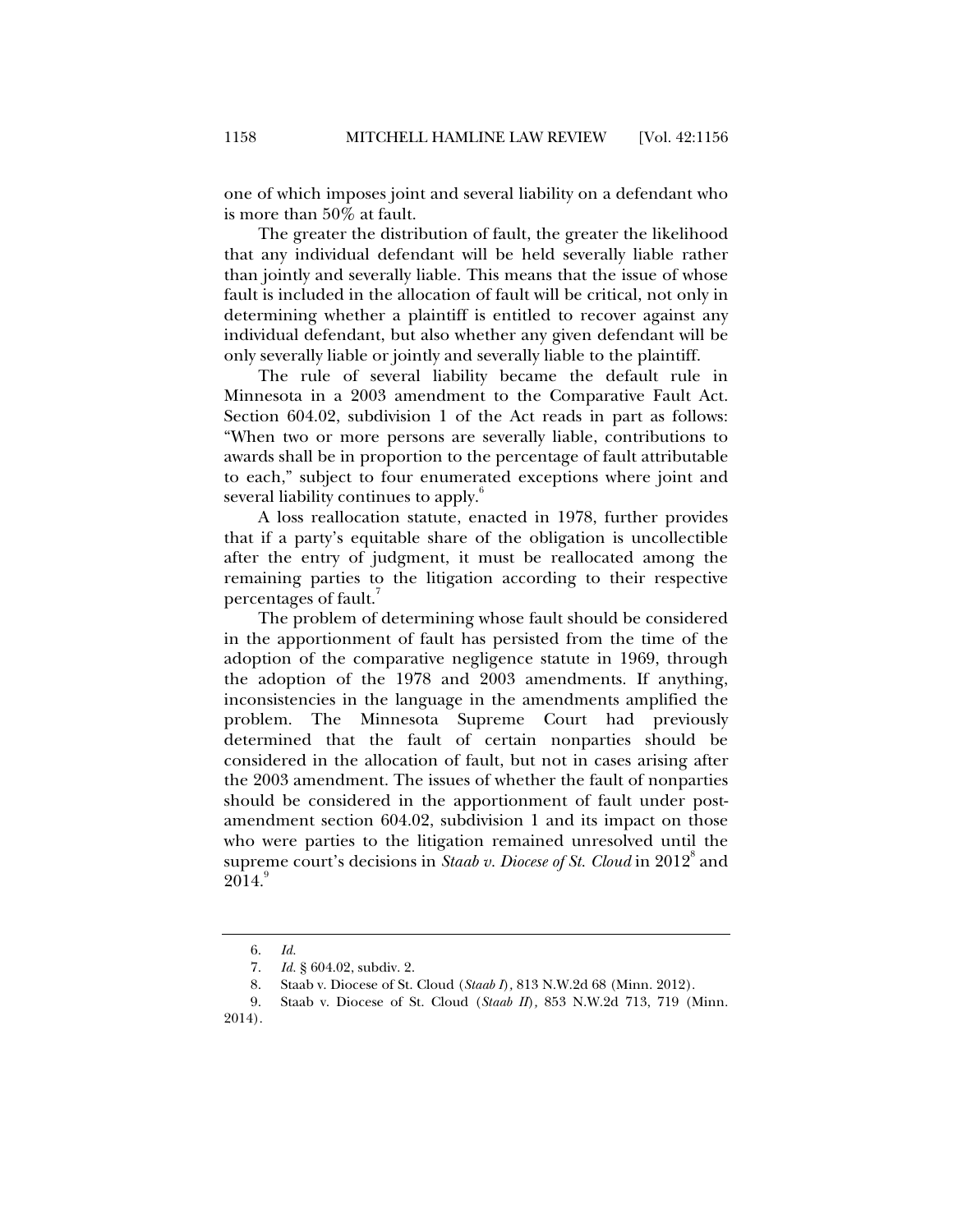one of which imposes joint and several liability on a defendant who is more than 50% at fault.

The greater the distribution of fault, the greater the likelihood that any individual defendant will be held severally liable rather than jointly and severally liable. This means that the issue of whose fault is included in the allocation of fault will be critical, not only in determining whether a plaintiff is entitled to recover against any individual defendant, but also whether any given defendant will be only severally liable or jointly and severally liable to the plaintiff.

The rule of several liability became the default rule in Minnesota in a 2003 amendment to the Comparative Fault Act. Section 604.02, subdivision 1 of the Act reads in part as follows: "When two or more persons are severally liable, contributions to awards shall be in proportion to the percentage of fault attributable to each," subject to four enumerated exceptions where joint and several liability continues to apply.[6]

A loss reallocation statute, enacted in 1978, further provides that if a party's equitable share of the obligation is uncollectible after the entry of judgment, it must be reallocated among the remaining parties to the litigation according to their respective percentages of fault.[7]

The problem of determining whose fault should be considered in the apportionment of fault has persisted from the time of the adoption of the comparative negligence statute in 1969, through the adoption of the 1978 and 2003 amendments. If anything, inconsistencies in the language in the amendments amplified the problem. The Minnesota Supreme Court had previously determined that the fault of certain nonparties should be considered in the allocation of fault, but not in cases arising after the 2003 amendment. The issues of whether the fault of nonparties should be considered in the apportionment of fault under post-amendment section 604.02, subdivision 1 and its impact on those who were parties to the litigation remained unresolved until the supreme court's decisions in *Staab v. Diocese of St. Cloud* in 2012[8] and 2014.[9]

---

6. *Id.*
7. *Id.* § 604.02, subdiv. 2.
8. Staab v. Diocese of St. Cloud (*Staab I*), 813 N.W.2d 68 (Minn. 2012).
9. Staab v. Diocese of St. Cloud (*Staab II*), 853 N.W.2d 713, 719 (Minn. 2014).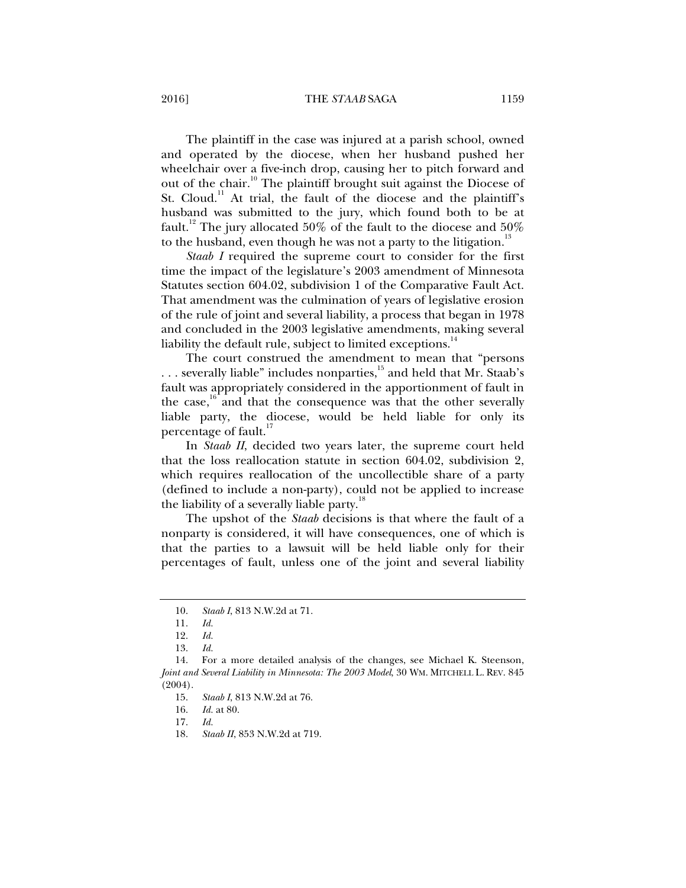The plaintiff in the case was injured at a parish school, owned and operated by the diocese, when her husband pushed her wheelchair over a five-inch drop, causing her to pitch forward and out of the chair.[10] The plaintiff brought suit against the Diocese of St. Cloud.[11] At trial, the fault of the diocese and the plaintiff's husband was submitted to the jury, which found both to be at fault.[12] The jury allocated 50% of the fault to the diocese and 50% to the husband, even though he was not a party to the litigation.[13]

*Staab I* required the supreme court to consider for the first time the impact of the legislature's 2003 amendment of Minnesota Statutes section 604.02, subdivision 1 of the Comparative Fault Act. That amendment was the culmination of years of legislative erosion of the rule of joint and several liability, a process that began in 1978 and concluded in the 2003 legislative amendments, making several liability the default rule, subject to limited exceptions.[14]

The court construed the amendment to mean that "persons . . . severally liable" includes nonparties,[15] and held that Mr. Staab's fault was appropriately considered in the apportionment of fault in the case,[16] and that the consequence was that the other severally liable party, the diocese, would be held liable for only its percentage of fault.[17]

In *Staab II*, decided two years later, the supreme court held that the loss reallocation statute in section 604.02, subdivision 2, which requires reallocation of the uncollectible share of a party (defined to include a non-party), could not be applied to increase the liability of a severally liable party.[18]

The upshot of the *Staab* decisions is that where the fault of a nonparty is considered, it will have consequences, one of which is that the parties to a lawsuit will be held liable only for their percentages of fault, unless one of the joint and several liability

---

10. *Staab I*, 813 N.W.2d at 71.

11. *Id.*

12. *Id.*

13. *Id.*

14. For a more detailed analysis of the changes, see Michael K. Steenson, *Joint and Several Liability in Minnesota: The 2003 Model*, 30 WM. MITCHELL L. REV. 845 (2004).

15. *Staab I*, 813 N.W.2d at 76.

16. *Id.* at 80.

17. *Id.*

18. *Staab II*, 853 N.W.2d at 719.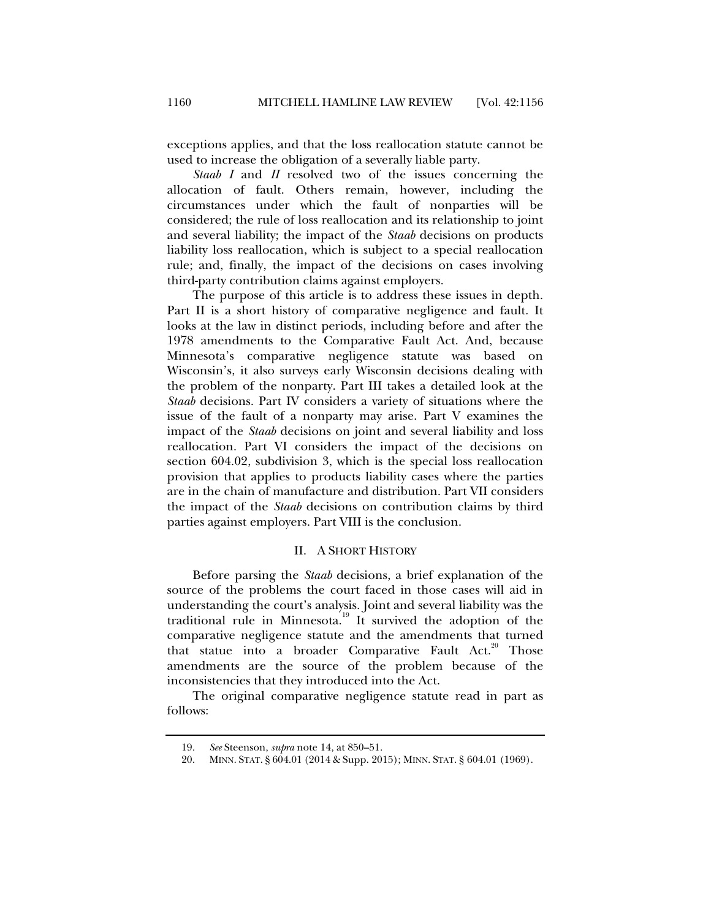exceptions applies, and that the loss reallocation statute cannot be used to increase the obligation of a severally liable party.

*Staab I* and *II* resolved two of the issues concerning the allocation of fault. Others remain, however, including the circumstances under which the fault of nonparties will be considered; the rule of loss reallocation and its relationship to joint and several liability; the impact of the *Staab* decisions on products liability loss reallocation, which is subject to a special reallocation rule; and, finally, the impact of the decisions on cases involving third-party contribution claims against employers.

The purpose of this article is to address these issues in depth. Part II is a short history of comparative negligence and fault. It looks at the law in distinct periods, including before and after the 1978 amendments to the Comparative Fault Act. And, because Minnesota's comparative negligence statute was based on Wisconsin's, it also surveys early Wisconsin decisions dealing with the problem of the nonparty. Part III takes a detailed look at the *Staab* decisions. Part IV considers a variety of situations where the issue of the fault of a nonparty may arise. Part V examines the impact of the *Staab* decisions on joint and several liability and loss reallocation. Part VI considers the impact of the decisions on section 604.02, subdivision 3, which is the special loss reallocation provision that applies to products liability cases where the parties are in the chain of manufacture and distribution. Part VII considers the impact of the *Staab* decisions on contribution claims by third parties against employers. Part VIII is the conclusion.

## II. A SHORT HISTORY

Before parsing the *Staab* decisions, a brief explanation of the source of the problems the court faced in those cases will aid in understanding the court's analysis. Joint and several liability was the traditional rule in Minnesota.[19] It survived the adoption of the comparative negligence statute and the amendments that turned that statue into a broader Comparative Fault Act.[20] Those amendments are the source of the problem because of the inconsistencies that they introduced into the Act.

The original comparative negligence statute read in part as follows:

---

19. *See* Steenson, *supra* note 14, at 850–51.

20. MINN. STAT. § 604.01 (2014 & Supp. 2015); MINN. STAT. § 604.01 (1969).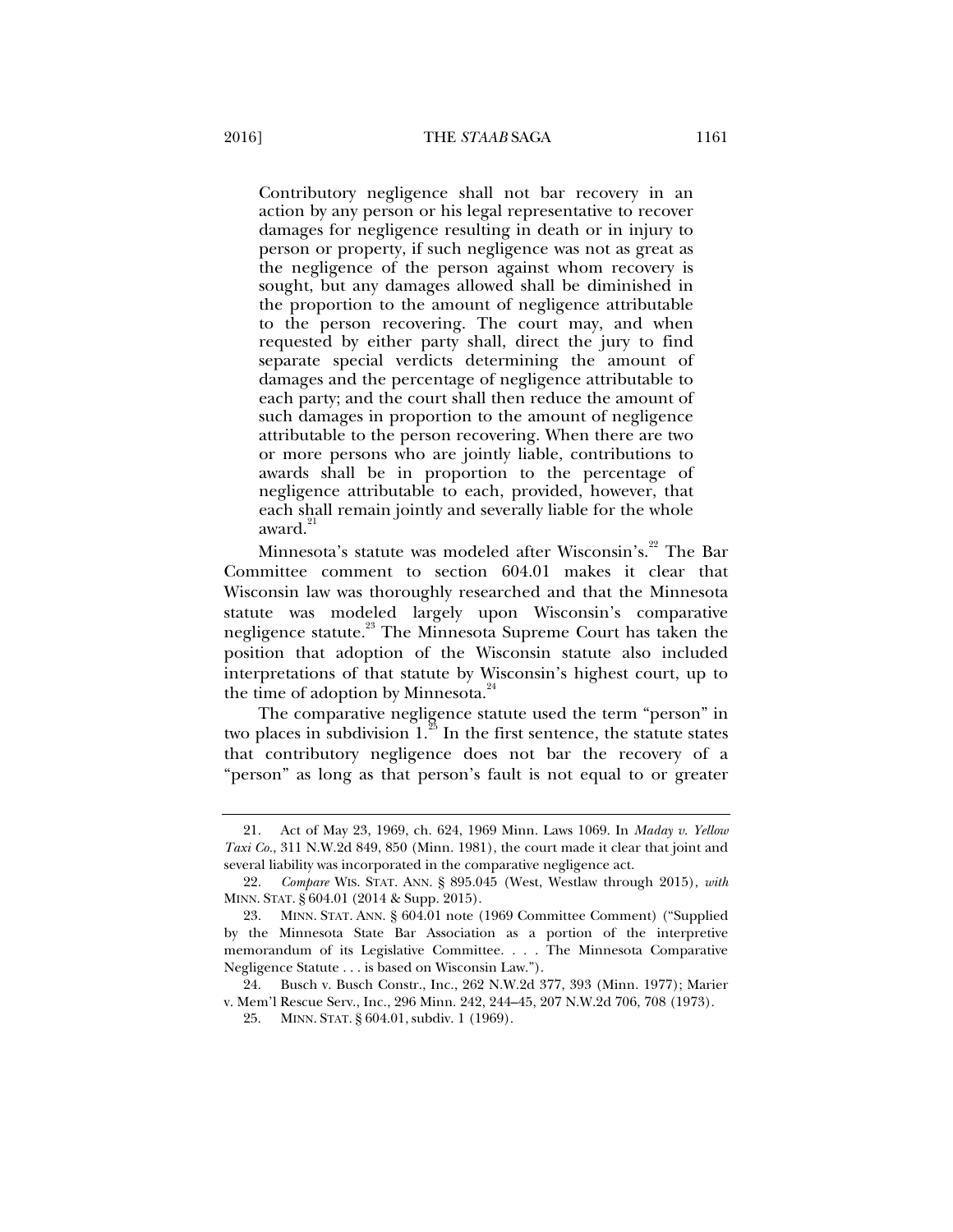> Contributory negligence shall not bar recovery in an action by any person or his legal representative to recover damages for negligence resulting in death or in injury to person or property, if such negligence was not as great as the negligence of the person against whom recovery is sought, but any damages allowed shall be diminished in the proportion to the amount of negligence attributable to the person recovering. The court may, and when requested by either party shall, direct the jury to find separate special verdicts determining the amount of damages and the percentage of negligence attributable to each party; and the court shall then reduce the amount of such damages in proportion to the amount of negligence attributable to the person recovering. When there are two or more persons who are jointly liable, contributions to awards shall be in proportion to the percentage of negligence attributable to each, provided, however, that each shall remain jointly and severally liable for the whole award.[21]

Minnesota's statute was modeled after Wisconsin's.[22] The Bar Committee comment to section 604.01 makes it clear that Wisconsin law was thoroughly researched and that the Minnesota statute was modeled largely upon Wisconsin's comparative negligence statute.[23] The Minnesota Supreme Court has taken the position that adoption of the Wisconsin statute also included interpretations of that statute by Wisconsin's highest court, up to the time of adoption by Minnesota.[24]

The comparative negligence statute used the term "person" in two places in subdivision 1.[25] In the first sentence, the statute states that contributory negligence does not bar the recovery of a "person" as long as that person's fault is not equal to or greater

---

21. Act of May 23, 1969, ch. 624, 1969 Minn. Laws 1069. In *Maday v. Yellow Taxi Co.*, 311 N.W.2d 849, 850 (Minn. 1981), the court made it clear that joint and several liability was incorporated in the comparative negligence act.

22. *Compare* WIS. STAT. ANN. § 895.045 (West, Westlaw through 2015), *with* MINN. STAT. § 604.01 (2014 & Supp. 2015).

23. MINN. STAT. ANN. § 604.01 note (1969 Committee Comment) ("Supplied by the Minnesota State Bar Association as a portion of the interpretive memorandum of its Legislative Committee. . . . The Minnesota Comparative Negligence Statute . . . is based on Wisconsin Law.").

24. Busch v. Busch Constr., Inc., 262 N.W.2d 377, 393 (Minn. 1977); Marier v. Mem'l Rescue Serv., Inc., 296 Minn. 242, 244–45, 207 N.W.2d 706, 708 (1973).

25. MINN. STAT. § 604.01, subdiv. 1 (1969).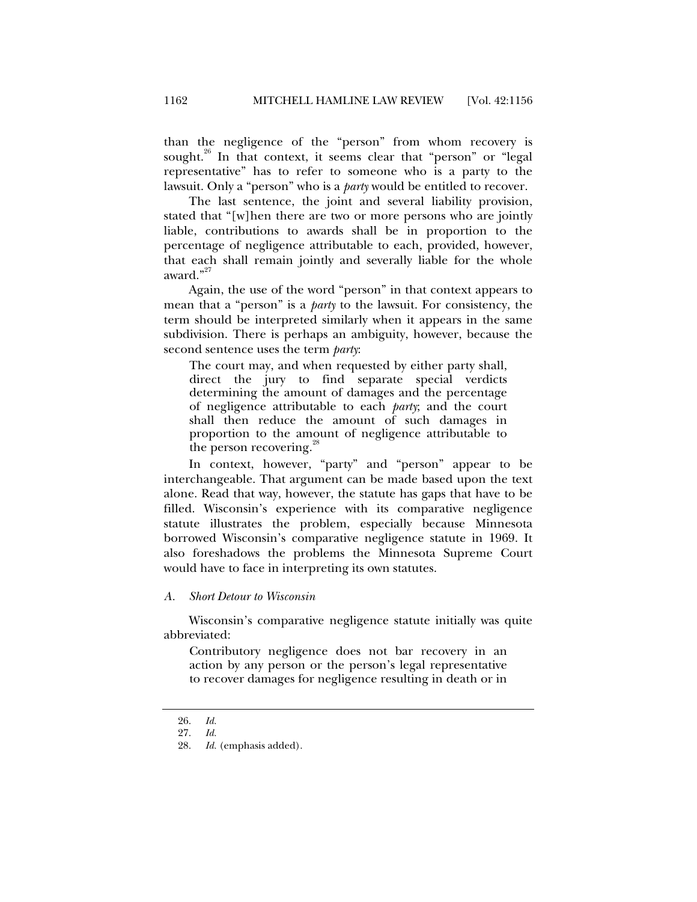than the negligence of the "person" from whom recovery is sought.[26] In that context, it seems clear that "person" or "legal representative" has to refer to someone who is a party to the lawsuit. Only a "person" who is a *party* would be entitled to recover.

The last sentence, the joint and several liability provision, stated that "[w]hen there are two or more persons who are jointly liable, contributions to awards shall be in proportion to the percentage of negligence attributable to each, provided, however, that each shall remain jointly and severally liable for the whole award."[27]

Again, the use of the word "person" in that context appears to mean that a "person" is a *party* to the lawsuit. For consistency, the term should be interpreted similarly when it appears in the same subdivision. There is perhaps an ambiguity, however, because the second sentence uses the term *party*:

> The court may, and when requested by either party shall, direct the jury to find separate special verdicts determining the amount of damages and the percentage of negligence attributable to each *party*; and the court shall then reduce the amount of such damages in proportion to the amount of negligence attributable to the person recovering.[28]

In context, however, "party" and "person" appear to be interchangeable. That argument can be made based upon the text alone. Read that way, however, the statute has gaps that have to be filled. Wisconsin's experience with its comparative negligence statute illustrates the problem, especially because Minnesota borrowed Wisconsin's comparative negligence statute in 1969. It also foreshadows the problems the Minnesota Supreme Court would have to face in interpreting its own statutes.

### *A. Short Detour to Wisconsin*

Wisconsin's comparative negligence statute initially was quite abbreviated:

> Contributory negligence does not bar recovery in an action by any person or the person's legal representative to recover damages for negligence resulting in death or in

---

26. *Id.*

27. *Id.*

28. *Id.* (emphasis added).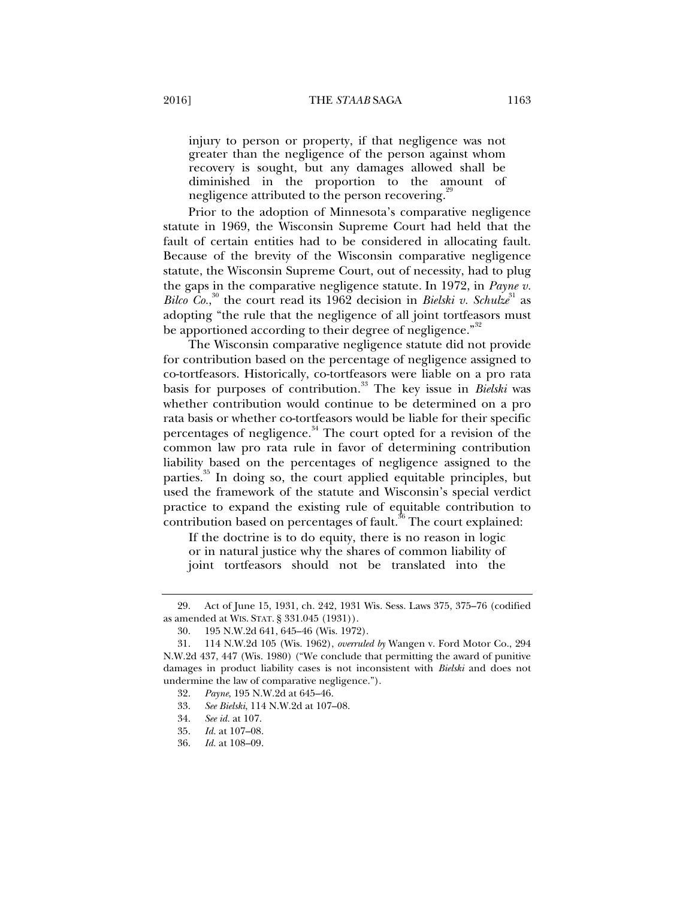> injury to person or property, if that negligence was not greater than the negligence of the person against whom recovery is sought, but any damages allowed shall be diminished in the proportion to the amount of negligence attributed to the person recovering.[29]

Prior to the adoption of Minnesota's comparative negligence statute in 1969, the Wisconsin Supreme Court had held that the fault of certain entities had to be considered in allocating fault. Because of the brevity of the Wisconsin comparative negligence statute, the Wisconsin Supreme Court, out of necessity, had to plug the gaps in the comparative negligence statute. In 1972, in *Payne v. Bilco Co.*,[30] the court read its 1962 decision in *Bielski v. Schulze*[31] as adopting "the rule that the negligence of all joint tortfeasors must be apportioned according to their degree of negligence."[32]

The Wisconsin comparative negligence statute did not provide for contribution based on the percentage of negligence assigned to co-tortfeasors. Historically, co-tortfeasors were liable on a pro rata basis for purposes of contribution.[33] The key issue in *Bielski* was whether contribution would continue to be determined on a pro rata basis or whether co-tortfeasors would be liable for their specific percentages of negligence.[34] The court opted for a revision of the common law pro rata rule in favor of determining contribution liability based on the percentages of negligence assigned to the parties.[35] In doing so, the court applied equitable principles, but used the framework of the statute and Wisconsin's special verdict practice to expand the existing rule of equitable contribution to contribution based on percentages of fault.[36] The court explained:

> If the doctrine is to do equity, there is no reason in logic or in natural justice why the shares of common liability of joint tortfeasors should not be translated into the

---

29. Act of June 15, 1931, ch. 242, 1931 Wis. Sess. Laws 375, 375–76 (codified as amended at WIS. STAT. § 331.045 (1931)).

30. 195 N.W.2d 641, 645–46 (Wis. 1972).

31. 114 N.W.2d 105 (Wis. 1962), *overruled by* Wangen v. Ford Motor Co., 294 N.W.2d 437, 447 (Wis. 1980) ("We conclude that permitting the award of punitive damages in product liability cases is not inconsistent with *Bielski* and does not undermine the law of comparative negligence.").

32. *Payne*, 195 N.W.2d at 645–46.

33. *See Bielski*, 114 N.W.2d at 107–08.

34. *See id.* at 107.

35. *Id.* at 107–08.

36. *Id.* at 108–09.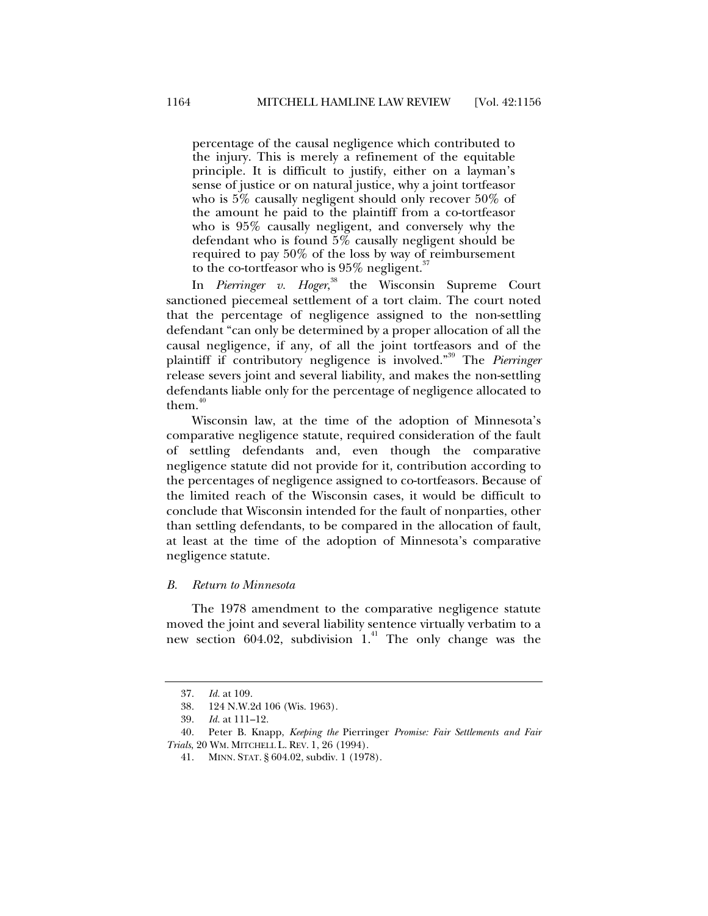> percentage of the causal negligence which contributed to the injury. This is merely a refinement of the equitable principle. It is difficult to justify, either on a layman's sense of justice or on natural justice, why a joint tortfeasor who is 5% causally negligent should only recover 50% of the amount he paid to the plaintiff from a co-tortfeasor who is 95% causally negligent, and conversely why the defendant who is found 5% causally negligent should be required to pay 50% of the loss by way of reimbursement to the co-tortfeasor who is 95% negligent.[37]

In *Pierringer v. Hoger*,[38] the Wisconsin Supreme Court sanctioned piecemeal settlement of a tort claim. The court noted that the percentage of negligence assigned to the non-settling defendant "can only be determined by a proper allocation of all the causal negligence, if any, of all the joint tortfeasors and of the plaintiff if contributory negligence is involved."[39] The *Pierringer* release severs joint and several liability, and makes the non-settling defendants liable only for the percentage of negligence allocated to them.[40]

Wisconsin law, at the time of the adoption of Minnesota's comparative negligence statute, required consideration of the fault of settling defendants and, even though the comparative negligence statute did not provide for it, contribution according to the percentages of negligence assigned to co-tortfeasors. Because of the limited reach of the Wisconsin cases, it would be difficult to conclude that Wisconsin intended for the fault of nonparties, other than settling defendants, to be compared in the allocation of fault, at least at the time of the adoption of Minnesota's comparative negligence statute.

### *B. Return to Minnesota*

The 1978 amendment to the comparative negligence statute moved the joint and several liability sentence virtually verbatim to a new section 604.02, subdivision 1.[41] The only change was the

---

37. *Id.* at 109.

38. 124 N.W.2d 106 (Wis. 1963).

39. *Id.* at 111–12.

40. Peter B. Knapp, *Keeping the* Pierringer *Promise: Fair Settlements and Fair Trials*, 20 WM. MITCHELL L. REV. 1, 26 (1994).

41. MINN. STAT. § 604.02, subdiv. 1 (1978).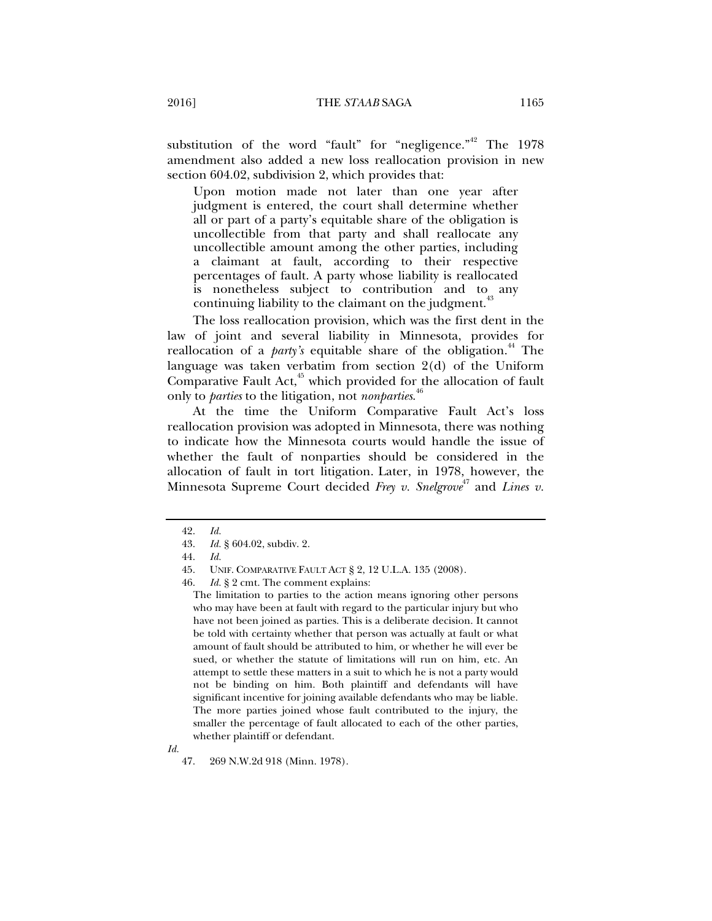substitution of the word "fault" for "negligence."[42] The 1978 amendment also added a new loss reallocation provision in new section 604.02, subdivision 2, which provides that:

> Upon motion made not later than one year after judgment is entered, the court shall determine whether all or part of a party's equitable share of the obligation is uncollectible from that party and shall reallocate any uncollectible amount among the other parties, including a claimant at fault, according to their respective percentages of fault. A party whose liability is reallocated is nonetheless subject to contribution and to any continuing liability to the claimant on the judgment.[43]

The loss reallocation provision, which was the first dent in the law of joint and several liability in Minnesota, provides for reallocation of a *party's* equitable share of the obligation.[44] The language was taken verbatim from section 2(d) of the Uniform Comparative Fault Act,[45] which provided for the allocation of fault only to *parties* to the litigation, not *nonparties*.[46]

At the time the Uniform Comparative Fault Act's loss reallocation provision was adopted in Minnesota, there was nothing to indicate how the Minnesota courts would handle the issue of whether the fault of nonparties should be considered in the allocation of fault in tort litigation. Later, in 1978, however, the Minnesota Supreme Court decided *Frey v. Snelgrove*[47] and *Lines v.*

---

42. *Id.*

43. *Id.* § 604.02, subdiv. 2.

44. *Id.*

45. UNIF. COMPARATIVE FAULT ACT § 2, 12 U.L.A. 135 (2008).

46. *Id.* § 2 cmt. The comment explains:

> The limitation to parties to the action means ignoring other persons who may have been at fault with regard to the particular injury but who have not been joined as parties. This is a deliberate decision. It cannot be told with certainty whether that person was actually at fault or what amount of fault should be attributed to him, or whether he will ever be sued, or whether the statute of limitations will run on him, etc. An attempt to settle these matters in a suit to which he is not a party would not be binding on him. Both plaintiff and defendants will have significant incentive for joining available defendants who may be liable. The more parties joined whose fault contributed to the injury, the smaller the percentage of fault allocated to each of the other parties, whether plaintiff or defendant.

*Id.*

47. 269 N.W.2d 918 (Minn. 1978).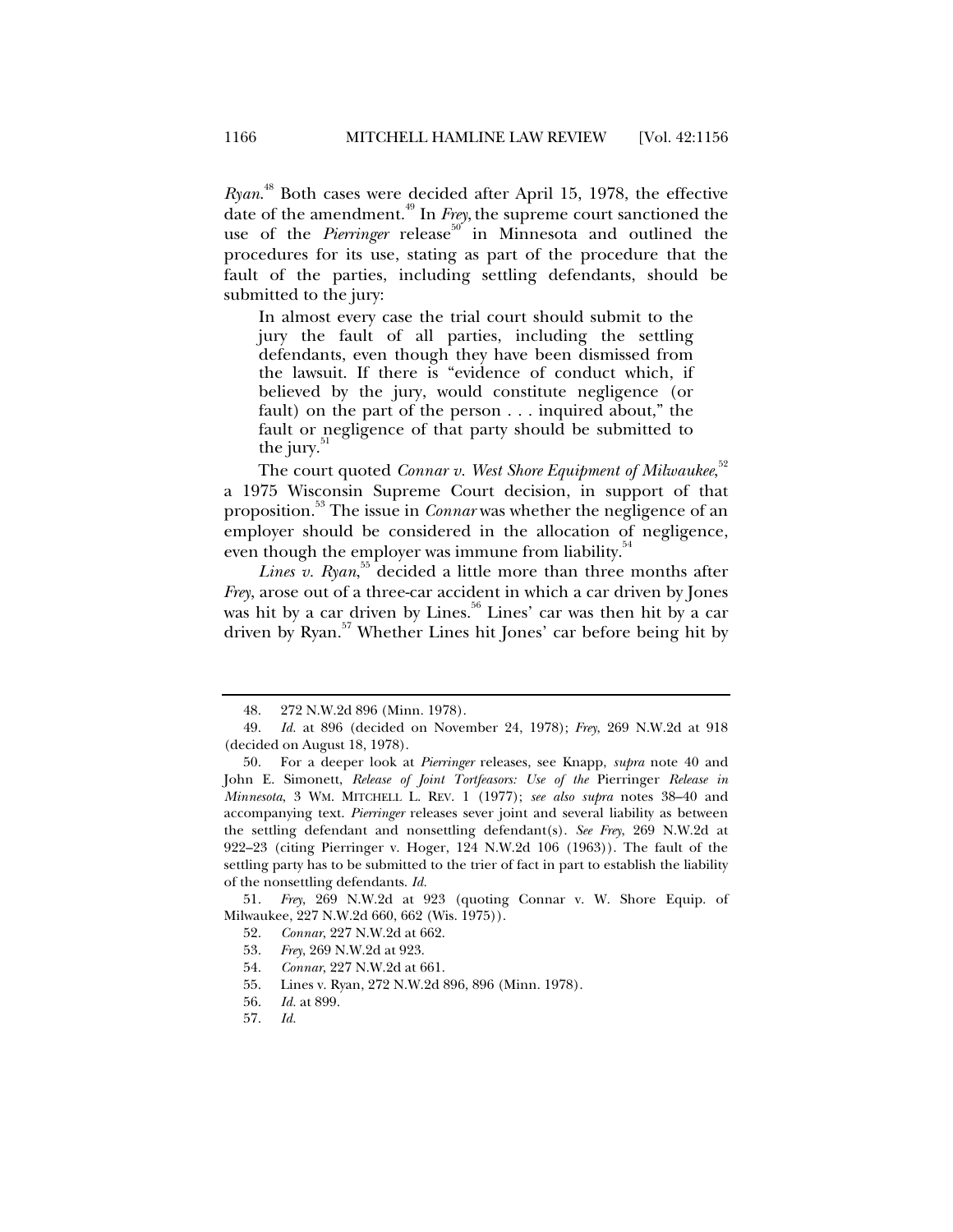*Ryan*.[48] Both cases were decided after April 15, 1978, the effective date of the amendment.[49] In *Frey*, the supreme court sanctioned the use of the *Pierringer* release[50] in Minnesota and outlined the procedures for its use, stating as part of the procedure that the fault of the parties, including settling defendants, should be submitted to the jury:

> In almost every case the trial court should submit to the jury the fault of all parties, including the settling defendants, even though they have been dismissed from the lawsuit. If there is "evidence of conduct which, if believed by the jury, would constitute negligence (or fault) on the part of the person . . . inquired about," the fault or negligence of that party should be submitted to the jury.[51]

The court quoted *Connar v. West Shore Equipment of Milwaukee*,[52] a 1975 Wisconsin Supreme Court decision, in support of that proposition.[53] The issue in *Connar* was whether the negligence of an employer should be considered in the allocation of negligence, even though the employer was immune from liability.[54]

*Lines v. Ryan*,[55] decided a little more than three months after *Frey*, arose out of a three-car accident in which a car driven by Jones was hit by a car driven by Lines.[56] Lines' car was then hit by a car driven by Ryan.[57] Whether Lines hit Jones' car before being hit by

---

48. 272 N.W.2d 896 (Minn. 1978).

49. *Id.* at 896 (decided on November 24, 1978); *Frey*, 269 N.W.2d at 918 (decided on August 18, 1978).

50. For a deeper look at *Pierringer* releases, see Knapp, *supra* note 40 and John E. Simonett, *Release of Joint Tortfeasors: Use of the* Pierringer *Release in Minnesota*, 3 WM. MITCHELL L. REV. 1 (1977); *see also supra* notes 38–40 and accompanying text. *Pierringer* releases sever joint and several liability as between the settling defendant and nonsettling defendant(s). *See Frey*, 269 N.W.2d at 922–23 (citing Pierringer v. Hoger, 124 N.W.2d 106 (1963)). The fault of the settling party has to be submitted to the trier of fact in part to establish the liability of the nonsettling defendants. *Id.*

51. *Frey*, 269 N.W.2d at 923 (quoting Connar v. W. Shore Equip. of Milwaukee, 227 N.W.2d 660, 662 (Wis. 1975)).

52. *Connar*, 227 N.W.2d at 662.

53. *Frey*, 269 N.W.2d at 923.

54. *Connar*, 227 N.W.2d at 661.

55. Lines v. Ryan, 272 N.W.2d 896, 896 (Minn. 1978).

56. *Id.* at 899.

57. *Id.*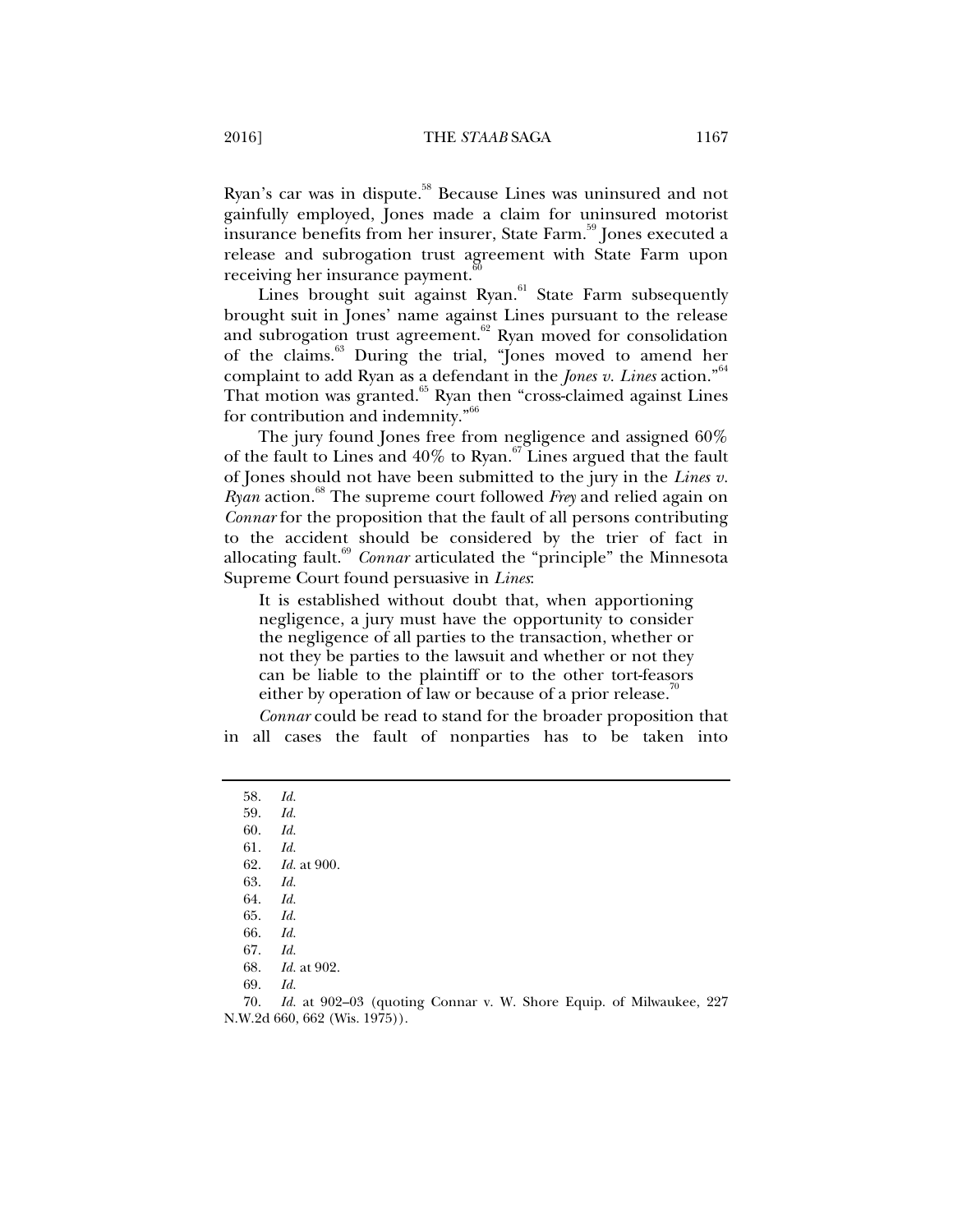Ryan's car was in dispute.[58] Because Lines was uninsured and not gainfully employed, Jones made a claim for uninsured motorist insurance benefits from her insurer, State Farm.[59] Jones executed a release and subrogation trust agreement with State Farm upon receiving her insurance payment.[60]

Lines brought suit against Ryan.[61] State Farm subsequently brought suit in Jones' name against Lines pursuant to the release and subrogation trust agreement.[62] Ryan moved for consolidation of the claims.[63] During the trial, "Jones moved to amend her complaint to add Ryan as a defendant in the *Jones v. Lines* action."[64] That motion was granted.[65] Ryan then "cross-claimed against Lines for contribution and indemnity."[66]

The jury found Jones free from negligence and assigned 60% of the fault to Lines and 40% to Ryan.[67] Lines argued that the fault of Jones should not have been submitted to the jury in the *Lines v. Ryan* action.[68] The supreme court followed *Frey* and relied again on *Connar* for the proposition that the fault of all persons contributing to the accident should be considered by the trier of fact in allocating fault.[69] *Connar* articulated the "principle" the Minnesota Supreme Court found persuasive in *Lines*:

> It is established without doubt that, when apportioning negligence, a jury must have the opportunity to consider the negligence of all parties to the transaction, whether or not they be parties to the lawsuit and whether or not they can be liable to the plaintiff or to the other tort-feasors either by operation of law or because of a prior release.[70]

*Connar* could be read to stand for the broader proposition that in all cases the fault of nonparties has to be taken into

---

58. *Id.*

59. *Id.*

60. *Id.*

61. *Id.*

62. *Id.* at 900.

63. *Id.*

64. *Id.*

65. *Id.*

66. *Id.*

67. *Id.*

68. *Id.* at 902.

69. *Id.*

70. *Id.* at 902–03 (quoting Connar v. W. Shore Equip. of Milwaukee, 227 N.W.2d 660, 662 (Wis. 1975)).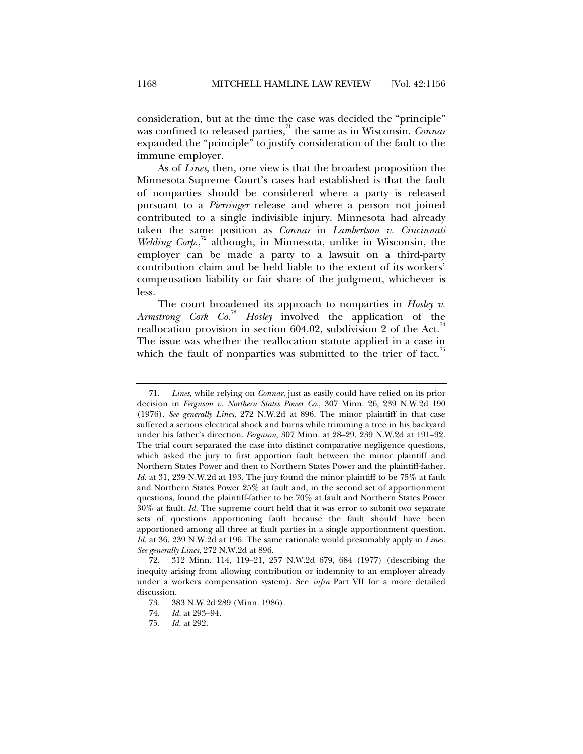consideration, but at the time the case was decided the "principle" was confined to released parties,[71] the same as in Wisconsin. *Connar* expanded the "principle" to justify consideration of the fault to the immune employer.

As of *Lines*, then, one view is that the broadest proposition the Minnesota Supreme Court's cases had established is that the fault of nonparties should be considered where a party is released pursuant to a *Pierringer* release and where a person not joined contributed to a single indivisible injury. Minnesota had already taken the same position as *Connar* in *Lambertson v. Cincinnati Welding Corp.*,[72] although, in Minnesota, unlike in Wisconsin, the employer can be made a party to a lawsuit on a third-party contribution claim and be held liable to the extent of its workers' compensation liability or fair share of the judgment, whichever is less.

The court broadened its approach to nonparties in *Hosley v. Armstrong Cork Co.*[73] *Hosley* involved the application of the reallocation provision in section 604.02, subdivision 2 of the Act.[74] The issue was whether the reallocation statute applied in a case in which the fault of nonparties was submitted to the trier of fact.[75]

---

71. *Lines*, while relying on *Connar*, just as easily could have relied on its prior decision in *Ferguson v. Northern States Power Co.*, 307 Minn. 26, 239 N.W.2d 190 (1976). *See generally Lines*, 272 N.W.2d at 896. The minor plaintiff in that case suffered a serious electrical shock and burns while trimming a tree in his backyard under his father's direction. *Ferguson*, 307 Minn. at 28–29, 239 N.W.2d at 191–92. The trial court separated the case into distinct comparative negligence questions, which asked the jury to first apportion fault between the minor plaintiff and Northern States Power and then to Northern States Power and the plaintiff-father. *Id.* at 31, 239 N.W.2d at 193. The jury found the minor plaintiff to be 75% at fault and Northern States Power 25% at fault and, in the second set of apportionment questions, found the plaintiff-father to be 70% at fault and Northern States Power 30% at fault. *Id.* The supreme court held that it was error to submit two separate sets of questions apportioning fault because the fault should have been apportioned among all three at fault parties in a single apportionment question. *Id.* at 36, 239 N.W.2d at 196. The same rationale would presumably apply in *Lines*. *See generally Lines*, 272 N.W.2d at 896.

72. 312 Minn. 114, 119–21, 257 N.W.2d 679, 684 (1977) (describing the inequity arising from allowing contribution or indemnity to an employer already under a workers compensation system). See *infra* Part VII for a more detailed discussion.

73. 383 N.W.2d 289 (Minn. 1986).

74. *Id.* at 293–94.

75. *Id.* at 292.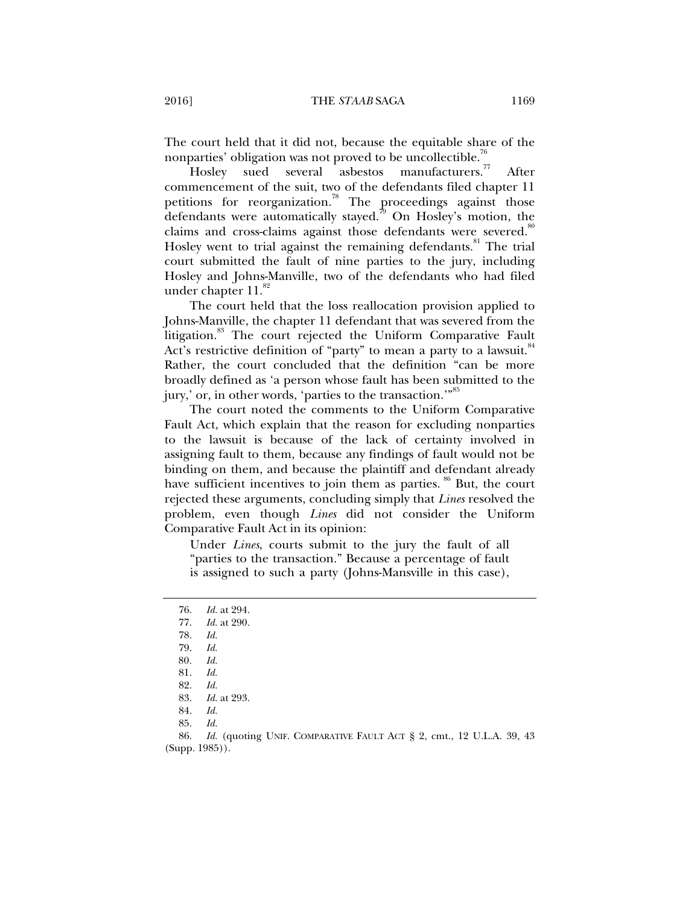The court held that it did not, because the equitable share of the nonparties' obligation was not proved to be uncollectible.[76]

Hosley sued several asbestos manufacturers.[77] After commencement of the suit, two of the defendants filed chapter 11 petitions for reorganization.[78] The proceedings against those defendants were automatically stayed.[79] On Hosley's motion, the claims and cross-claims against those defendants were severed.[80] Hosley went to trial against the remaining defendants.[81] The trial court submitted the fault of nine parties to the jury, including Hosley and Johns-Manville, two of the defendants who had filed under chapter 11.[82]

The court held that the loss reallocation provision applied to Johns-Manville, the chapter 11 defendant that was severed from the litigation.[83] The court rejected the Uniform Comparative Fault Act's restrictive definition of "party" to mean a party to a lawsuit.[84] Rather, the court concluded that the definition "can be more broadly defined as 'a person whose fault has been submitted to the jury,' or, in other words, 'parties to the transaction.'"[85]

The court noted the comments to the Uniform Comparative Fault Act, which explain that the reason for excluding nonparties to the lawsuit is because of the lack of certainty involved in assigning fault to them, because any findings of fault would not be binding on them, and because the plaintiff and defendant already have sufficient incentives to join them as parties.[86] But, the court rejected these arguments, concluding simply that *Lines* resolved the problem, even though *Lines* did not consider the Uniform Comparative Fault Act in its opinion:

> Under *Lines*, courts submit to the jury the fault of all "parties to the transaction." Because a percentage of fault is assigned to such a party (Johns-Mansville in this case),

---

76. *Id.* at 294.
77. *Id.* at 290.
78. *Id.*
79. *Id.*
80. *Id.*
81. *Id.*
82. *Id.*
83. *Id.* at 293.
84. *Id.*
85. *Id.*
86. *Id.* (quoting UNIF. COMPARATIVE FAULT ACT § 2, cmt., 12 U.L.A. 39, 43 (Supp. 1985)).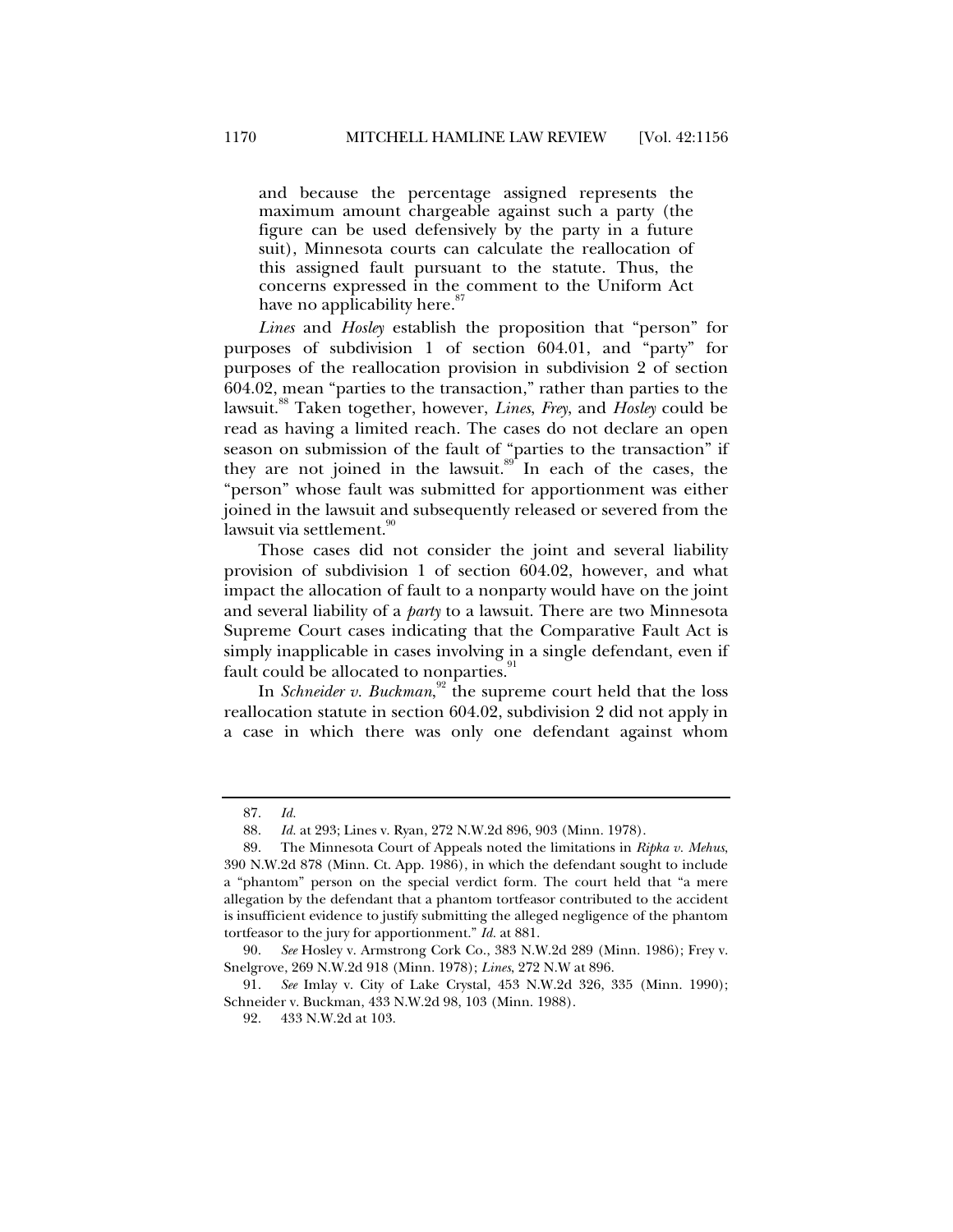> and because the percentage assigned represents the maximum amount chargeable against such a party (the figure can be used defensively by the party in a future suit), Minnesota courts can calculate the reallocation of this assigned fault pursuant to the statute. Thus, the concerns expressed in the comment to the Uniform Act have no applicability here.[87]

*Lines* and *Hosley* establish the proposition that "person" for purposes of subdivision 1 of section 604.01, and "party" for purposes of the reallocation provision in subdivision 2 of section 604.02, mean "parties to the transaction," rather than parties to the lawsuit.[88] Taken together, however, *Lines*, *Frey*, and *Hosley* could be read as having a limited reach. The cases do not declare an open season on submission of the fault of "parties to the transaction" if they are not joined in the lawsuit.[89] In each of the cases, the "person" whose fault was submitted for apportionment was either joined in the lawsuit and subsequently released or severed from the lawsuit via settlement.[90]

Those cases did not consider the joint and several liability provision of subdivision 1 of section 604.02, however, and what impact the allocation of fault to a nonparty would have on the joint and several liability of a *party* to a lawsuit. There are two Minnesota Supreme Court cases indicating that the Comparative Fault Act is simply inapplicable in cases involving in a single defendant, even if fault could be allocated to nonparties.[91]

In *Schneider v. Buckman*,[92] the supreme court held that the loss reallocation statute in section 604.02, subdivision 2 did not apply in a case in which there was only one defendant against whom

---

87. *Id.*

88. *Id.* at 293; Lines v. Ryan, 272 N.W.2d 896, 903 (Minn. 1978).

89. The Minnesota Court of Appeals noted the limitations in *Ripka v. Mehus*, 390 N.W.2d 878 (Minn. Ct. App. 1986), in which the defendant sought to include a "phantom" person on the special verdict form. The court held that "a mere allegation by the defendant that a phantom tortfeasor contributed to the accident is insufficient evidence to justify submitting the alleged negligence of the phantom tortfeasor to the jury for apportionment." *Id.* at 881.

90. *See* Hosley v. Armstrong Cork Co., 383 N.W.2d 289 (Minn. 1986); Frey v. Snelgrove, 269 N.W.2d 918 (Minn. 1978); *Lines*, 272 N.W at 896.

91. *See* Imlay v. City of Lake Crystal, 453 N.W.2d 326, 335 (Minn. 1990); Schneider v. Buckman, 433 N.W.2d 98, 103 (Minn. 1988).

92. 433 N.W.2d at 103.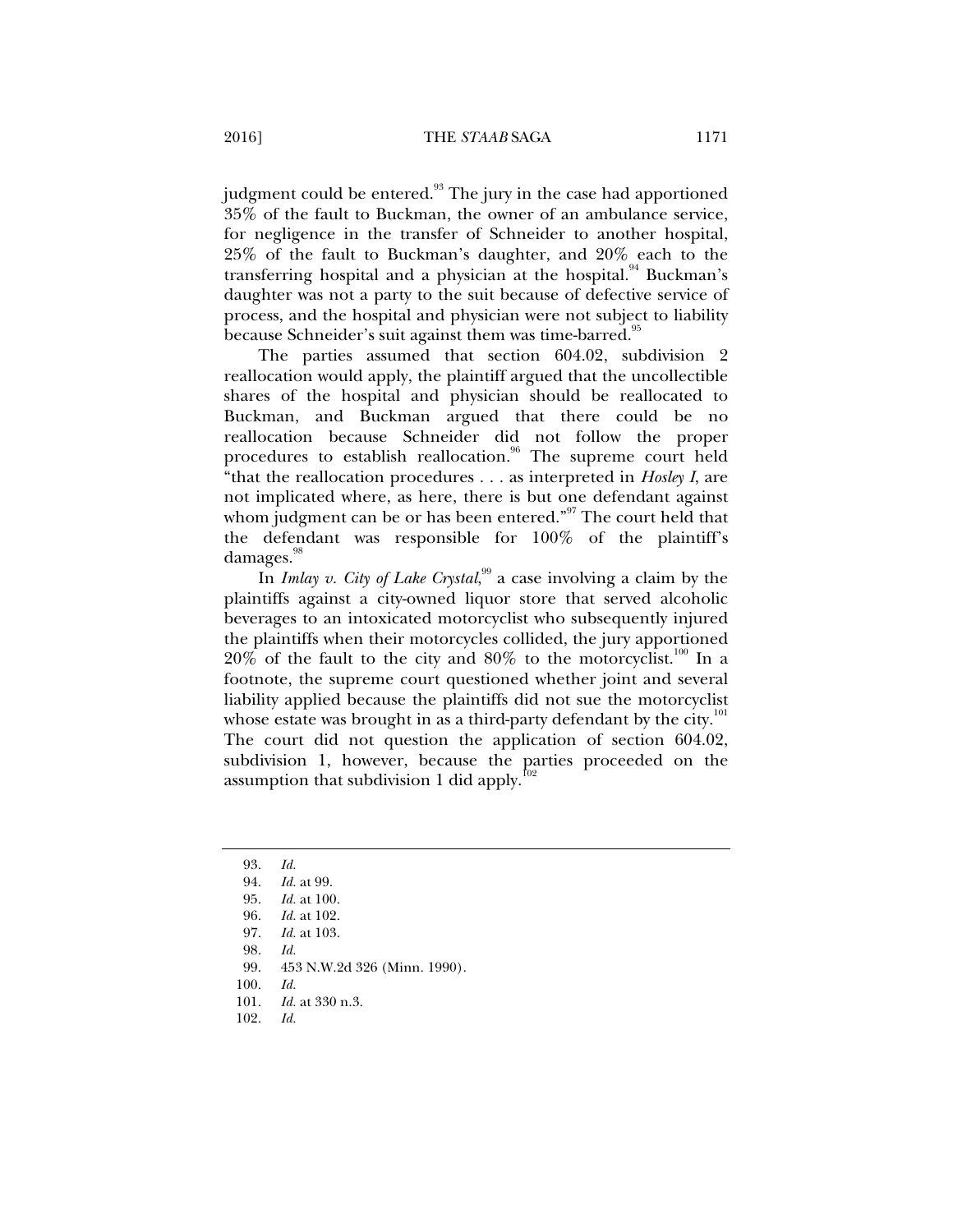judgment could be entered.[93] The jury in the case had apportioned 35% of the fault to Buckman, the owner of an ambulance service, for negligence in the transfer of Schneider to another hospital, 25% of the fault to Buckman's daughter, and 20% each to the transferring hospital and a physician at the hospital.[94] Buckman's daughter was not a party to the suit because of defective service of process, and the hospital and physician were not subject to liability because Schneider's suit against them was time-barred.[95]

The parties assumed that section 604.02, subdivision 2 reallocation would apply, the plaintiff argued that the uncollectible shares of the hospital and physician should be reallocated to Buckman, and Buckman argued that there could be no reallocation because Schneider did not follow the proper procedures to establish reallocation.[96] The supreme court held "that the reallocation procedures . . . as interpreted in *Hosley I*, are not implicated where, as here, there is but one defendant against whom judgment can be or has been entered."[97] The court held that the defendant was responsible for 100% of the plaintiff's damages.[98]

In *Imlay v. City of Lake Crystal*,[99] a case involving a claim by the plaintiffs against a city-owned liquor store that served alcoholic beverages to an intoxicated motorcyclist who subsequently injured the plaintiffs when their motorcycles collided, the jury apportioned 20% of the fault to the city and 80% to the motorcyclist.[100] In a footnote, the supreme court questioned whether joint and several liability applied because the plaintiffs did not sue the motorcyclist whose estate was brought in as a third-party defendant by the city.[101] The court did not question the application of section 604.02, subdivision 1, however, because the parties proceeded on the assumption that subdivision 1 did apply.[102]

---

93. *Id.*
94. *Id.* at 99.
95. *Id.* at 100.
96. *Id.* at 102.
97. *Id.* at 103.
98. *Id.*
99. 453 N.W.2d 326 (Minn. 1990).
100. *Id.*
101. *Id.* at 330 n.3.
102. *Id.*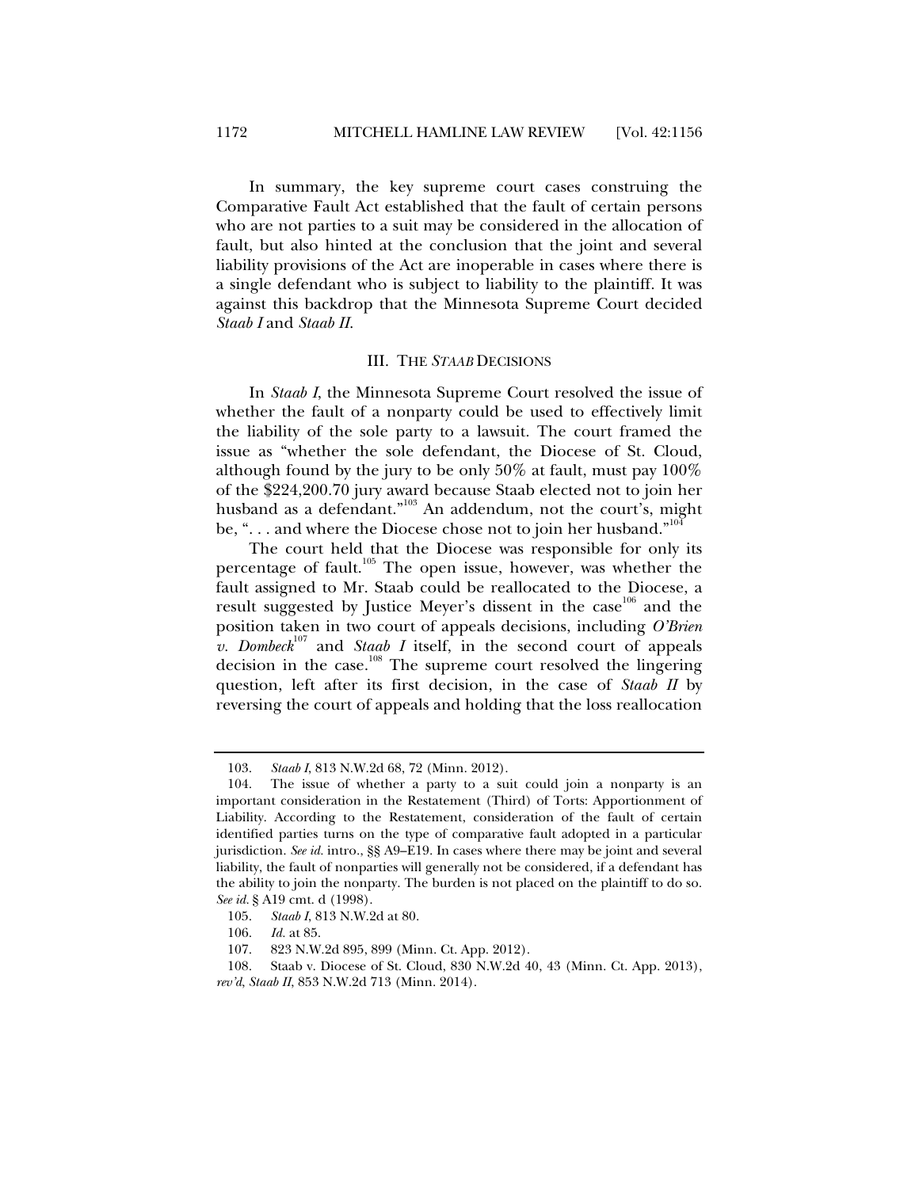In summary, the key supreme court cases construing the Comparative Fault Act established that the fault of certain persons who are not parties to a suit may be considered in the allocation of fault, but also hinted at the conclusion that the joint and several liability provisions of the Act are inoperable in cases where there is a single defendant who is subject to liability to the plaintiff. It was against this backdrop that the Minnesota Supreme Court decided *Staab I* and *Staab II*.

## III. THE *STAAB* DECISIONS

In *Staab I*, the Minnesota Supreme Court resolved the issue of whether the fault of a nonparty could be used to effectively limit the liability of the sole party to a lawsuit. The court framed the issue as "whether the sole defendant, the Diocese of St. Cloud, although found by the jury to be only 50% at fault, must pay 100% of the $224,200.70 jury award because Staab elected not to join her husband as a defendant."[103] An addendum, not the court's, might be, ". . . and where the Diocese chose not to join her husband."[104]

The court held that the Diocese was responsible for only its percentage of fault.[105] The open issue, however, was whether the fault assigned to Mr. Staab could be reallocated to the Diocese, a result suggested by Justice Meyer's dissent in the case[106] and the position taken in two court of appeals decisions, including *O'Brien v. Dombeck*[107] and *Staab I* itself, in the second court of appeals decision in the case.[108] The supreme court resolved the lingering question, left after its first decision, in the case of *Staab II* by reversing the court of appeals and holding that the loss reallocation

---

103. *Staab I*, 813 N.W.2d 68, 72 (Minn. 2012).

104. The issue of whether a party to a suit could join a nonparty is an important consideration in the Restatement (Third) of Torts: Apportionment of Liability. According to the Restatement, consideration of the fault of certain identified parties turns on the type of comparative fault adopted in a particular jurisdiction. *See id.* intro., §§ A9–E19. In cases where there may be joint and several liability, the fault of nonparties will generally not be considered, if a defendant has the ability to join the nonparty. The burden is not placed on the plaintiff to do so. *See id.* § A19 cmt. d (1998).

105. *Staab I*, 813 N.W.2d at 80.

106. *Id.* at 85.

107. 823 N.W.2d 895, 899 (Minn. Ct. App. 2012).

108. Staab v. Diocese of St. Cloud, 830 N.W.2d 40, 43 (Minn. Ct. App. 2013), *rev'd*, *Staab II*, 853 N.W.2d 713 (Minn. 2014).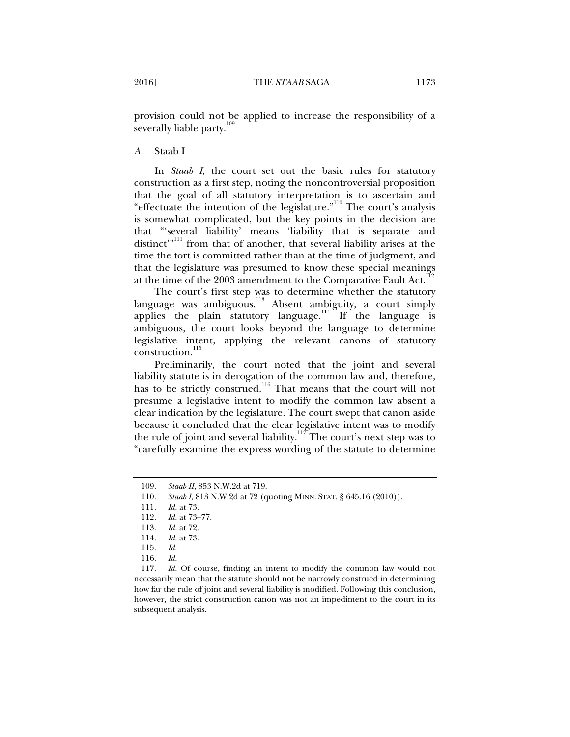provision could not be applied to increase the responsibility of a severally liable party.[109]

### *A.* Staab I

In *Staab I*, the court set out the basic rules for statutory construction as a first step, noting the noncontroversial proposition that the goal of all statutory interpretation is to ascertain and "effectuate the intention of the legislature."[110] The court's analysis is somewhat complicated, but the key points in the decision are that "'several liability' means 'liability that is separate and distinct'"[111] from that of another, that several liability arises at the time the tort is committed rather than at the time of judgment, and that the legislature was presumed to know these special meanings at the time of the 2003 amendment to the Comparative Fault Act.[112]

The court's first step was to determine whether the statutory language was ambiguous.[113] Absent ambiguity, a court simply applies the plain statutory language.[114] If the language is ambiguous, the court looks beyond the language to determine legislative intent, applying the relevant canons of statutory construction.[115]

Preliminarily, the court noted that the joint and several liability statute is in derogation of the common law and, therefore, has to be strictly construed.[116] That means that the court will not presume a legislative intent to modify the common law absent a clear indication by the legislature. The court swept that canon aside because it concluded that the clear legislative intent was to modify the rule of joint and several liability.[117] The court's next step was to "carefully examine the express wording of the statute to determine

---

109. *Staab II*, 853 N.W.2d at 719.

110. *Staab I*, 813 N.W.2d at 72 (quoting MINN. STAT. § 645.16 (2010)).

111. *Id.* at 73.

112. *Id.* at 73–77.

113. *Id.* at 72.

114. *Id.* at 73.

115. *Id.*

116. *Id.*

117. *Id.* Of course, finding an intent to modify the common law would not necessarily mean that the statute should not be narrowly construed in determining how far the rule of joint and several liability is modified. Following this conclusion, however, the strict construction canon was not an impediment to the court in its subsequent analysis.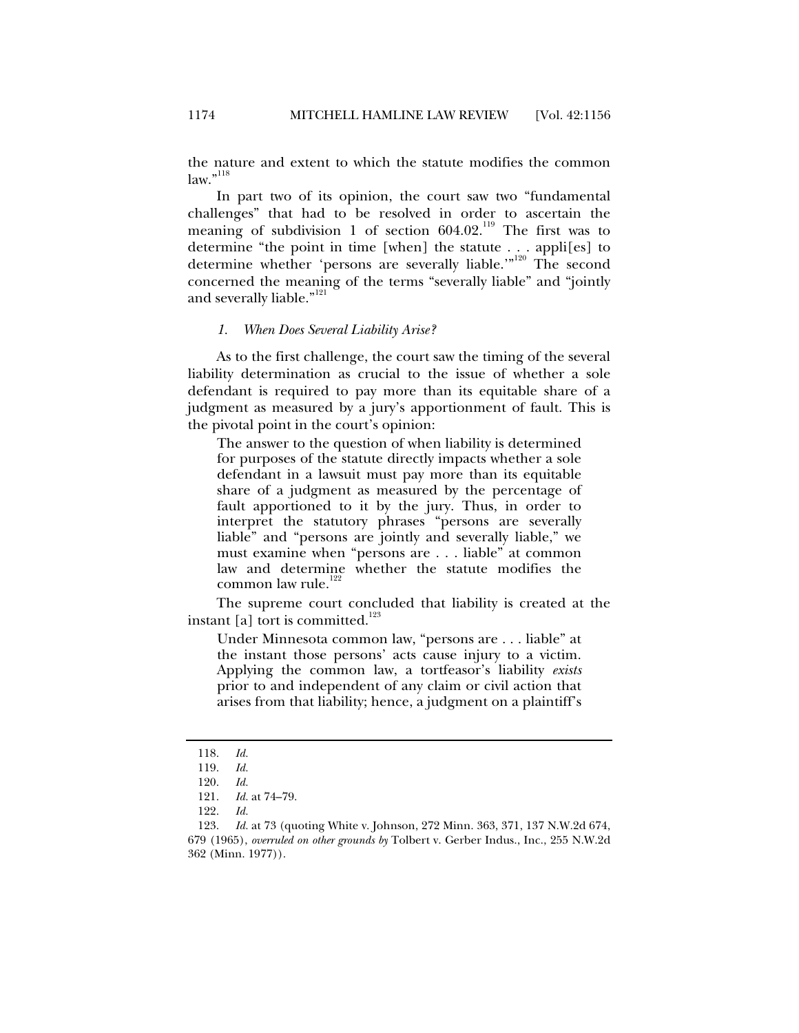the nature and extent to which the statute modifies the common law."[118]

In part two of its opinion, the court saw two "fundamental challenges" that had to be resolved in order to ascertain the meaning of subdivision 1 of section 604.02.[119] The first was to determine "the point in time [when] the statute . . . appli[es] to determine whether 'persons are severally liable.'"[120] The second concerned the meaning of the terms "severally liable" and "jointly and severally liable."[121]

### *1. When Does Several Liability Arise?*

As to the first challenge, the court saw the timing of the several liability determination as crucial to the issue of whether a sole defendant is required to pay more than its equitable share of a judgment as measured by a jury's apportionment of fault. This is the pivotal point in the court's opinion:

> The answer to the question of when liability is determined for purposes of the statute directly impacts whether a sole defendant in a lawsuit must pay more than its equitable share of a judgment as measured by the percentage of fault apportioned to it by the jury. Thus, in order to interpret the statutory phrases "persons are severally liable" and "persons are jointly and severally liable," we must examine when "persons are . . . liable" at common law and determine whether the statute modifies the common law rule.[122]

The supreme court concluded that liability is created at the instant [a] tort is committed.[123]

> Under Minnesota common law, "persons are . . . liable" at the instant those persons' acts cause injury to a victim. Applying the common law, a tortfeasor's liability *exists* prior to and independent of any claim or civil action that arises from that liability; hence, a judgment on a plaintiff's

---

118. *Id.*

119. *Id.*

120. *Id.*

121. *Id.* at 74–79.

122. *Id.*

123. *Id.* at 73 (quoting White v. Johnson, 272 Minn. 363, 371, 137 N.W.2d 674, 679 (1965), *overruled on other grounds by* Tolbert v. Gerber Indus., Inc., 255 N.W.2d 362 (Minn. 1977)).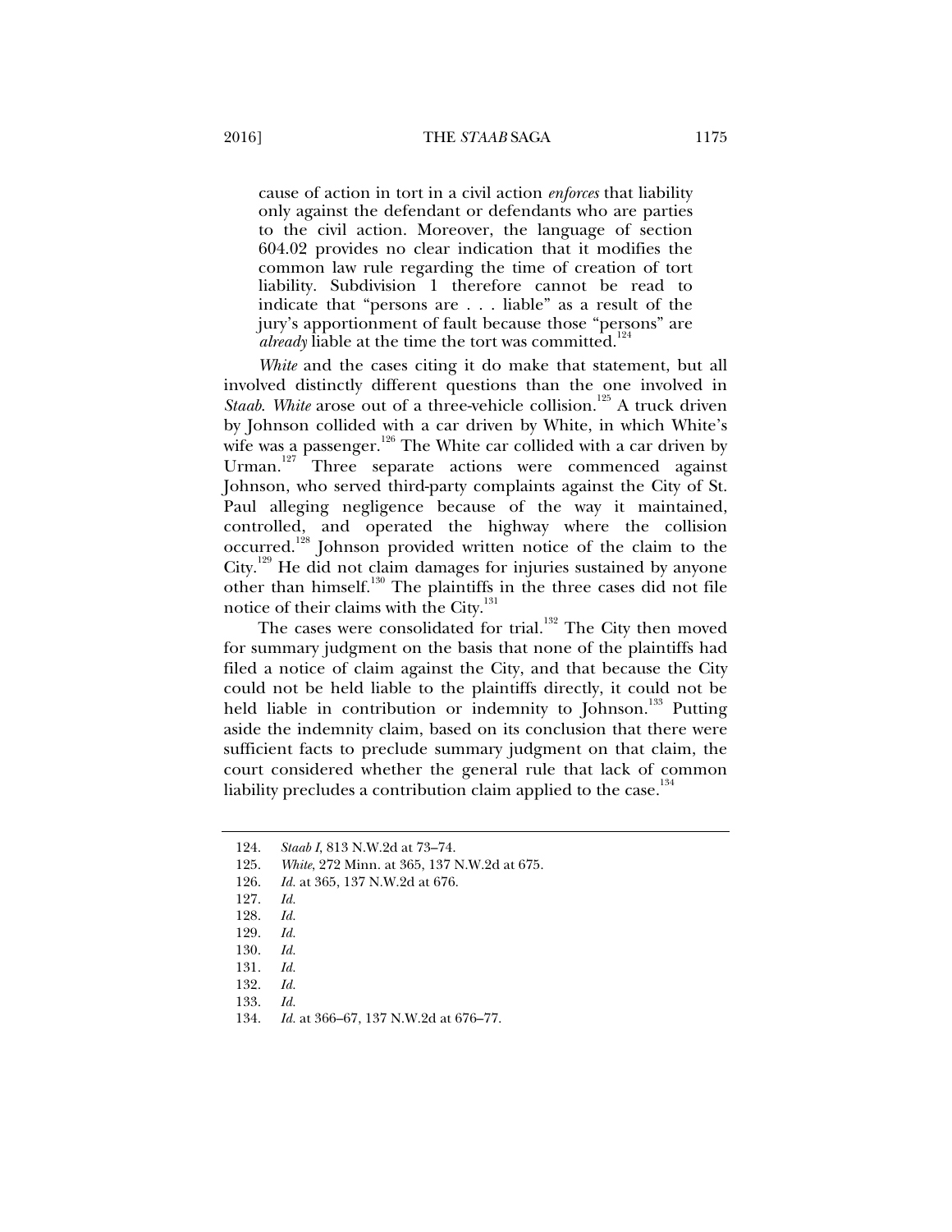> cause of action in tort in a civil action *enforces* that liability only against the defendant or defendants who are parties to the civil action. Moreover, the language of section 604.02 provides no clear indication that it modifies the common law rule regarding the time of creation of tort liability. Subdivision 1 therefore cannot be read to indicate that "persons are . . . liable" as a result of the jury's apportionment of fault because those "persons" are *already* liable at the time the tort was committed.[124]

*White* and the cases citing it do make that statement, but all involved distinctly different questions than the one involved in *Staab*. *White* arose out of a three-vehicle collision.[125] A truck driven by Johnson collided with a car driven by White, in which White's wife was a passenger.[126] The White car collided with a car driven by Urman.[127] Three separate actions were commenced against Johnson, who served third-party complaints against the City of St. Paul alleging negligence because of the way it maintained, controlled, and operated the highway where the collision occurred.[128] Johnson provided written notice of the claim to the City.[129] He did not claim damages for injuries sustained by anyone other than himself.[130] The plaintiffs in the three cases did not file notice of their claims with the City.[131]

The cases were consolidated for trial.[132] The City then moved for summary judgment on the basis that none of the plaintiffs had filed a notice of claim against the City, and that because the City could not be held liable to the plaintiffs directly, it could not be held liable in contribution or indemnity to Johnson.[133] Putting aside the indemnity claim, based on its conclusion that there were sufficient facts to preclude summary judgment on that claim, the court considered whether the general rule that lack of common liability precludes a contribution claim applied to the case.[134]

---

124. *Staab I*, 813 N.W.2d at 73–74.
125. *White*, 272 Minn. at 365, 137 N.W.2d at 675.
126. *Id.* at 365, 137 N.W.2d at 676.
127. *Id.*
128. *Id.*
129. *Id.*
130. *Id.*
131. *Id.*
132. *Id.*
133. *Id.*
134. *Id.* at 366–67, 137 N.W.2d at 676–77.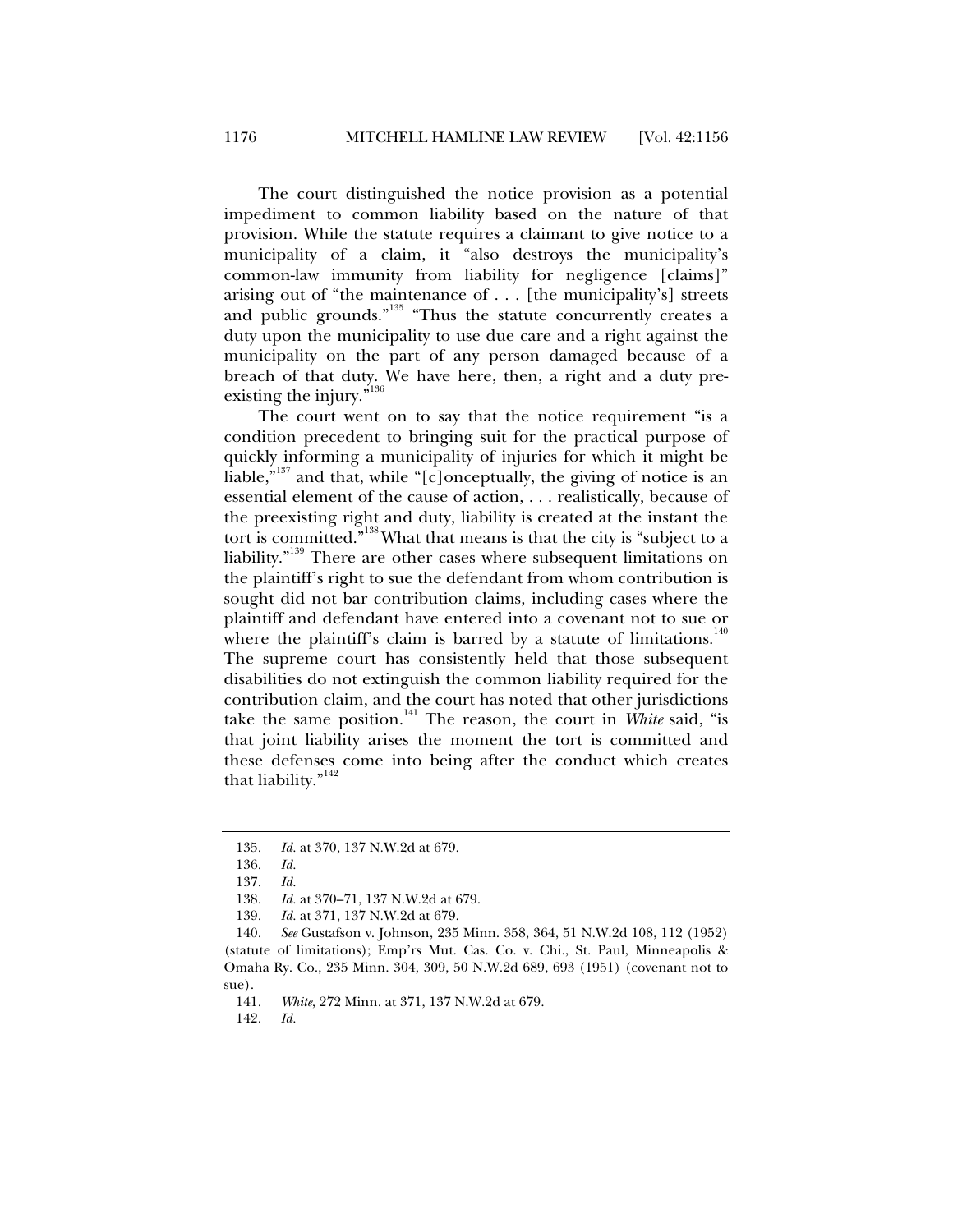The court distinguished the notice provision as a potential impediment to common liability based on the nature of that provision. While the statute requires a claimant to give notice to a municipality of a claim, it "also destroys the municipality's common-law immunity from liability for negligence [claims]" arising out of "the maintenance of . . . [the municipality's] streets and public grounds."[135] "Thus the statute concurrently creates a duty upon the municipality to use due care and a right against the municipality on the part of any person damaged because of a breach of that duty. We have here, then, a right and a duty pre-existing the injury."[136]

The court went on to say that the notice requirement "is a condition precedent to bringing suit for the practical purpose of quickly informing a municipality of injuries for which it might be liable,"[137] and that, while "[c]onceptually, the giving of notice is an essential element of the cause of action, . . . realistically, because of the preexisting right and duty, liability is created at the instant the tort is committed."[138] What that means is that the city is "subject to a liability."[139] There are other cases where subsequent limitations on the plaintiff's right to sue the defendant from whom contribution is sought did not bar contribution claims, including cases where the plaintiff and defendant have entered into a covenant not to sue or where the plaintiff's claim is barred by a statute of limitations.[140] The supreme court has consistently held that those subsequent disabilities do not extinguish the common liability required for the contribution claim, and the court has noted that other jurisdictions take the same position.[141] The reason, the court in *White* said, "is that joint liability arises the moment the tort is committed and these defenses come into being after the conduct which creates that liability."[142]

---

135. *Id.* at 370, 137 N.W.2d at 679.

136. *Id.*

137. *Id.*

138. *Id.* at 370–71, 137 N.W.2d at 679.

139. *Id.* at 371, 137 N.W.2d at 679.

140. *See* Gustafson v. Johnson, 235 Minn. 358, 364, 51 N.W.2d 108, 112 (1952) (statute of limitations); Emp'rs Mut. Cas. Co. v. Chi., St. Paul, Minneapolis & Omaha Ry. Co., 235 Minn. 304, 309, 50 N.W.2d 689, 693 (1951) (covenant not to sue).

141. *White*, 272 Minn. at 371, 137 N.W.2d at 679.

142. *Id.*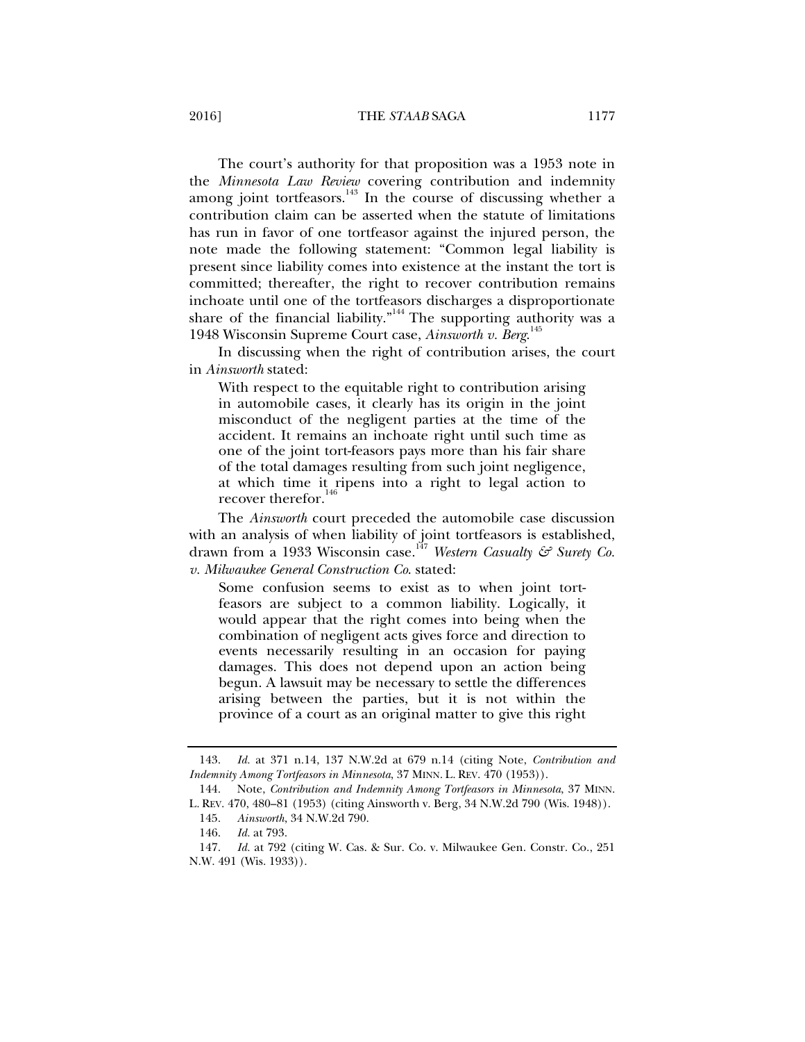The court's authority for that proposition was a 1953 note in the *Minnesota Law Review* covering contribution and indemnity among joint tortfeasors.[143] In the course of discussing whether a contribution claim can be asserted when the statute of limitations has run in favor of one tortfeasor against the injured person, the note made the following statement: "Common legal liability is present since liability comes into existence at the instant the tort is committed; thereafter, the right to recover contribution remains inchoate until one of the tortfeasors discharges a disproportionate share of the financial liability."[144] The supporting authority was a 1948 Wisconsin Supreme Court case, *Ainsworth v. Berg*.[145]

In discussing when the right of contribution arises, the court in *Ainsworth* stated:

> With respect to the equitable right to contribution arising in automobile cases, it clearly has its origin in the joint misconduct of the negligent parties at the time of the accident. It remains an inchoate right until such time as one of the joint tort-feasors pays more than his fair share of the total damages resulting from such joint negligence, at which time it ripens into a right to legal action to recover therefor.[146]

The *Ainsworth* court preceded the automobile case discussion with an analysis of when liability of joint tortfeasors is established, drawn from a 1933 Wisconsin case.[147] *Western Casualty & Surety Co. v. Milwaukee General Construction Co.* stated:

> Some confusion seems to exist as to when joint tort-feasors are subject to a common liability. Logically, it would appear that the right comes into being when the combination of negligent acts gives force and direction to events necessarily resulting in an occasion for paying damages. This does not depend upon an action being begun. A lawsuit may be necessary to settle the differences arising between the parties, but it is not within the province of a court as an original matter to give this right

---

143. *Id.* at 371 n.14, 137 N.W.2d at 679 n.14 (citing Note, *Contribution and Indemnity Among Tortfeasors in Minnesota*, 37 MINN. L. REV. 470 (1953)).

144. Note, *Contribution and Indemnity Among Tortfeasors in Minnesota*, 37 MINN. L. REV. 470, 480–81 (1953) (citing Ainsworth v. Berg, 34 N.W.2d 790 (Wis. 1948)).

145. *Ainsworth*, 34 N.W.2d 790.

146. *Id.* at 793.

147. *Id.* at 792 (citing W. Cas. & Sur. Co. v. Milwaukee Gen. Constr. Co., 251 N.W. 491 (Wis. 1933)).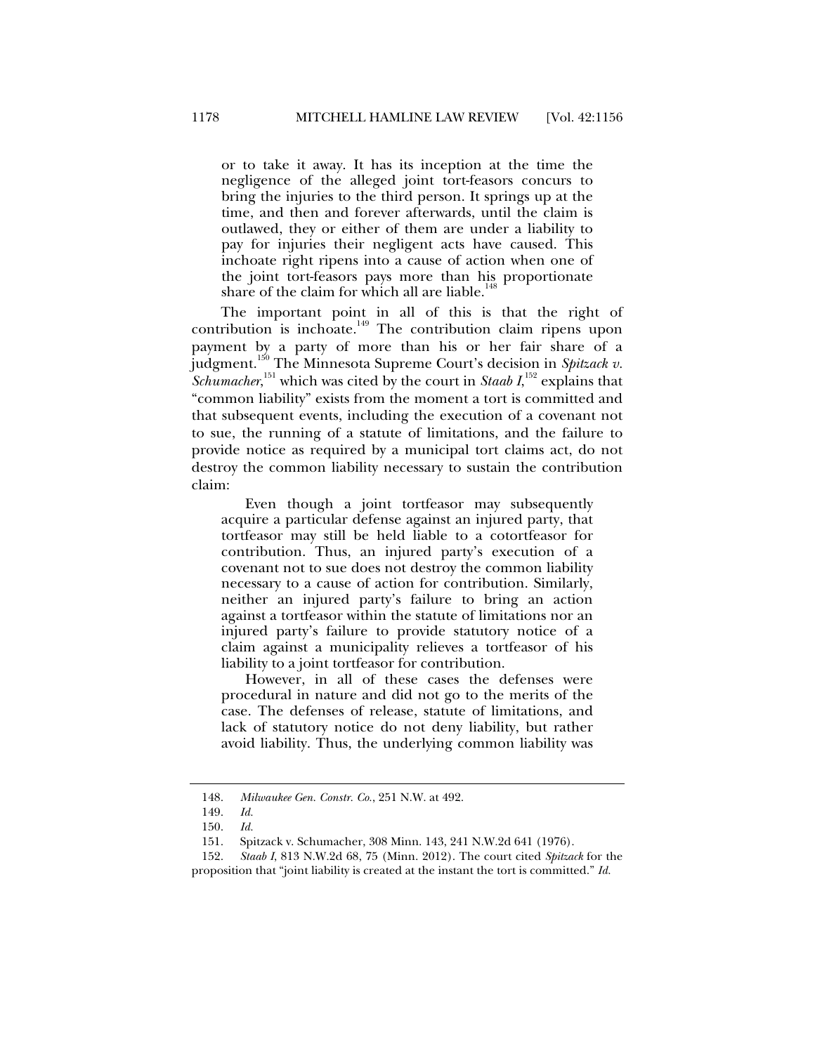> or to take it away. It has its inception at the time the negligence of the alleged joint tort-feasors concurs to bring the injuries to the third person. It springs up at the time, and then and forever afterwards, until the claim is outlawed, they or either of them are under a liability to pay for injuries their negligent acts have caused. This inchoate right ripens into a cause of action when one of the joint tort-feasors pays more than his proportionate share of the claim for which all are liable.[148]

The important point in all of this is that the right of contribution is inchoate.[149] The contribution claim ripens upon payment by a party of more than his or her fair share of a judgment.[150] The Minnesota Supreme Court's decision in *Spitzack v. Schumacher*,[151] which was cited by the court in *Staab I*,[152] explains that "common liability" exists from the moment a tort is committed and that subsequent events, including the execution of a covenant not to sue, the running of a statute of limitations, and the failure to provide notice as required by a municipal tort claims act, do not destroy the common liability necessary to sustain the contribution claim:

> Even though a joint tortfeasor may subsequently acquire a particular defense against an injured party, that tortfeasor may still be held liable to a cotortfeasor for contribution. Thus, an injured party's execution of a covenant not to sue does not destroy the common liability necessary to a cause of action for contribution. Similarly, neither an injured party's failure to bring an action against a tortfeasor within the statute of limitations nor an injured party's failure to provide statutory notice of a claim against a municipality relieves a tortfeasor of his liability to a joint tortfeasor for contribution.
>
> However, in all of these cases the defenses were procedural in nature and did not go to the merits of the case. The defenses of release, statute of limitations, and lack of statutory notice do not deny liability, but rather avoid liability. Thus, the underlying common liability was

---

148. *Milwaukee Gen. Constr. Co.*, 251 N.W. at 492.

149. *Id.*

150. *Id.*

151. Spitzack v. Schumacher, 308 Minn. 143, 241 N.W.2d 641 (1976).

152. *Staab I*, 813 N.W.2d 68, 75 (Minn. 2012). The court cited *Spitzack* for the proposition that "joint liability is created at the instant the tort is committed." *Id.*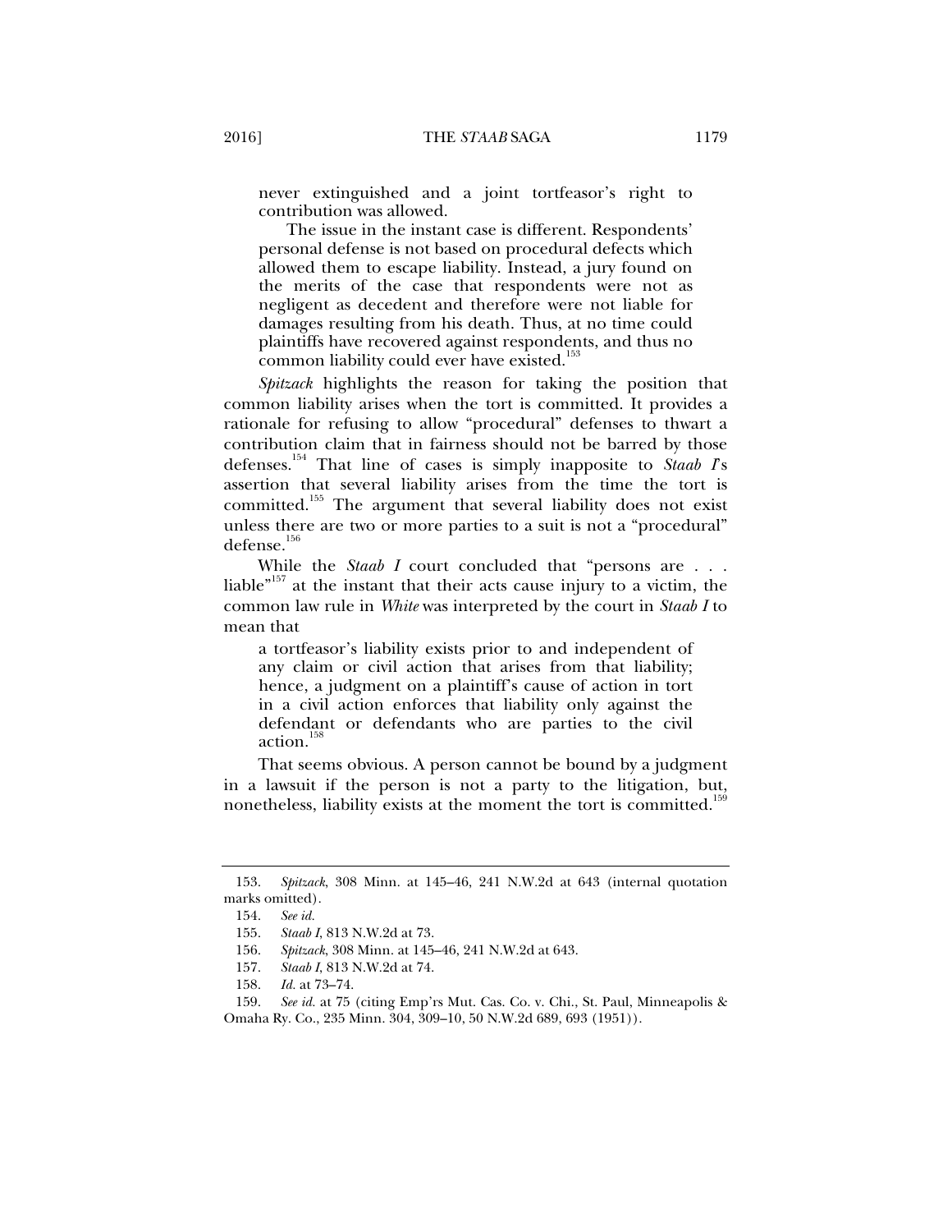> never extinguished and a joint tortfeasor's right to contribution was allowed.
>
> The issue in the instant case is different. Respondents' personal defense is not based on procedural defects which allowed them to escape liability. Instead, a jury found on the merits of the case that respondents were not as negligent as decedent and therefore were not liable for damages resulting from his death. Thus, at no time could plaintiffs have recovered against respondents, and thus no common liability could ever have existed.[153]

*Spitzack* highlights the reason for taking the position that common liability arises when the tort is committed. It provides a rationale for refusing to allow "procedural" defenses to thwart a contribution claim that in fairness should not be barred by those defenses.[154] That line of cases is simply inapposite to *Staab I*'s assertion that several liability arises from the time the tort is committed.[155] The argument that several liability does not exist unless there are two or more parties to a suit is not a "procedural" defense.[156]

While the *Staab I* court concluded that "persons are . . . liable"[157] at the instant that their acts cause injury to a victim, the common law rule in *White* was interpreted by the court in *Staab I* to mean that

> a tortfeasor's liability exists prior to and independent of any claim or civil action that arises from that liability; hence, a judgment on a plaintiff's cause of action in tort in a civil action enforces that liability only against the defendant or defendants who are parties to the civil action.[158]

That seems obvious. A person cannot be bound by a judgment in a lawsuit if the person is not a party to the litigation, but, nonetheless, liability exists at the moment the tort is committed.[159]

---

153. *Spitzack*, 308 Minn. at 145–46, 241 N.W.2d at 643 (internal quotation marks omitted).

154. *See id.*

155. *Staab I*, 813 N.W.2d at 73.

156. *Spitzack*, 308 Minn. at 145–46, 241 N.W.2d at 643.

157. *Staab I*, 813 N.W.2d at 74.

158. *Id.* at 73–74.

159. *See id.* at 75 (citing Emp'rs Mut. Cas. Co. v. Chi., St. Paul, Minneapolis & Omaha Ry. Co., 235 Minn. 304, 309–10, 50 N.W.2d 689, 693 (1951)).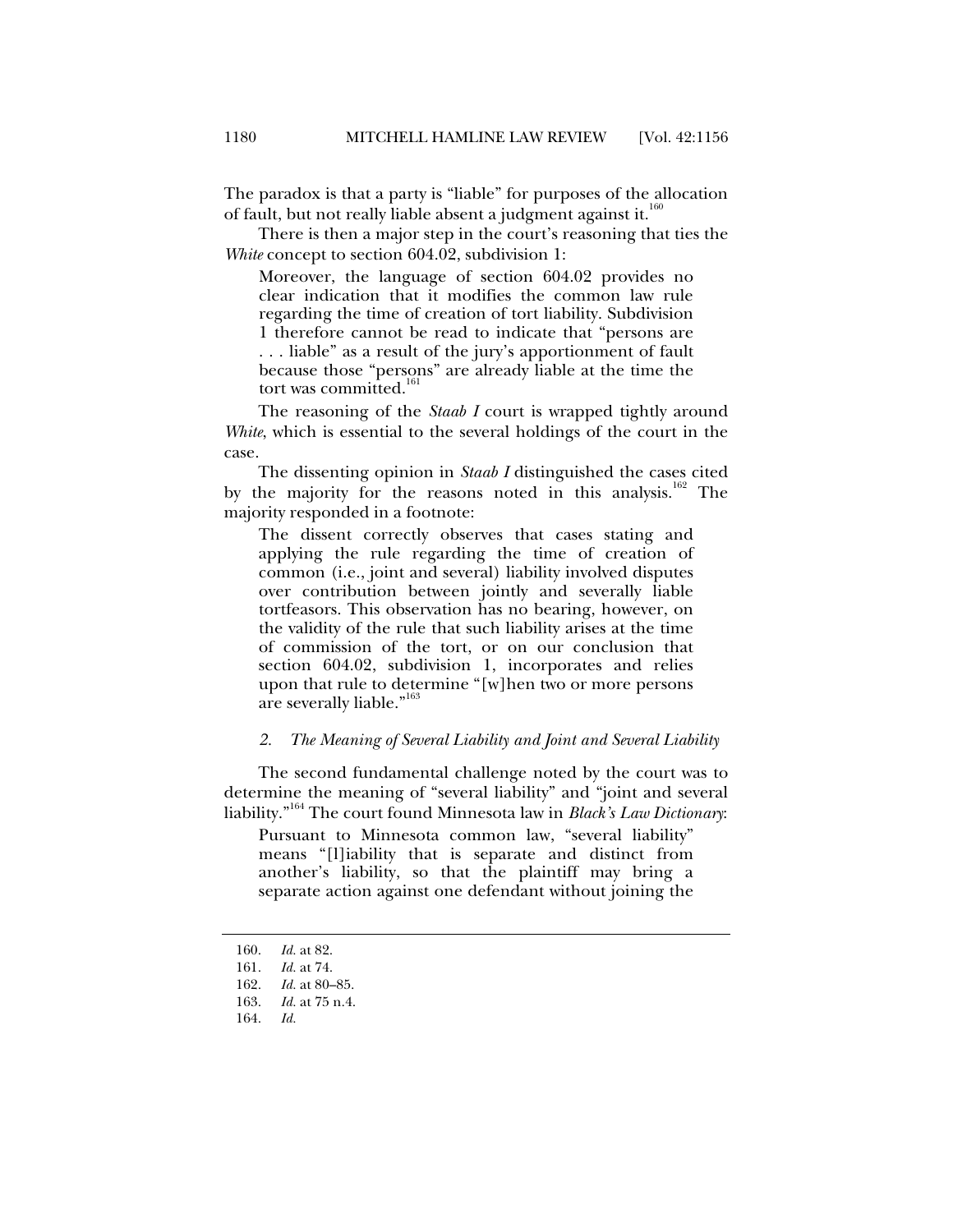The paradox is that a party is "liable" for purposes of the allocation of fault, but not really liable absent a judgment against it.[160]

There is then a major step in the court's reasoning that ties the *White* concept to section 604.02, subdivision 1:

> Moreover, the language of section 604.02 provides no clear indication that it modifies the common law rule regarding the time of creation of tort liability. Subdivision 1 therefore cannot be read to indicate that "persons are . . . liable" as a result of the jury's apportionment of fault because those "persons" are already liable at the time the tort was committed.[161]

The reasoning of the *Staab I* court is wrapped tightly around *White*, which is essential to the several holdings of the court in the case.

The dissenting opinion in *Staab I* distinguished the cases cited by the majority for the reasons noted in this analysis.[162] The majority responded in a footnote:

> The dissent correctly observes that cases stating and applying the rule regarding the time of creation of common (i.e., joint and several) liability involved disputes over contribution between jointly and severally liable tortfeasors. This observation has no bearing, however, on the validity of the rule that such liability arises at the time of commission of the tort, or on our conclusion that section 604.02, subdivision 1, incorporates and relies upon that rule to determine "[w]hen two or more persons are severally liable."[163]

#### *2. The Meaning of Several Liability and Joint and Several Liability*

The second fundamental challenge noted by the court was to determine the meaning of "several liability" and "joint and several liability."[164] The court found Minnesota law in *Black's Law Dictionary*:

> Pursuant to Minnesota common law, "several liability" means "[l]iability that is separate and distinct from another's liability, so that the plaintiff may bring a separate action against one defendant without joining the

---

160. *Id.* at 82.
161. *Id.* at 74.
162. *Id.* at 80–85.
163. *Id.* at 75 n.4.
164. *Id.*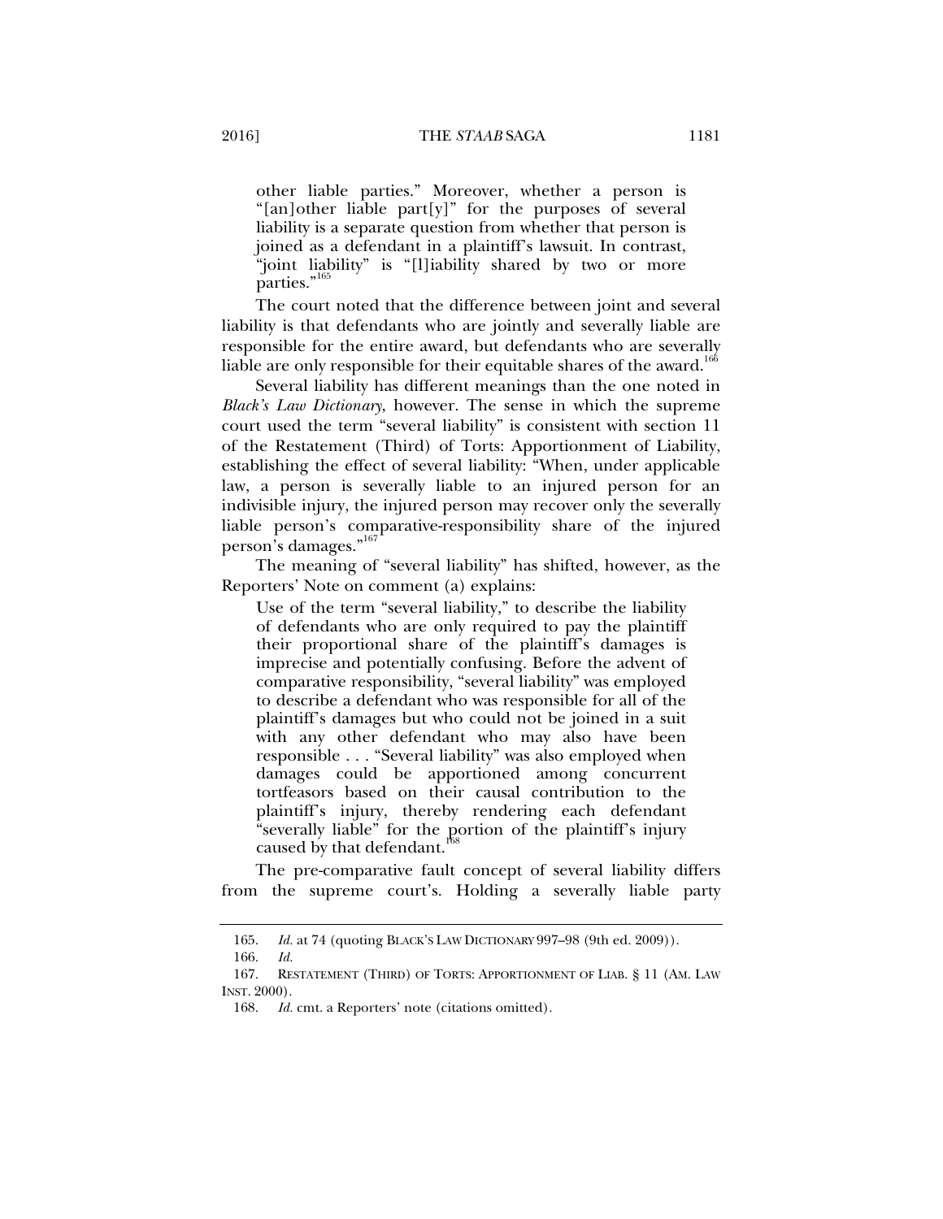> other liable parties." Moreover, whether a person is "[an]other liable part[y]" for the purposes of several liability is a separate question from whether that person is joined as a defendant in a plaintiff's lawsuit. In contrast, "joint liability" is "[l]iability shared by two or more parties."[165]

The court noted that the difference between joint and several liability is that defendants who are jointly and severally liable are responsible for the entire award, but defendants who are severally liable are only responsible for their equitable shares of the award.[166]

Several liability has different meanings than the one noted in *Black's Law Dictionary*, however. The sense in which the supreme court used the term "several liability" is consistent with section 11 of the Restatement (Third) of Torts: Apportionment of Liability, establishing the effect of several liability: "When, under applicable law, a person is severally liable to an injured person for an indivisible injury, the injured person may recover only the severally liable person's comparative-responsibility share of the injured person's damages."[167]

The meaning of "several liability" has shifted, however, as the Reporters' Note on comment (a) explains:

> Use of the term "several liability," to describe the liability of defendants who are only required to pay the plaintiff their proportional share of the plaintiff's damages is imprecise and potentially confusing. Before the advent of comparative responsibility, "several liability" was employed to describe a defendant who was responsible for all of the plaintiff's damages but who could not be joined in a suit with any other defendant who may also have been responsible . . . "Several liability" was also employed when damages could be apportioned among concurrent tortfeasors based on their causal contribution to the plaintiff's injury, thereby rendering each defendant "severally liable" for the portion of the plaintiff's injury caused by that defendant.[168]

The pre-comparative fault concept of several liability differs from the supreme court's. Holding a severally liable party

---

165. *Id.* at 74 (quoting BLACK'S LAW DICTIONARY 997–98 (9th ed. 2009)).

166. *Id.*

167. RESTATEMENT (THIRD) OF TORTS: APPORTIONMENT OF LIAB. § 11 (AM. LAW INST. 2000).

168. *Id.* cmt. a Reporters' note (citations omitted).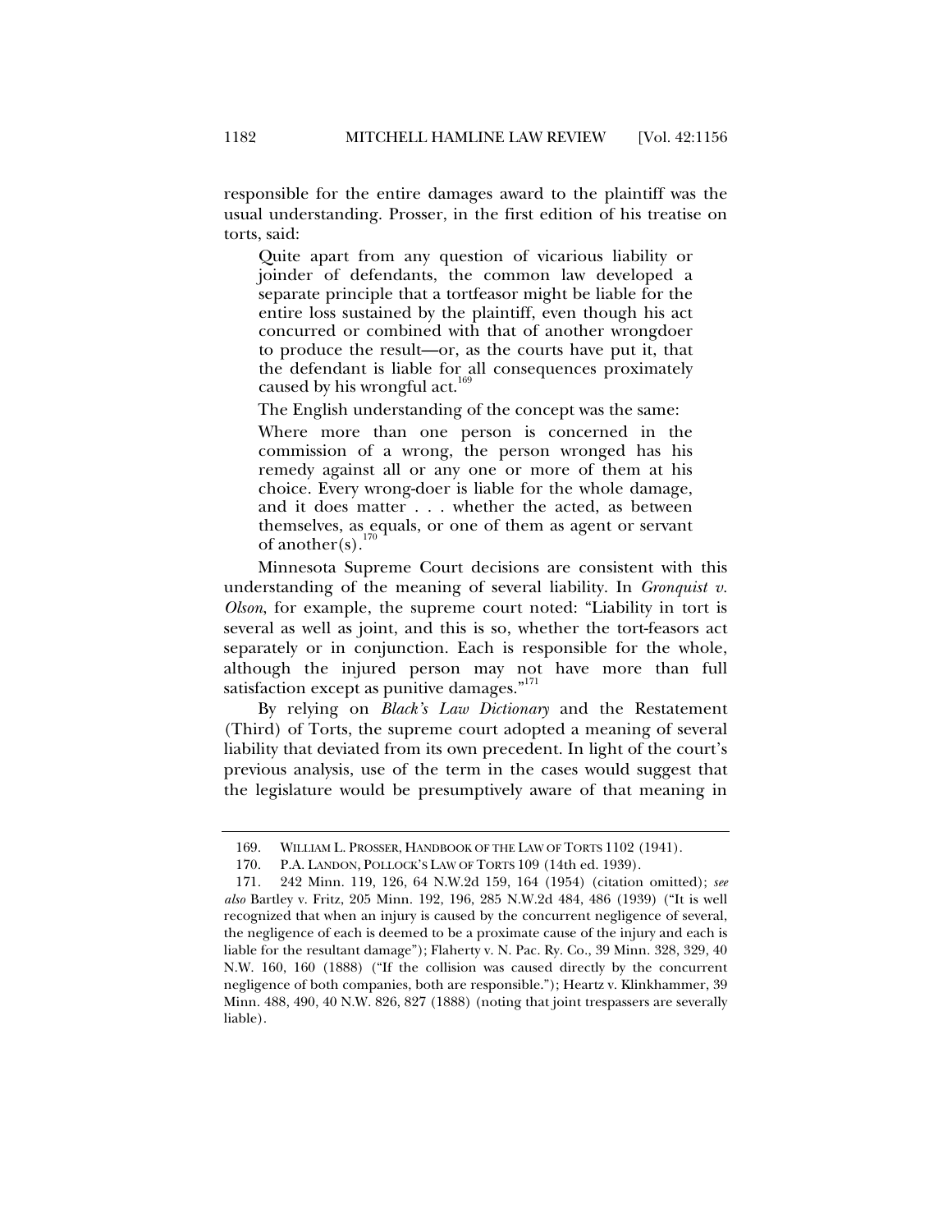responsible for the entire damages award to the plaintiff was the usual understanding. Prosser, in the first edition of his treatise on torts, said:

> Quite apart from any question of vicarious liability or joinder of defendants, the common law developed a separate principle that a tortfeasor might be liable for the entire loss sustained by the plaintiff, even though his act concurred or combined with that of another wrongdoer to produce the result—or, as the courts have put it, that the defendant is liable for all consequences proximately caused by his wrongful act.[169]

The English understanding of the concept was the same:

> Where more than one person is concerned in the commission of a wrong, the person wronged has his remedy against all or any one or more of them at his choice. Every wrong-doer is liable for the whole damage, and it does matter . . . whether the acted, as between themselves, as equals, or one of them as agent or servant of another(s).[170]

Minnesota Supreme Court decisions are consistent with this understanding of the meaning of several liability. In *Gronquist v. Olson*, for example, the supreme court noted: "Liability in tort is several as well as joint, and this is so, whether the tort-feasors act separately or in conjunction. Each is responsible for the whole, although the injured person may not have more than full satisfaction except as punitive damages."[171]

By relying on *Black's Law Dictionary* and the Restatement (Third) of Torts, the supreme court adopted a meaning of several liability that deviated from its own precedent. In light of the court's previous analysis, use of the term in the cases would suggest that the legislature would be presumptively aware of that meaning in

---

169. WILLIAM L. PROSSER, HANDBOOK OF THE LAW OF TORTS 1102 (1941).

170. P.A. LANDON, POLLOCK'S LAW OF TORTS 109 (14th ed. 1939).

171. 242 Minn. 119, 126, 64 N.W.2d 159, 164 (1954) (citation omitted); *see also* Bartley v. Fritz, 205 Minn. 192, 196, 285 N.W.2d 484, 486 (1939) ("It is well recognized that when an injury is caused by the concurrent negligence of several, the negligence of each is deemed to be a proximate cause of the injury and each is liable for the resultant damage"); Flaherty v. N. Pac. Ry. Co., 39 Minn. 328, 329, 40 N.W. 160, 160 (1888) ("If the collision was caused directly by the concurrent negligence of both companies, both are responsible."); Heartz v. Klinkhammer, 39 Minn. 488, 490, 40 N.W. 826, 827 (1888) (noting that joint trespassers are severally liable).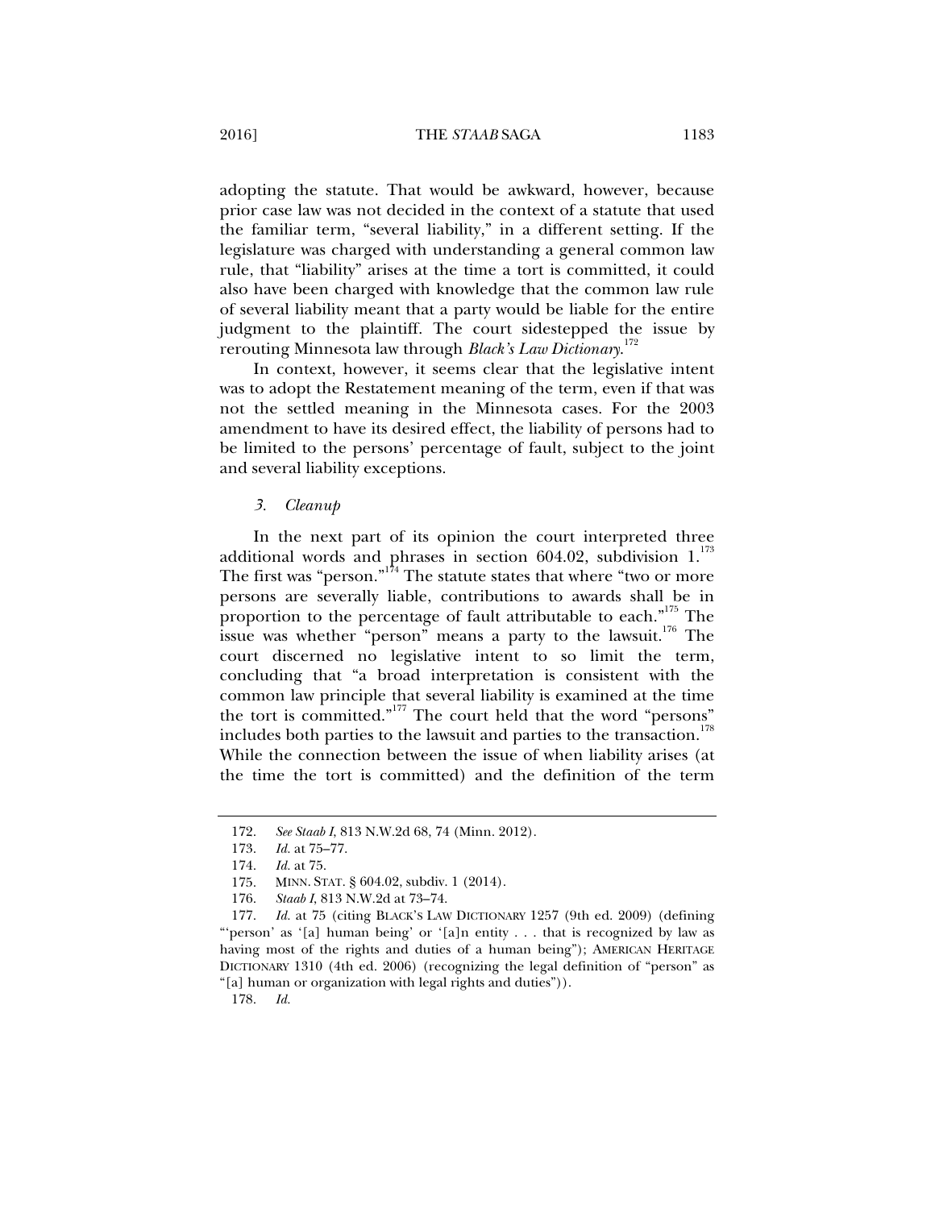adopting the statute. That would be awkward, however, because prior case law was not decided in the context of a statute that used the familiar term, "several liability," in a different setting. If the legislature was charged with understanding a general common law rule, that "liability" arises at the time a tort is committed, it could also have been charged with knowledge that the common law rule of several liability meant that a party would be liable for the entire judgment to the plaintiff. The court sidestepped the issue by rerouting Minnesota law through *Black's Law Dictionary*.[172]

In context, however, it seems clear that the legislative intent was to adopt the Restatement meaning of the term, even if that was not the settled meaning in the Minnesota cases. For the 2003 amendment to have its desired effect, the liability of persons had to be limited to the persons' percentage of fault, subject to the joint and several liability exceptions.

### *3. Cleanup*

In the next part of its opinion the court interpreted three additional words and phrases in section 604.02, subdivision 1.[173] The first was "person."[174] The statute states that where "two or more persons are severally liable, contributions to awards shall be in proportion to the percentage of fault attributable to each."[175] The issue was whether "person" means a party to the lawsuit.[176] The court discerned no legislative intent to so limit the term, concluding that "a broad interpretation is consistent with the common law principle that several liability is examined at the time the tort is committed."[177] The court held that the word "persons" includes both parties to the lawsuit and parties to the transaction.[178] While the connection between the issue of when liability arises (at the time the tort is committed) and the definition of the term

---

172. *See Staab I*, 813 N.W.2d 68, 74 (Minn. 2012).

173. *Id.* at 75–77.

174. *Id.* at 75.

175. MINN. STAT. § 604.02, subdiv. 1 (2014).

176. *Staab I*, 813 N.W.2d at 73–74.

177. *Id.* at 75 (citing BLACK'S LAW DICTIONARY 1257 (9th ed. 2009) (defining "'person' as '[a] human being' or '[a]n entity . . . that is recognized by law as having most of the rights and duties of a human being"); AMERICAN HERITAGE DICTIONARY 1310 (4th ed. 2006) (recognizing the legal definition of "person" as "[a] human or organization with legal rights and duties")).

178. *Id.*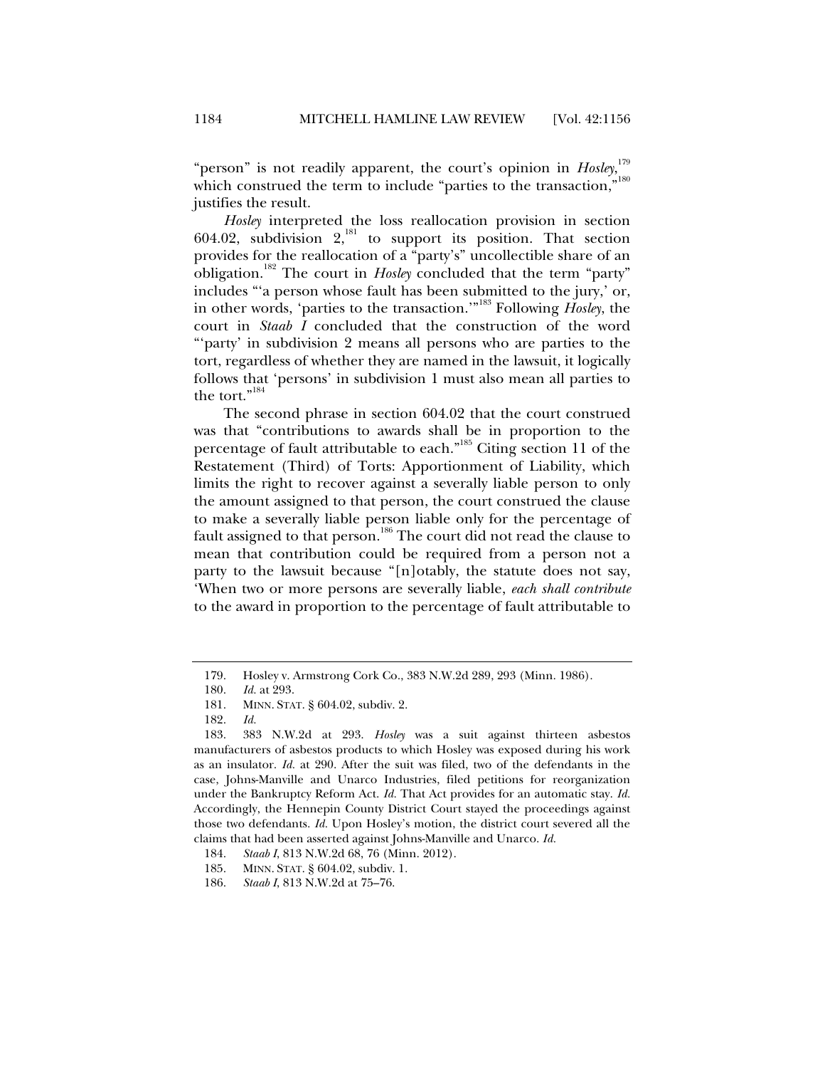"person" is not readily apparent, the court's opinion in *Hosley*,[179] which construed the term to include "parties to the transaction,"[180] justifies the result.

*Hosley* interpreted the loss reallocation provision in section 604.02, subdivision 2,[181] to support its position. That section provides for the reallocation of a "party's" uncollectible share of an obligation.[182] The court in *Hosley* concluded that the term "party" includes "'a person whose fault has been submitted to the jury,' or, in other words, 'parties to the transaction.'"[183] Following *Hosley*, the court in *Staab I* concluded that the construction of the word "'party' in subdivision 2 means all persons who are parties to the tort, regardless of whether they are named in the lawsuit, it logically follows that 'persons' in subdivision 1 must also mean all parties to the tort."[184]

The second phrase in section 604.02 that the court construed was that "contributions to awards shall be in proportion to the percentage of fault attributable to each."[185] Citing section 11 of the Restatement (Third) of Torts: Apportionment of Liability, which limits the right to recover against a severally liable person to only the amount assigned to that person, the court construed the clause to make a severally liable person liable only for the percentage of fault assigned to that person.[186] The court did not read the clause to mean that contribution could be required from a person not a party to the lawsuit because "[n]otably, the statute does not say, 'When two or more persons are severally liable, *each shall contribute* to the award in proportion to the percentage of fault attributable to

---

179. Hosley v. Armstrong Cork Co., 383 N.W.2d 289, 293 (Minn. 1986).

180. *Id.* at 293.

181. MINN. STAT. § 604.02, subdiv. 2.

182. *Id.*

183. 383 N.W.2d at 293. *Hosley* was a suit against thirteen asbestos manufacturers of asbestos products to which Hosley was exposed during his work as an insulator. *Id.* at 290. After the suit was filed, two of the defendants in the case, Johns-Manville and Unarco Industries, filed petitions for reorganization under the Bankruptcy Reform Act. *Id.* That Act provides for an automatic stay. *Id.* Accordingly, the Hennepin County District Court stayed the proceedings against those two defendants. *Id.* Upon Hosley's motion, the district court severed all the claims that had been asserted against Johns-Manville and Unarco. *Id.*

184. *Staab I*, 813 N.W.2d 68, 76 (Minn. 2012).

185. MINN. STAT. § 604.02, subdiv. 1.

186. *Staab I*, 813 N.W.2d at 75–76.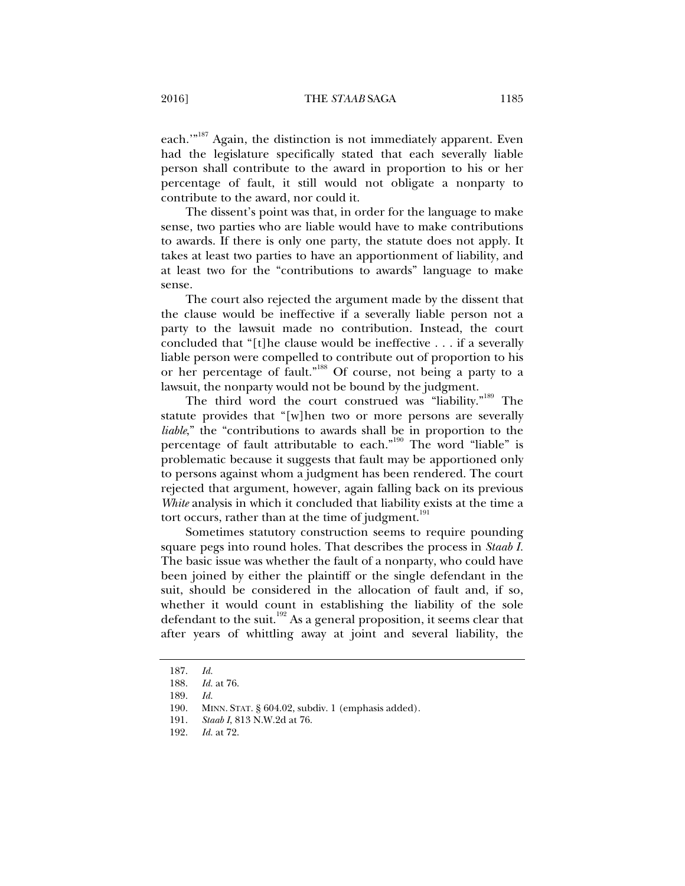each.'"[187] Again, the distinction is not immediately apparent. Even had the legislature specifically stated that each severally liable person shall contribute to the award in proportion to his or her percentage of fault, it still would not obligate a nonparty to contribute to the award, nor could it.

The dissent's point was that, in order for the language to make sense, two parties who are liable would have to make contributions to awards. If there is only one party, the statute does not apply. It takes at least two parties to have an apportionment of liability, and at least two for the "contributions to awards" language to make sense.

The court also rejected the argument made by the dissent that the clause would be ineffective if a severally liable person not a party to the lawsuit made no contribution. Instead, the court concluded that "[t]he clause would be ineffective . . . if a severally liable person were compelled to contribute out of proportion to his or her percentage of fault."[188] Of course, not being a party to a lawsuit, the nonparty would not be bound by the judgment.

The third word the court construed was "liability."[189] The statute provides that "[w]hen two or more persons are severally *liable*," the "contributions to awards shall be in proportion to the percentage of fault attributable to each."[190] The word "liable" is problematic because it suggests that fault may be apportioned only to persons against whom a judgment has been rendered. The court rejected that argument, however, again falling back on its previous *White* analysis in which it concluded that liability exists at the time a tort occurs, rather than at the time of judgment.[191]

Sometimes statutory construction seems to require pounding square pegs into round holes. That describes the process in *Staab I*. The basic issue was whether the fault of a nonparty, who could have been joined by either the plaintiff or the single defendant in the suit, should be considered in the allocation of fault and, if so, whether it would count in establishing the liability of the sole defendant to the suit.[192] As a general proposition, it seems clear that after years of whittling away at joint and several liability, the

---

187. *Id.*

188. *Id.* at 76.

189. *Id.*

190. MINN. STAT. § 604.02, subdiv. 1 (emphasis added).

191. *Staab I*, 813 N.W.2d at 76.

192. *Id.* at 72.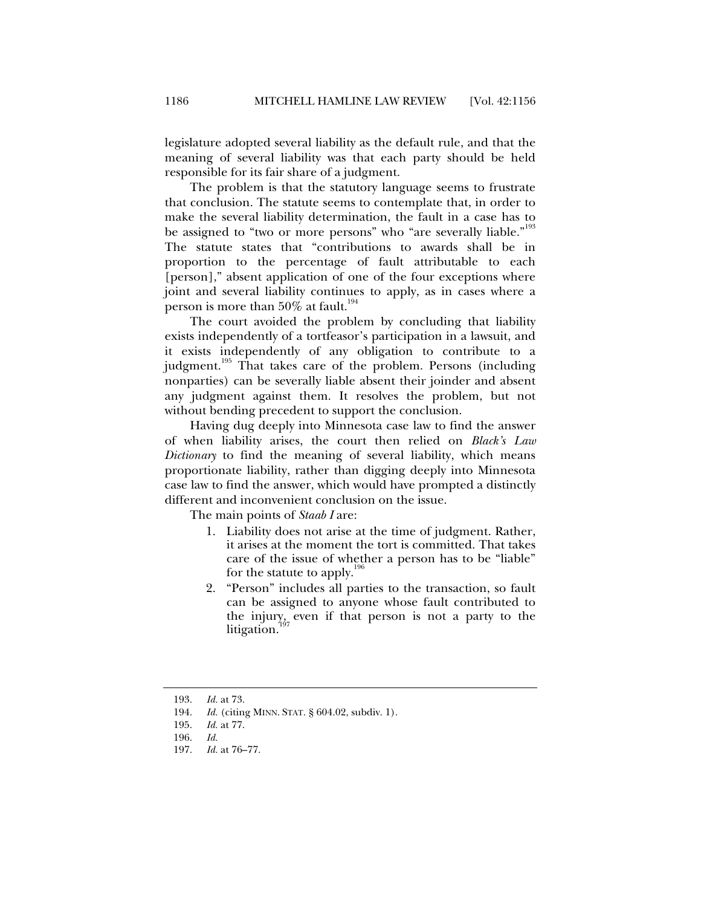legislature adopted several liability as the default rule, and that the meaning of several liability was that each party should be held responsible for its fair share of a judgment.

The problem is that the statutory language seems to frustrate that conclusion. The statute seems to contemplate that, in order to make the several liability determination, the fault in a case has to be assigned to "two or more persons" who "are severally liable."[193] The statute states that "contributions to awards shall be in proportion to the percentage of fault attributable to each [person]," absent application of one of the four exceptions where joint and several liability continues to apply, as in cases where a person is more than 50% at fault.[194]

The court avoided the problem by concluding that liability exists independently of a tortfeasor's participation in a lawsuit, and it exists independently of any obligation to contribute to a judgment.[195] That takes care of the problem. Persons (including nonparties) can be severally liable absent their joinder and absent any judgment against them. It resolves the problem, but not without bending precedent to support the conclusion.

Having dug deeply into Minnesota case law to find the answer of when liability arises, the court then relied on *Black's Law Dictionary* to find the meaning of several liability, which means proportionate liability, rather than digging deeply into Minnesota case law to find the answer, which would have prompted a distinctly different and inconvenient conclusion on the issue.

The main points of *Staab I* are:

1. Liability does not arise at the time of judgment. Rather, it arises at the moment the tort is committed. That takes care of the issue of whether a person has to be "liable" for the statute to apply.[196]
2. "Person" includes all parties to the transaction, so fault can be assigned to anyone whose fault contributed to the injury, even if that person is not a party to the litigation.[197]

---

193. *Id.* at 73.
194. *Id.* (citing MINN. STAT. § 604.02, subdiv. 1).
195. *Id.* at 77.
196. *Id.*
197. *Id.* at 76–77.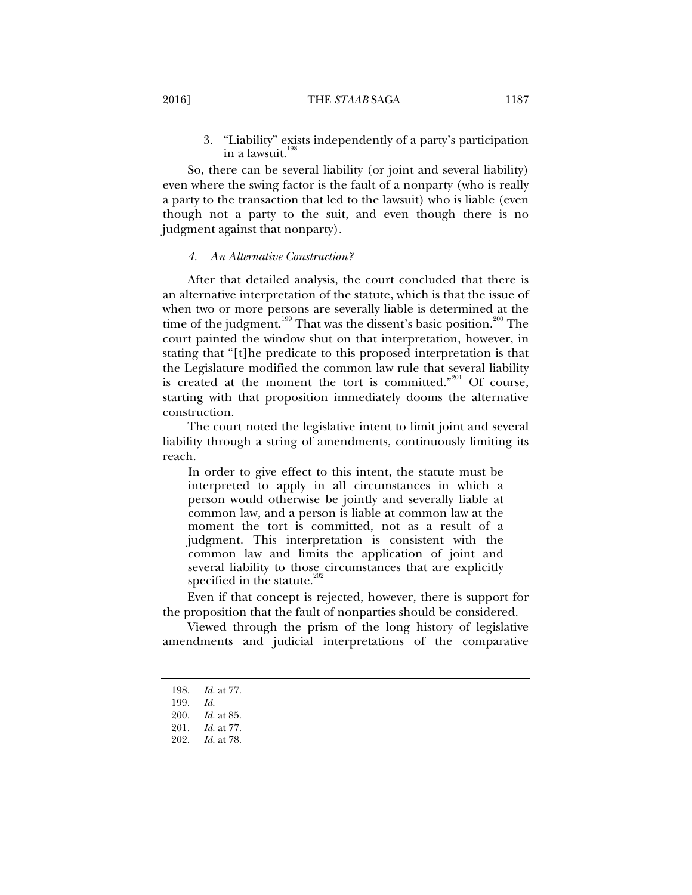3. "Liability" exists independently of a party's participation in a lawsuit.[198]

So, there can be several liability (or joint and several liability) even where the swing factor is the fault of a nonparty (who is really a party to the transaction that led to the lawsuit) who is liable (even though not a party to the suit, and even though there is no judgment against that nonparty).

#### *4. An Alternative Construction?*

After that detailed analysis, the court concluded that there is an alternative interpretation of the statute, which is that the issue of when two or more persons are severally liable is determined at the time of the judgment.[199] That was the dissent's basic position.[200] The court painted the window shut on that interpretation, however, in stating that "[t]he predicate to this proposed interpretation is that the Legislature modified the common law rule that several liability is created at the moment the tort is committed."[201] Of course, starting with that proposition immediately dooms the alternative construction.

The court noted the legislative intent to limit joint and several liability through a string of amendments, continuously limiting its reach.

> In order to give effect to this intent, the statute must be interpreted to apply in all circumstances in which a person would otherwise be jointly and severally liable at common law, and a person is liable at common law at the moment the tort is committed, not as a result of a judgment. This interpretation is consistent with the common law and limits the application of joint and several liability to those circumstances that are explicitly specified in the statute.[202]

Even if that concept is rejected, however, there is support for the proposition that the fault of nonparties should be considered.

Viewed through the prism of the long history of legislative amendments and judicial interpretations of the comparative

---

198. *Id.* at 77.

199. *Id.*

200. *Id.* at 85.

201. *Id.* at 77.

202. *Id.* at 78.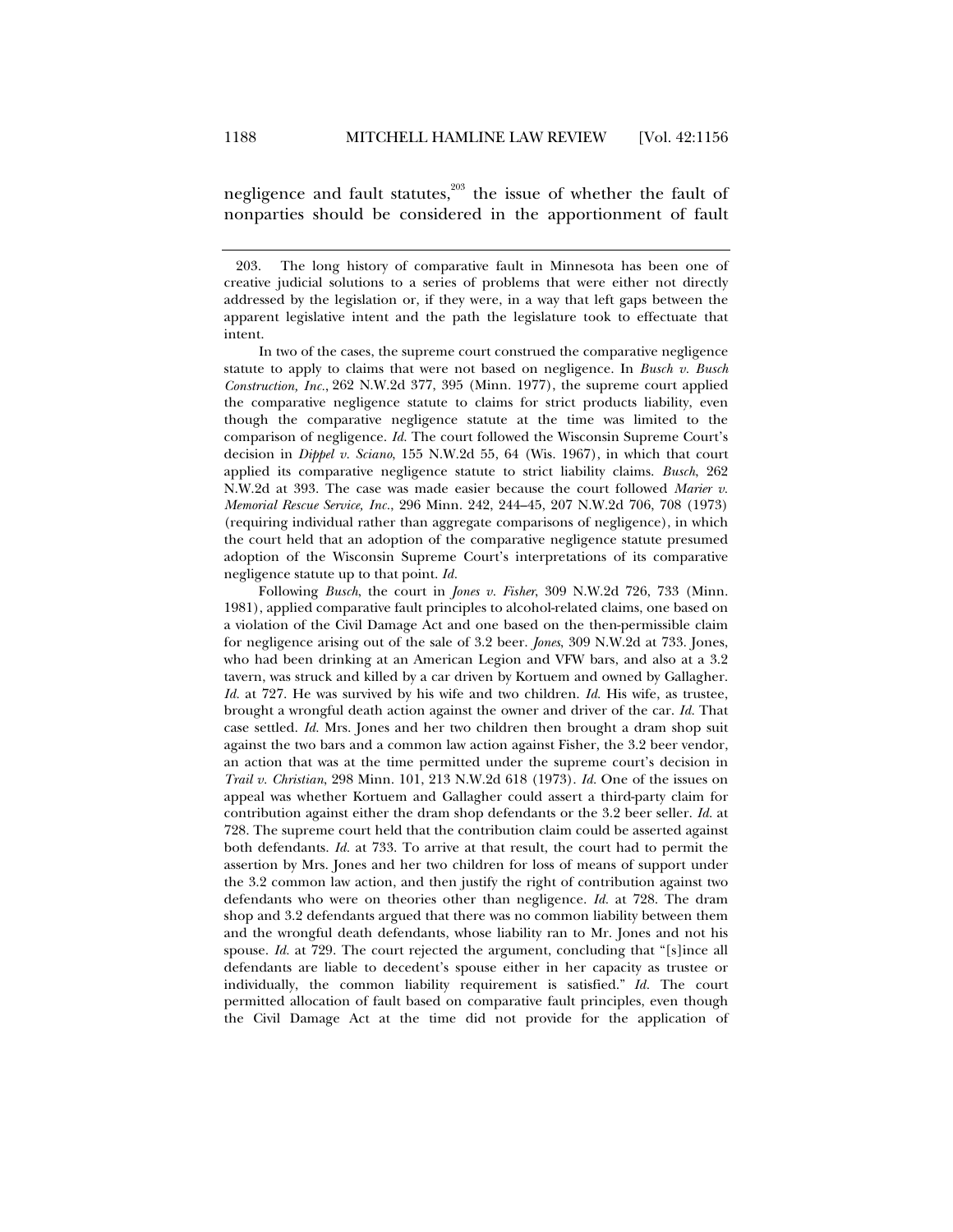negligence and fault statutes,[203] the issue of whether the fault of nonparties should be considered in the apportionment of fault

---

203. The long history of comparative fault in Minnesota has been one of creative judicial solutions to a series of problems that were either not directly addressed by the legislation or, if they were, in a way that left gaps between the apparent legislative intent and the path the legislature took to effectuate that intent.

In two of the cases, the supreme court construed the comparative negligence statute to apply to claims that were not based on negligence. In *Busch v. Busch Construction, Inc.*, 262 N.W.2d 377, 395 (Minn. 1977), the supreme court applied the comparative negligence statute to claims for strict products liability, even though the comparative negligence statute at the time was limited to the comparison of negligence. *Id.* The court followed the Wisconsin Supreme Court's decision in *Dippel v. Sciano*, 155 N.W.2d 55, 64 (Wis. 1967), in which that court applied its comparative negligence statute to strict liability claims. *Busch*, 262 N.W.2d at 393. The case was made easier because the court followed *Marier v. Memorial Rescue Service, Inc.*, 296 Minn. 242, 244–45, 207 N.W.2d 706, 708 (1973) (requiring individual rather than aggregate comparisons of negligence), in which the court held that an adoption of the comparative negligence statute presumed adoption of the Wisconsin Supreme Court's interpretations of its comparative negligence statute up to that point. *Id.*

Following *Busch*, the court in *Jones v. Fisher*, 309 N.W.2d 726, 733 (Minn. 1981), applied comparative fault principles to alcohol-related claims, one based on a violation of the Civil Damage Act and one based on the then-permissible claim for negligence arising out of the sale of 3.2 beer. *Jones*, 309 N.W.2d at 733. Jones, who had been drinking at an American Legion and VFW bars, and also at a 3.2 tavern, was struck and killed by a car driven by Kortuem and owned by Gallagher. *Id.* at 727. He was survived by his wife and two children. *Id.* His wife, as trustee, brought a wrongful death action against the owner and driver of the car. *Id.* That case settled. *Id.* Mrs. Jones and her two children then brought a dram shop suit against the two bars and a common law action against Fisher, the 3.2 beer vendor, an action that was at the time permitted under the supreme court's decision in *Trail v. Christian*, 298 Minn. 101, 213 N.W.2d 618 (1973). *Id.* One of the issues on appeal was whether Kortuem and Gallagher could assert a third-party claim for contribution against either the dram shop defendants or the 3.2 beer seller. *Id.* at 728. The supreme court held that the contribution claim could be asserted against both defendants. *Id.* at 733. To arrive at that result, the court had to permit the assertion by Mrs. Jones and her two children for loss of means of support under the 3.2 common law action, and then justify the right of contribution against two defendants who were on theories other than negligence. *Id.* at 728. The dram shop and 3.2 defendants argued that there was no common liability between them and the wrongful death defendants, whose liability ran to Mr. Jones and not his spouse. *Id.* at 729. The court rejected the argument, concluding that "[s]ince all defendants are liable to decedent's spouse either in her capacity as trustee or individually, the common liability requirement is satisfied." *Id.* The court permitted allocation of fault based on comparative fault principles, even though the Civil Damage Act at the time did not provide for the application of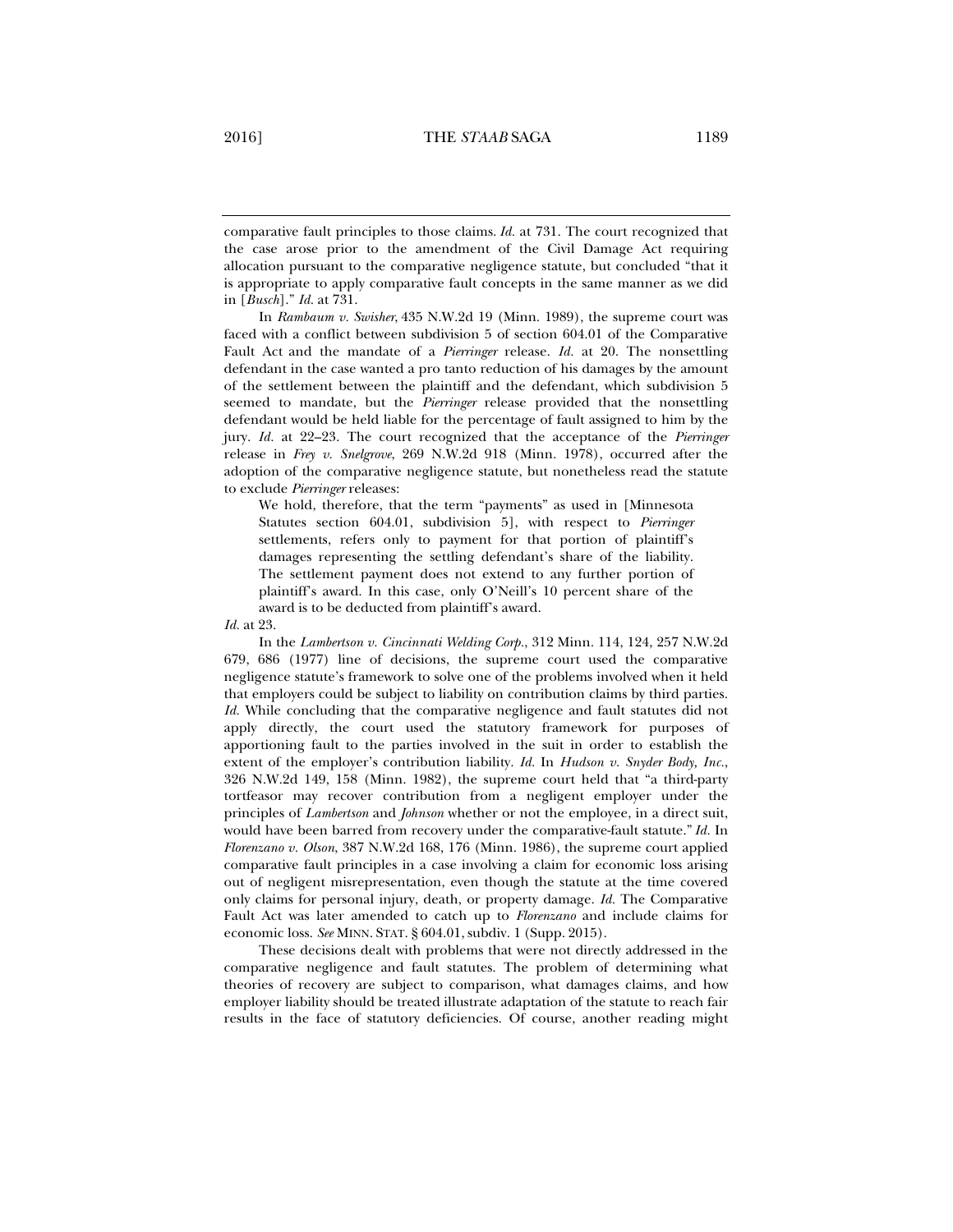comparative fault principles to those claims. *Id.* at 731. The court recognized that the case arose prior to the amendment of the Civil Damage Act requiring allocation pursuant to the comparative negligence statute, but concluded "that it is appropriate to apply comparative fault concepts in the same manner as we did in [*Busch*]." *Id.* at 731.

In *Rambaum v. Swisher*, 435 N.W.2d 19 (Minn. 1989), the supreme court was faced with a conflict between subdivision 5 of section 604.01 of the Comparative Fault Act and the mandate of a *Pierringer* release. *Id.* at 20. The nonsettling defendant in the case wanted a pro tanto reduction of his damages by the amount of the settlement between the plaintiff and the defendant, which subdivision 5 seemed to mandate, but the *Pierringer* release provided that the nonsettling defendant would be held liable for the percentage of fault assigned to him by the jury. *Id.* at 22–23. The court recognized that the acceptance of the *Pierringer* release in *Frey v. Snelgrove*, 269 N.W.2d 918 (Minn. 1978), occurred after the adoption of the comparative negligence statute, but nonetheless read the statute to exclude *Pierringer* releases:

> We hold, therefore, that the term "payments" as used in [Minnesota Statutes section 604.01, subdivision 5], with respect to *Pierringer* settlements, refers only to payment for that portion of plaintiff's damages representing the settling defendant's share of the liability. The settlement payment does not extend to any further portion of plaintiff's award. In this case, only O'Neill's 10 percent share of the award is to be deducted from plaintiff's award.

*Id.* at 23.

In the *Lambertson v. Cincinnati Welding Corp.*, 312 Minn. 114, 124, 257 N.W.2d 679, 686 (1977) line of decisions, the supreme court used the comparative negligence statute's framework to solve one of the problems involved when it held that employers could be subject to liability on contribution claims by third parties. *Id.* While concluding that the comparative negligence and fault statutes did not apply directly, the court used the statutory framework for purposes of apportioning fault to the parties involved in the suit in order to establish the extent of the employer's contribution liability. *Id.* In *Hudson v. Snyder Body, Inc.*, 326 N.W.2d 149, 158 (Minn. 1982), the supreme court held that "a third-party tortfeasor may recover contribution from a negligent employer under the principles of *Lambertson* and *Johnson* whether or not the employee, in a direct suit, would have been barred from recovery under the comparative-fault statute." *Id.* In *Florenzano v. Olson*, 387 N.W.2d 168, 176 (Minn. 1986), the supreme court applied comparative fault principles in a case involving a claim for economic loss arising out of negligent misrepresentation, even though the statute at the time covered only claims for personal injury, death, or property damage. *Id.* The Comparative Fault Act was later amended to catch up to *Florenzano* and include claims for economic loss. *See* MINN. STAT. § 604.01, subdiv. 1 (Supp. 2015).

These decisions dealt with problems that were not directly addressed in the comparative negligence and fault statutes. The problem of determining what theories of recovery are subject to comparison, what damages claims, and how employer liability should be treated illustrate adaptation of the statute to reach fair results in the face of statutory deficiencies. Of course, another reading might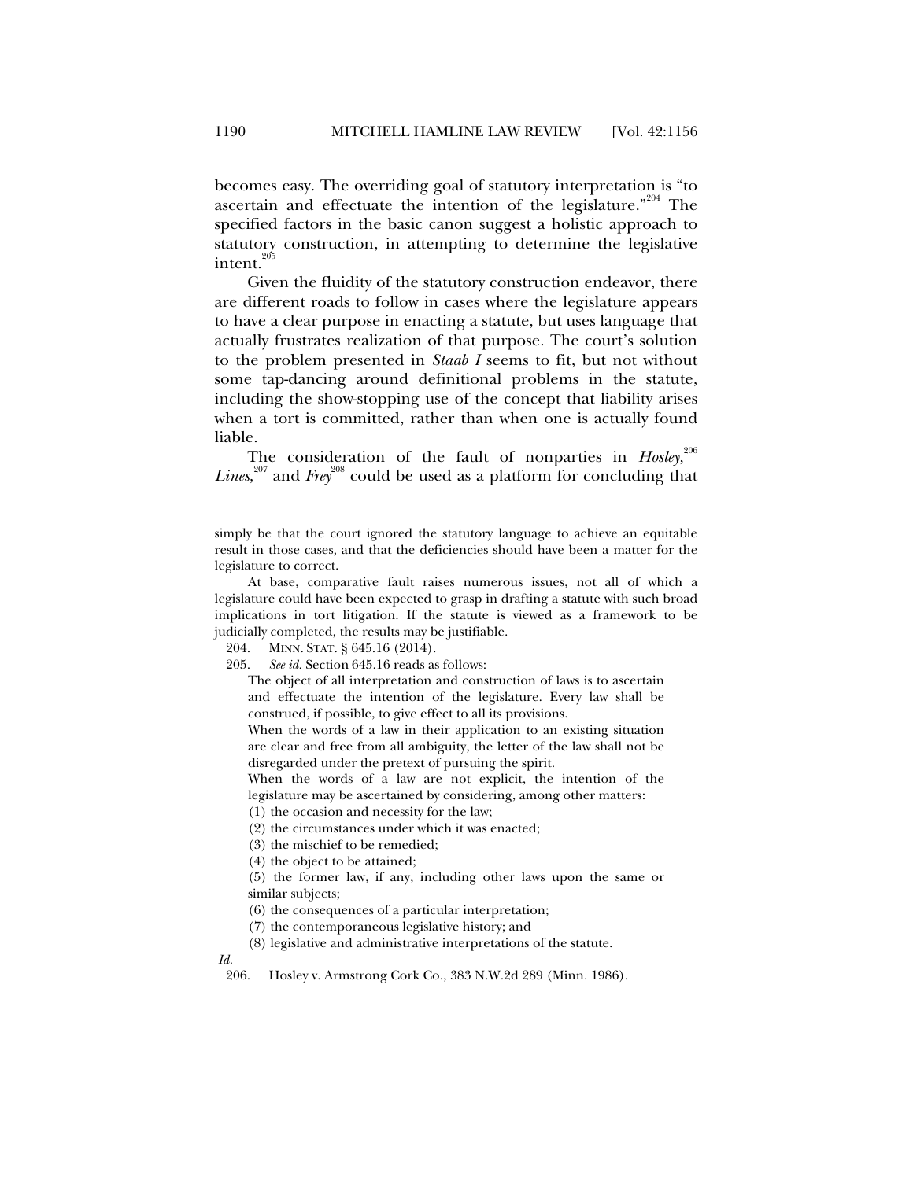becomes easy. The overriding goal of statutory interpretation is "to ascertain and effectuate the intention of the legislature."[204] The specified factors in the basic canon suggest a holistic approach to statutory construction, in attempting to determine the legislative intent.[205]

Given the fluidity of the statutory construction endeavor, there are different roads to follow in cases where the legislature appears to have a clear purpose in enacting a statute, but uses language that actually frustrates realization of that purpose. The court's solution to the problem presented in *Staab I* seems to fit, but not without some tap-dancing around definitional problems in the statute, including the show-stopping use of the concept that liability arises when a tort is committed, rather than when one is actually found liable.

The consideration of the fault of nonparties in *Hosley*,[206] *Lines*,[207] and *Frey*[208] could be used as a platform for concluding that

---

simply be that the court ignored the statutory language to achieve an equitable result in those cases, and that the deficiencies should have been a matter for the legislature to correct.

At base, comparative fault raises numerous issues, not all of which a legislature could have been expected to grasp in drafting a statute with such broad implications in tort litigation. If the statute is viewed as a framework to be judicially completed, the results may be justifiable.

204. MINN. STAT. § 645.16 (2014).

205. *See id.* Section 645.16 reads as follows:

> The object of all interpretation and construction of laws is to ascertain and effectuate the intention of the legislature. Every law shall be construed, if possible, to give effect to all its provisions.
>
> When the words of a law in their application to an existing situation are clear and free from all ambiguity, the letter of the law shall not be disregarded under the pretext of pursuing the spirit.
>
> When the words of a law are not explicit, the intention of the legislature may be ascertained by considering, among other matters:
>
> (1) the occasion and necessity for the law;
>
> (2) the circumstances under which it was enacted;
>
> (3) the mischief to be remedied;
>
> (4) the object to be attained;
>
> (5) the former law, if any, including other laws upon the same or similar subjects;
>
> (6) the consequences of a particular interpretation;
>
> (7) the contemporaneous legislative history; and
>
> (8) legislative and administrative interpretations of the statute.

*Id.*

206. Hosley v. Armstrong Cork Co., 383 N.W.2d 289 (Minn. 1986).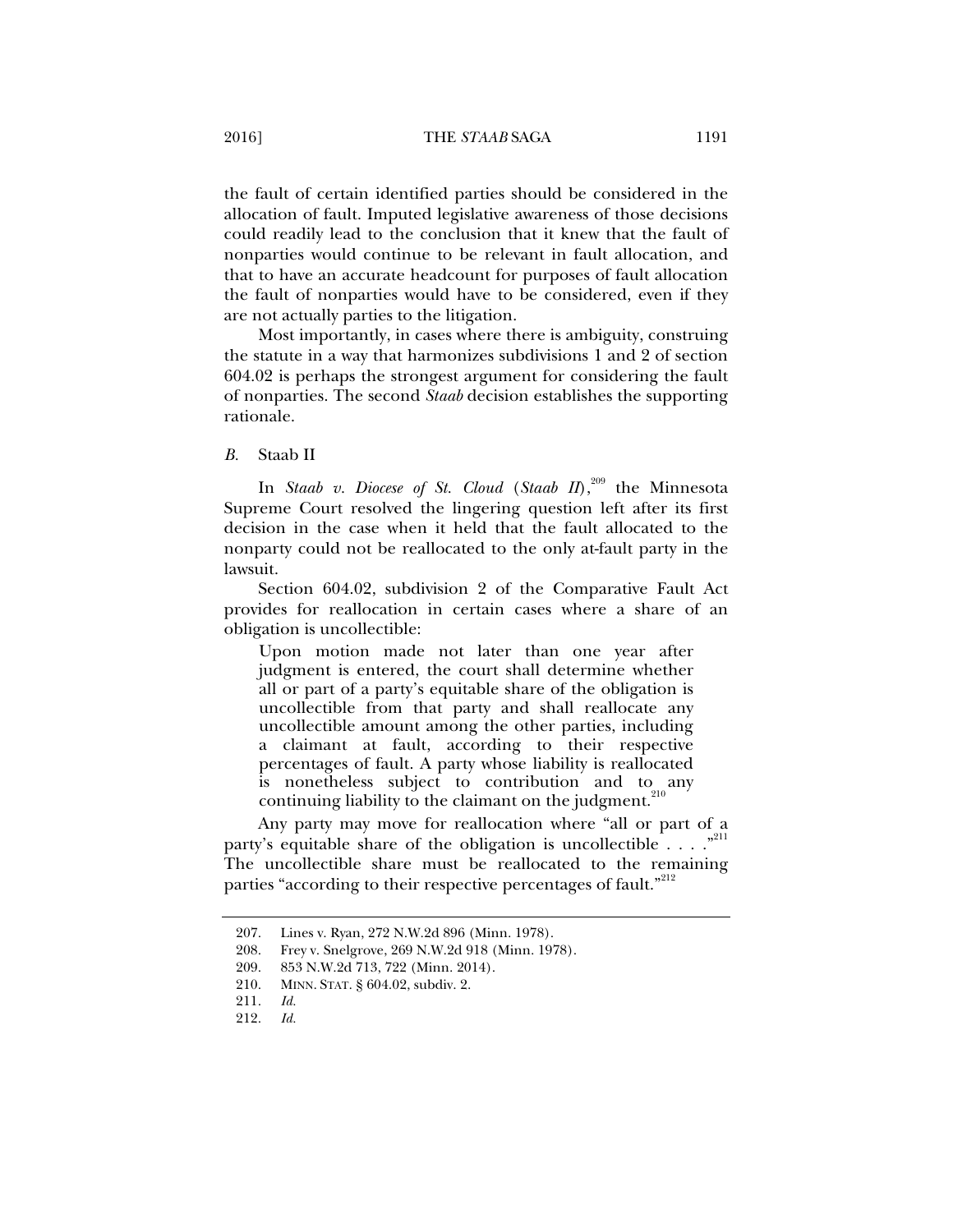the fault of certain identified parties should be considered in the allocation of fault. Imputed legislative awareness of those decisions could readily lead to the conclusion that it knew that the fault of nonparties would continue to be relevant in fault allocation, and that to have an accurate headcount for purposes of fault allocation the fault of nonparties would have to be considered, even if they are not actually parties to the litigation.

Most importantly, in cases where there is ambiguity, construing the statute in a way that harmonizes subdivisions 1 and 2 of section 604.02 is perhaps the strongest argument for considering the fault of nonparties. The second *Staab* decision establishes the supporting rationale.

### *B.* Staab II

In *Staab v. Diocese of St. Cloud* (*Staab II*),[209] the Minnesota Supreme Court resolved the lingering question left after its first decision in the case when it held that the fault allocated to the nonparty could not be reallocated to the only at-fault party in the lawsuit.

Section 604.02, subdivision 2 of the Comparative Fault Act provides for reallocation in certain cases where a share of an obligation is uncollectible:

> Upon motion made not later than one year after judgment is entered, the court shall determine whether all or part of a party's equitable share of the obligation is uncollectible from that party and shall reallocate any uncollectible amount among the other parties, including a claimant at fault, according to their respective percentages of fault. A party whose liability is reallocated is nonetheless subject to contribution and to any continuing liability to the claimant on the judgment.[210]

Any party may move for reallocation where "all or part of a party's equitable share of the obligation is uncollectible . . . ."[211] The uncollectible share must be reallocated to the remaining parties "according to their respective percentages of fault."[212]

---

207. Lines v. Ryan, 272 N.W.2d 896 (Minn. 1978).

208. Frey v. Snelgrove, 269 N.W.2d 918 (Minn. 1978).

209. 853 N.W.2d 713, 722 (Minn. 2014).

210. MINN. STAT. § 604.02, subdiv. 2.

211. *Id.*

212. *Id.*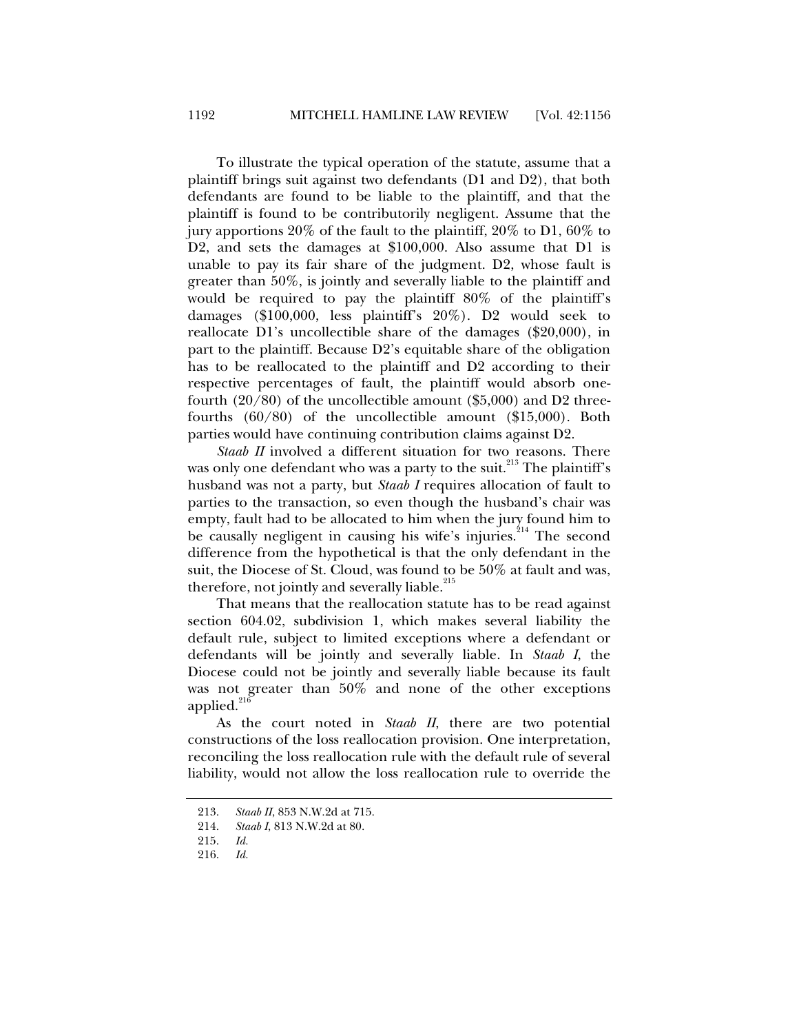To illustrate the typical operation of the statute, assume that a plaintiff brings suit against two defendants (D1 and D2), that both defendants are found to be liable to the plaintiff, and that the plaintiff is found to be contributorily negligent. Assume that the jury apportions 20% of the fault to the plaintiff, 20% to D1, 60% to D2, and sets the damages at $100,000. Also assume that D1 is unable to pay its fair share of the judgment. D2, whose fault is greater than 50%, is jointly and severally liable to the plaintiff and would be required to pay the plaintiff 80% of the plaintiff's damages ($100,000, less plaintiff's 20%). D2 would seek to reallocate D1's uncollectible share of the damages ($20,000), in part to the plaintiff. Because D2's equitable share of the obligation has to be reallocated to the plaintiff and D2 according to their respective percentages of fault, the plaintiff would absorb one-fourth (20/80) of the uncollectible amount ($5,000) and D2 three-fourths (60/80) of the uncollectible amount ($15,000). Both parties would have continuing contribution claims against D2.

*Staab II* involved a different situation for two reasons. There was only one defendant who was a party to the suit.[213] The plaintiff's husband was not a party, but *Staab I* requires allocation of fault to parties to the transaction, so even though the husband's chair was empty, fault had to be allocated to him when the jury found him to be causally negligent in causing his wife's injuries.[214] The second difference from the hypothetical is that the only defendant in the suit, the Diocese of St. Cloud, was found to be 50% at fault and was, therefore, not jointly and severally liable.[215]

That means that the reallocation statute has to be read against section 604.02, subdivision 1, which makes several liability the default rule, subject to limited exceptions where a defendant or defendants will be jointly and severally liable. In *Staab I*, the Diocese could not be jointly and severally liable because its fault was not greater than 50% and none of the other exceptions applied.[216]

As the court noted in *Staab II*, there are two potential constructions of the loss reallocation provision. One interpretation, reconciling the loss reallocation rule with the default rule of several liability, would not allow the loss reallocation rule to override the

---

213. *Staab II*, 853 N.W.2d at 715.

214. *Staab I*, 813 N.W.2d at 80.

215. *Id.*

216. *Id.*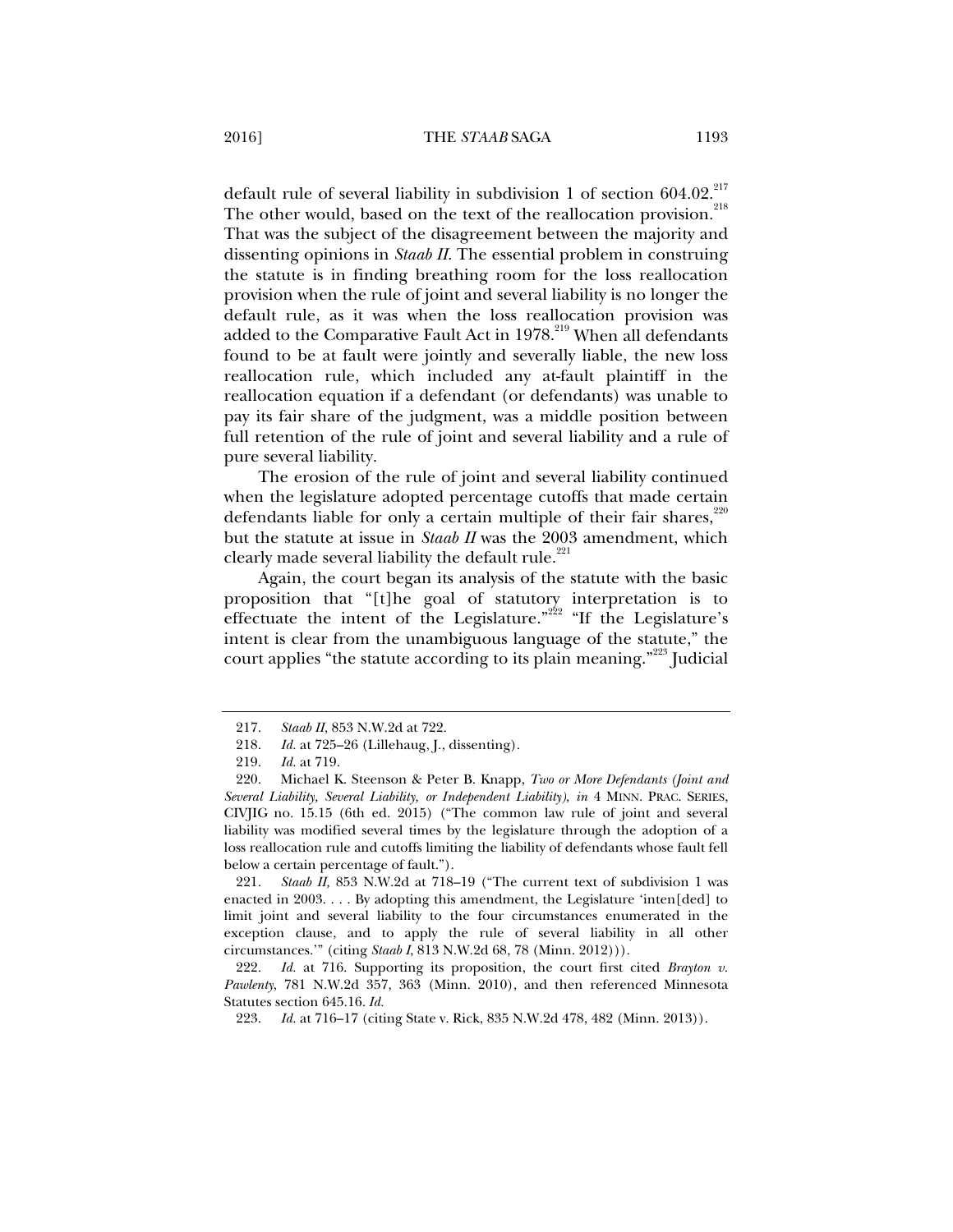default rule of several liability in subdivision 1 of section 604.02.[217] The other would, based on the text of the reallocation provision.[218] That was the subject of the disagreement between the majority and dissenting opinions in *Staab II*. The essential problem in construing the statute is in finding breathing room for the loss reallocation provision when the rule of joint and several liability is no longer the default rule, as it was when the loss reallocation provision was added to the Comparative Fault Act in 1978.[219] When all defendants found to be at fault were jointly and severally liable, the new loss reallocation rule, which included any at-fault plaintiff in the reallocation equation if a defendant (or defendants) was unable to pay its fair share of the judgment, was a middle position between full retention of the rule of joint and several liability and a rule of pure several liability.

The erosion of the rule of joint and several liability continued when the legislature adopted percentage cutoffs that made certain defendants liable for only a certain multiple of their fair shares,[220] but the statute at issue in *Staab II* was the 2003 amendment, which clearly made several liability the default rule.[221]

Again, the court began its analysis of the statute with the basic proposition that "[t]he goal of statutory interpretation is to effectuate the intent of the Legislature."[222] "If the Legislature's intent is clear from the unambiguous language of the statute," the court applies "the statute according to its plain meaning."[223] Judicial

---

217. *Staab II*, 853 N.W.2d at 722.

218. *Id.* at 725–26 (Lillehaug, J., dissenting).

219. *Id.* at 719.

220. Michael K. Steenson & Peter B. Knapp, *Two or More Defendants (Joint and Several Liability, Several Liability, or Independent Liability)*, *in* 4 MINN. PRAC. SERIES, CIVJIG no. 15.15 (6th ed. 2015) ("The common law rule of joint and several liability was modified several times by the legislature through the adoption of a loss reallocation rule and cutoffs limiting the liability of defendants whose fault fell below a certain percentage of fault.").

221. *Staab II,* 853 N.W.2d at 718–19 ("The current text of subdivision 1 was enacted in 2003. . . . By adopting this amendment, the Legislature 'inten[ded] to limit joint and several liability to the four circumstances enumerated in the exception clause, and to apply the rule of several liability in all other circumstances.'" (citing *Staab I*, 813 N.W.2d 68, 78 (Minn. 2012))).

222. *Id.* at 716. Supporting its proposition, the court first cited *Brayton v. Pawlenty*, 781 N.W.2d 357, 363 (Minn. 2010), and then referenced Minnesota Statutes section 645.16. *Id.*

223. *Id.* at 716–17 (citing State v. Rick, 835 N.W.2d 478, 482 (Minn. 2013)).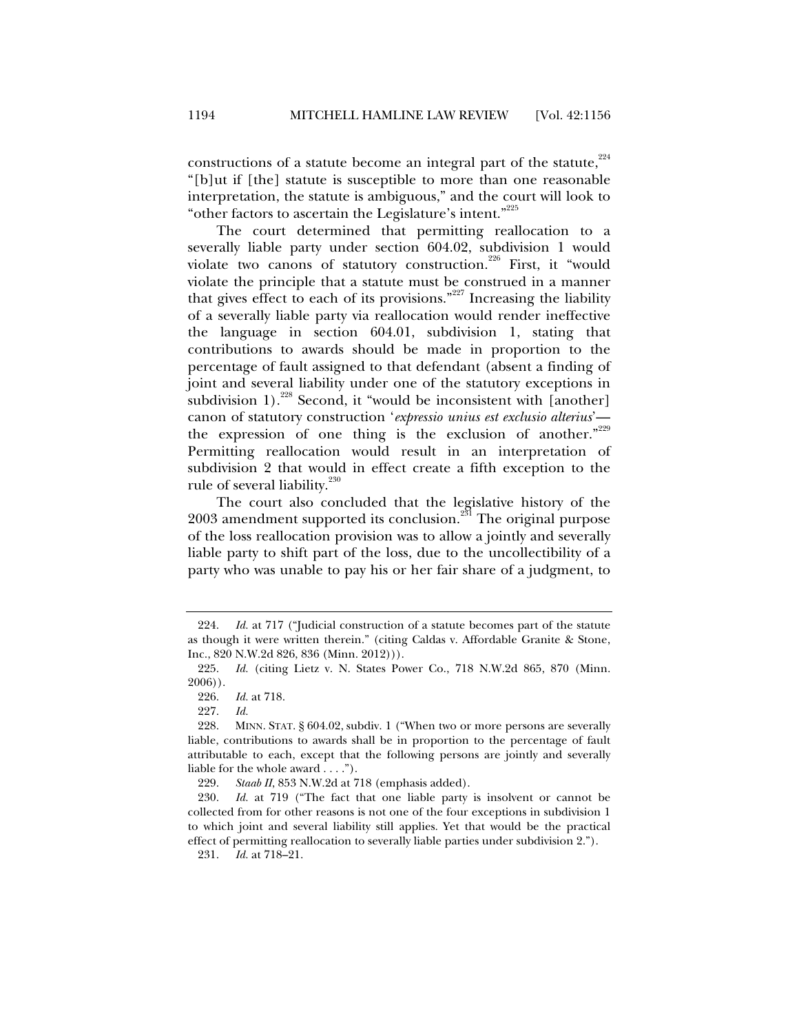constructions of a statute become an integral part of the statute,[224] "[b]ut if [the] statute is susceptible to more than one reasonable interpretation, the statute is ambiguous," and the court will look to "other factors to ascertain the Legislature's intent."[225]

The court determined that permitting reallocation to a severally liable party under section 604.02, subdivision 1 would violate two canons of statutory construction.[226] First, it "would violate the principle that a statute must be construed in a manner that gives effect to each of its provisions."[227] Increasing the liability of a severally liable party via reallocation would render ineffective the language in section 604.01, subdivision 1, stating that contributions to awards should be made in proportion to the percentage of fault assigned to that defendant (absent a finding of joint and several liability under one of the statutory exceptions in subdivision 1).[228] Second, it "would be inconsistent with [another] canon of statutory construction '*expressio unius est exclusio alterius*'—the expression of one thing is the exclusion of another."[229] Permitting reallocation would result in an interpretation of subdivision 2 that would in effect create a fifth exception to the rule of several liability.[230]

The court also concluded that the legislative history of the 2003 amendment supported its conclusion.[231] The original purpose of the loss reallocation provision was to allow a jointly and severally liable party to shift part of the loss, due to the uncollectibility of a party who was unable to pay his or her fair share of a judgment, to

---

224. *Id.* at 717 ("Judicial construction of a statute becomes part of the statute as though it were written therein." (citing Caldas v. Affordable Granite & Stone, Inc., 820 N.W.2d 826, 836 (Minn. 2012))).

225. *Id.* (citing Lietz v. N. States Power Co., 718 N.W.2d 865, 870 (Minn. 2006)).

226. *Id.* at 718.

227. *Id.*

228. MINN. STAT. § 604.02, subdiv. 1 ("When two or more persons are severally liable, contributions to awards shall be in proportion to the percentage of fault attributable to each, except that the following persons are jointly and severally liable for the whole award . . . .").

229. *Staab II*, 853 N.W.2d at 718 (emphasis added).

230. *Id.* at 719 ("The fact that one liable party is insolvent or cannot be collected from for other reasons is not one of the four exceptions in subdivision 1 to which joint and several liability still applies. Yet that would be the practical effect of permitting reallocation to severally liable parties under subdivision 2.").

231. *Id.* at 718–21.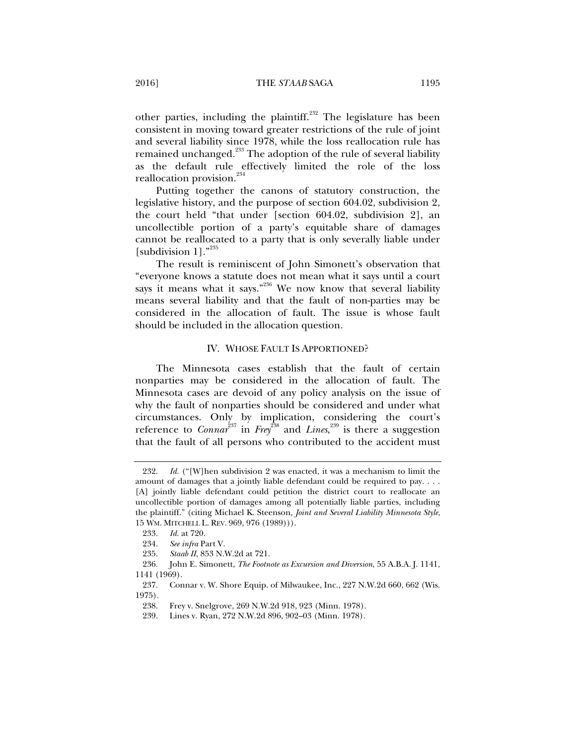other parties, including the plaintiff.[232] The legislature has been consistent in moving toward greater restrictions of the rule of joint and several liability since 1978, while the loss reallocation rule has remained unchanged.[233] The adoption of the rule of several liability as the default rule effectively limited the role of the loss reallocation provision.[234]

Putting together the canons of statutory construction, the legislative history, and the purpose of section 604.02, subdivision 2, the court held "that under [section 604.02, subdivision 2], an uncollectible portion of a party's equitable share of damages cannot be reallocated to a party that is only severally liable under [subdivision 1]."[235]

The result is reminiscent of John Simonett's observation that "everyone knows a statute does not mean what it says until a court says it means what it says."[236] We now know that several liability means several liability and that the fault of non-parties may be considered in the allocation of fault. The issue is whose fault should be included in the allocation question.

## IV. WHOSE FAULT IS APPORTIONED?

The Minnesota cases establish that the fault of certain nonparties may be considered in the allocation of fault. The Minnesota cases are devoid of any policy analysis on the issue of why the fault of nonparties should be considered and under what circumstances. Only by implication, considering the court's reference to *Connar*[237] in *Frey*[238] and *Lines*,[239] is there a suggestion that the fault of all persons who contributed to the accident must

---

232. *Id.* ("[W]hen subdivision 2 was enacted, it was a mechanism to limit the amount of damages that a jointly liable defendant could be required to pay. . . . [A] jointly liable defendant could petition the district court to reallocate an uncollectible portion of damages among all potentially liable parties, including the plaintiff." (citing Michael K. Steenson, *Joint and Several Liability Minnesota Style*, 15 WM. MITCHELL L. REV. 969, 976 (1989))).

233. *Id.* at 720.

234. *See infra* Part V.

235. *Staab II*, 853 N.W.2d at 721.

236. John E. Simonett, *The Footnote as Excursion and Diversion*, 55 A.B.A. J. 1141, 1141 (1969).

237. Connar v. W. Shore Equip. of Milwaukee, Inc., 227 N.W.2d 660, 662 (Wis. 1975).

238. Frey v. Snelgrove, 269 N.W.2d 918, 923 (Minn. 1978).

239. Lines v. Ryan, 272 N.W.2d 896, 902–03 (Minn. 1978).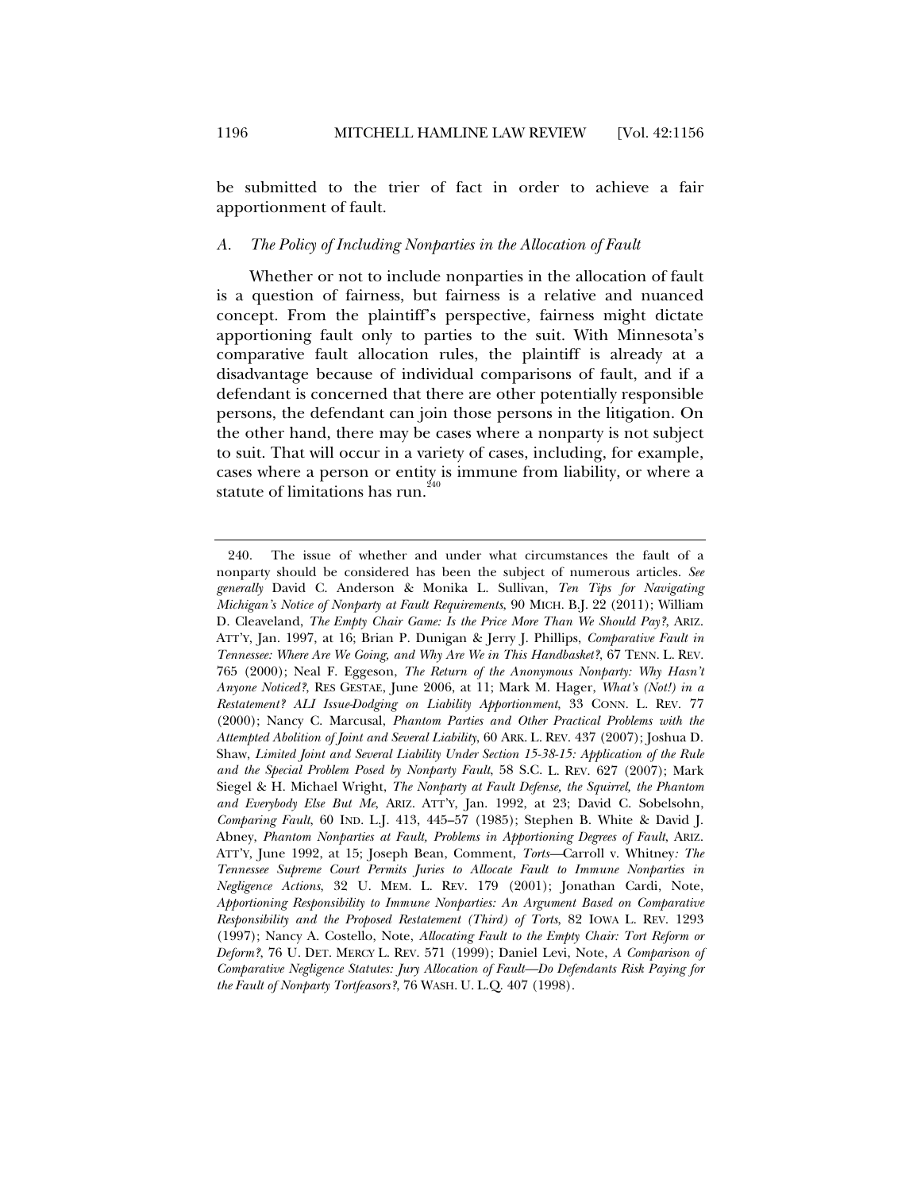be submitted to the trier of fact in order to achieve a fair apportionment of fault.

### *A. The Policy of Including Nonparties in the Allocation of Fault*

Whether or not to include nonparties in the allocation of fault is a question of fairness, but fairness is a relative and nuanced concept. From the plaintiff's perspective, fairness might dictate apportioning fault only to parties to the suit. With Minnesota's comparative fault allocation rules, the plaintiff is already at a disadvantage because of individual comparisons of fault, and if a defendant is concerned that there are other potentially responsible persons, the defendant can join those persons in the litigation. On the other hand, there may be cases where a nonparty is not subject to suit. That will occur in a variety of cases, including, for example, cases where a person or entity is immune from liability, or where a statute of limitations has run.[240]

---

240. The issue of whether and under what circumstances the fault of a nonparty should be considered has been the subject of numerous articles. *See generally* David C. Anderson & Monika L. Sullivan, *Ten Tips for Navigating Michigan's Notice of Nonparty at Fault Requirements*, 90 MICH. B.J. 22 (2011); William D. Cleaveland, *The Empty Chair Game: Is the Price More Than We Should Pay?*, ARIZ. ATT'Y, Jan. 1997, at 16; Brian P. Dunigan & Jerry J. Phillips, *Comparative Fault in Tennessee: Where Are We Going, and Why Are We in This Handbasket?*, 67 TENN. L. REV. 765 (2000); Neal F. Eggeson, *The Return of the Anonymous Nonparty: Why Hasn't Anyone Noticed?*, RES GESTAE, June 2006, at 11; Mark M. Hager, *What's (Not!) in a Restatement? ALI Issue-Dodging on Liability Apportionment*, 33 CONN. L. REV. 77 (2000); Nancy C. Marcusal, *Phantom Parties and Other Practical Problems with the Attempted Abolition of Joint and Several Liability*, 60 ARK. L. REV. 437 (2007); Joshua D. Shaw, *Limited Joint and Several Liability Under Section 15-38-15: Application of the Rule and the Special Problem Posed by Nonparty Fault*, 58 S.C. L. REV. 627 (2007); Mark Siegel & H. Michael Wright, *The Nonparty at Fault Defense, the Squirrel, the Phantom and Everybody Else But Me*, ARIZ. ATT'Y, Jan. 1992, at 23; David C. Sobelsohn, *Comparing Fault*, 60 IND. L.J. 413, 445–57 (1985); Stephen B. White & David J. Abney, *Phantom Nonparties at Fault, Problems in Apportioning Degrees of Fault*, ARIZ. ATT'Y, June 1992, at 15; Joseph Bean, Comment, *Torts—*Carroll v. Whitney*: The Tennessee Supreme Court Permits Juries to Allocate Fault to Immune Nonparties in Negligence Actions*, 32 U. MEM. L. REV. 179 (2001); Jonathan Cardi, Note, *Apportioning Responsibility to Immune Nonparties: An Argument Based on Comparative Responsibility and the Proposed Restatement (Third) of Torts*, 82 IOWA L. REV. 1293 (1997); Nancy A. Costello, Note, *Allocating Fault to the Empty Chair: Tort Reform or Deform?*, 76 U. DET. MERCY L. REV. 571 (1999); Daniel Levi, Note, *A Comparison of Comparative Negligence Statutes: Jury Allocation of Fault—Do Defendants Risk Paying for the Fault of Nonparty Tortfeasors?*, 76 WASH. U. L.Q. 407 (1998).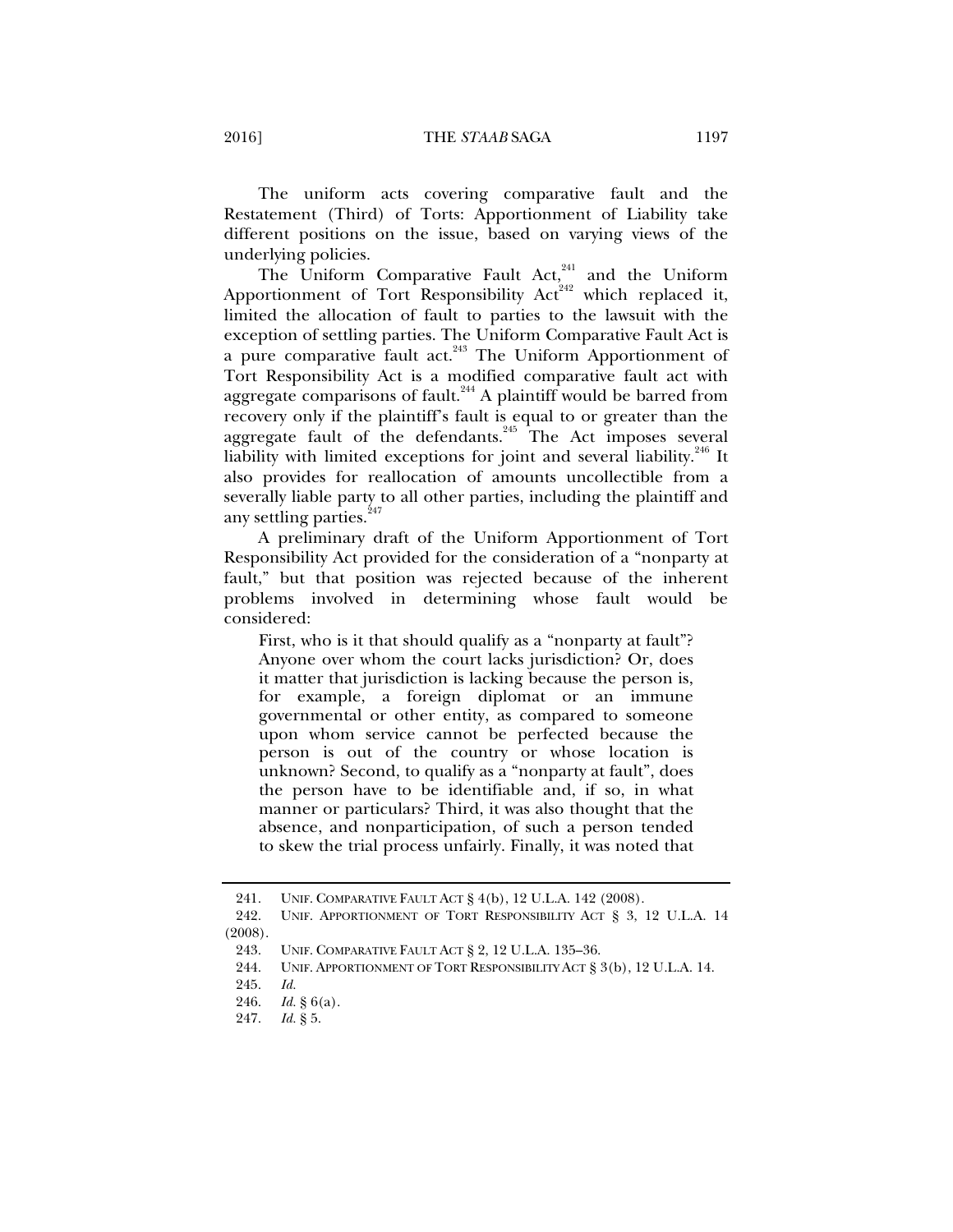The uniform acts covering comparative fault and the Restatement (Third) of Torts: Apportionment of Liability take different positions on the issue, based on varying views of the underlying policies.

The Uniform Comparative Fault Act,[241] and the Uniform Apportionment of Tort Responsibility Act[242] which replaced it, limited the allocation of fault to parties to the lawsuit with the exception of settling parties. The Uniform Comparative Fault Act is a pure comparative fault act.[243] The Uniform Apportionment of Tort Responsibility Act is a modified comparative fault act with aggregate comparisons of fault.[244] A plaintiff would be barred from recovery only if the plaintiff's fault is equal to or greater than the aggregate fault of the defendants.[245] The Act imposes several liability with limited exceptions for joint and several liability.[246] It also provides for reallocation of amounts uncollectible from a severally liable party to all other parties, including the plaintiff and any settling parties.[247]

A preliminary draft of the Uniform Apportionment of Tort Responsibility Act provided for the consideration of a "nonparty at fault," but that position was rejected because of the inherent problems involved in determining whose fault would be considered:

> First, who is it that should qualify as a "nonparty at fault"? Anyone over whom the court lacks jurisdiction? Or, does it matter that jurisdiction is lacking because the person is, for example, a foreign diplomat or an immune governmental or other entity, as compared to someone upon whom service cannot be perfected because the person is out of the country or whose location is unknown? Second, to qualify as a "nonparty at fault", does the person have to be identifiable and, if so, in what manner or particulars? Third, it was also thought that the absence, and nonparticipation, of such a person tended to skew the trial process unfairly. Finally, it was noted that

---

241. UNIF. COMPARATIVE FAULT ACT § 4(b), 12 U.L.A. 142 (2008).

242. UNIF. APPORTIONMENT OF TORT RESPONSIBILITY ACT § 3, 12 U.L.A. 14 (2008).

243. UNIF. COMPARATIVE FAULT ACT § 2, 12 U.L.A. 135–36.

244. UNIF. APPORTIONMENT OF TORT RESPONSIBILITY ACT § 3(b), 12 U.L.A. 14.

245. *Id.*

246. *Id.* § 6(a).

247. *Id.* § 5.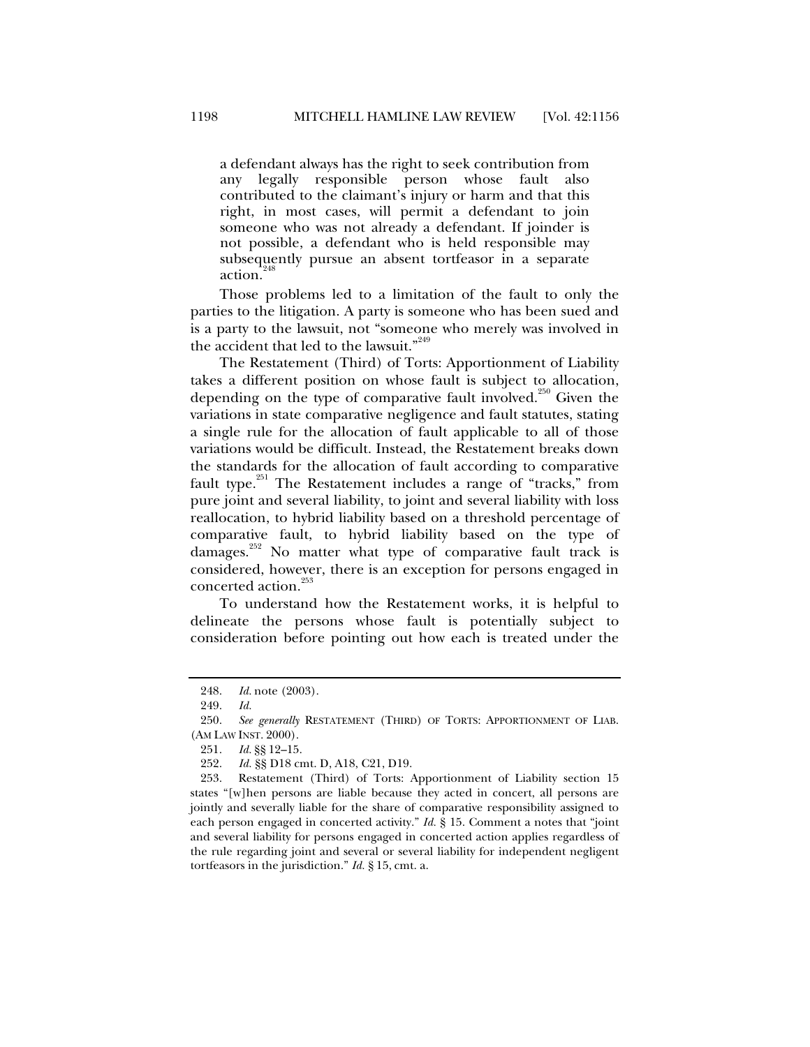> a defendant always has the right to seek contribution from any legally responsible person whose fault also contributed to the claimant's injury or harm and that this right, in most cases, will permit a defendant to join someone who was not already a defendant. If joinder is not possible, a defendant who is held responsible may subsequently pursue an absent tortfeasor in a separate action.[248]

Those problems led to a limitation of the fault to only the parties to the litigation. A party is someone who has been sued and is a party to the lawsuit, not "someone who merely was involved in the accident that led to the lawsuit."[249]

The Restatement (Third) of Torts: Apportionment of Liability takes a different position on whose fault is subject to allocation, depending on the type of comparative fault involved.[250] Given the variations in state comparative negligence and fault statutes, stating a single rule for the allocation of fault applicable to all of those variations would be difficult. Instead, the Restatement breaks down the standards for the allocation of fault according to comparative fault type.[251] The Restatement includes a range of "tracks," from pure joint and several liability, to joint and several liability with loss reallocation, to hybrid liability based on a threshold percentage of comparative fault, to hybrid liability based on the type of damages.[252] No matter what type of comparative fault track is considered, however, there is an exception for persons engaged in concerted action.[253]

To understand how the Restatement works, it is helpful to delineate the persons whose fault is potentially subject to consideration before pointing out how each is treated under the

---

248. *Id.* note (2003).

249. *Id.*

250. *See generally* RESTATEMENT (THIRD) OF TORTS: APPORTIONMENT OF LIAB. (AM LAW INST. 2000).

251. *Id.* §§ 12–15.

252. *Id.* §§ D18 cmt. D, A18, C21, D19.

253. Restatement (Third) of Torts: Apportionment of Liability section 15 states "[w]hen persons are liable because they acted in concert, all persons are jointly and severally liable for the share of comparative responsibility assigned to each person engaged in concerted activity." *Id.* § 15. Comment a notes that "joint and several liability for persons engaged in concerted action applies regardless of the rule regarding joint and several or several liability for independent negligent tortfeasors in the jurisdiction." *Id.* § 15, cmt. a.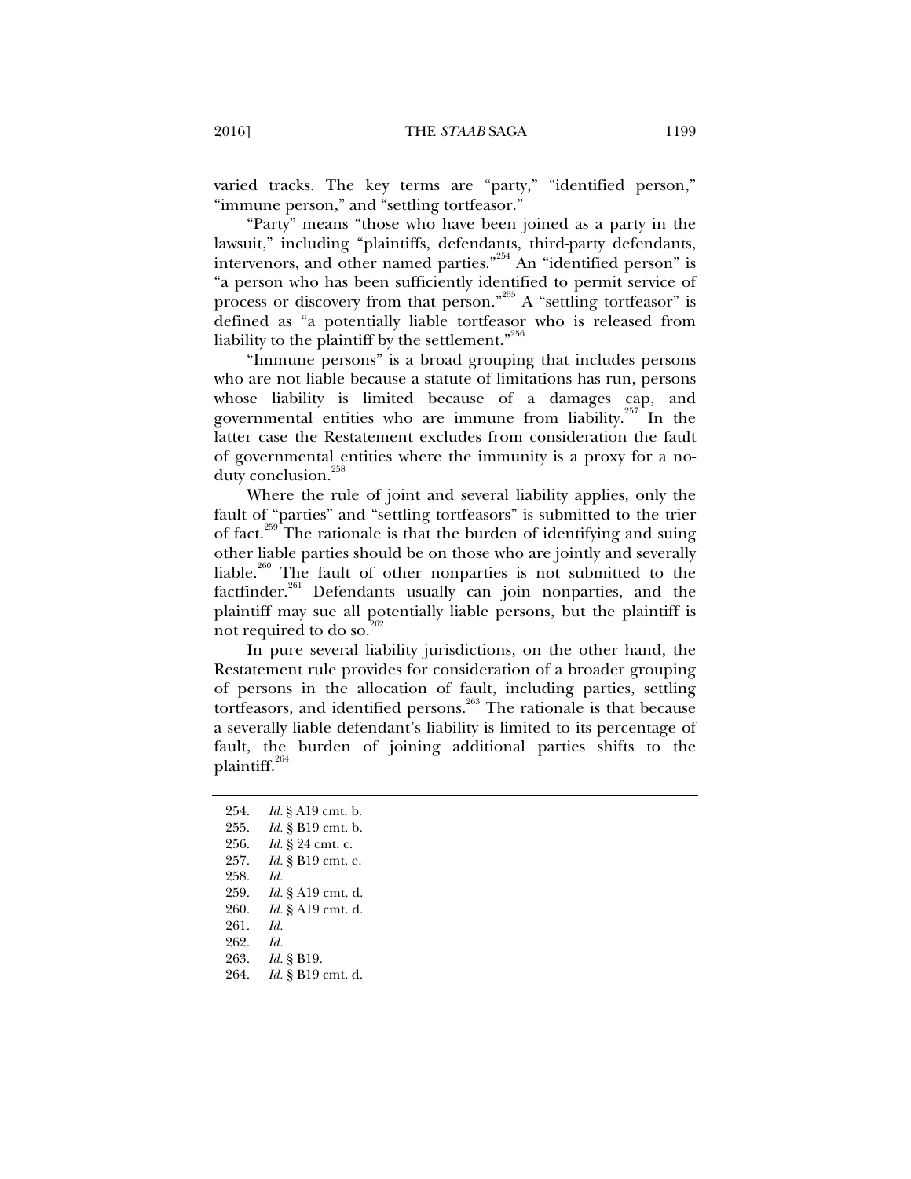varied tracks. The key terms are "party," "identified person," "immune person," and "settling tortfeasor."

"Party" means "those who have been joined as a party in the lawsuit," including "plaintiffs, defendants, third-party defendants, intervenors, and other named parties."[254] An "identified person" is "a person who has been sufficiently identified to permit service of process or discovery from that person."[255] A "settling tortfeasor" is defined as "a potentially liable tortfeasor who is released from liability to the plaintiff by the settlement."[256]

"Immune persons" is a broad grouping that includes persons who are not liable because a statute of limitations has run, persons whose liability is limited because of a damages cap, and governmental entities who are immune from liability.[257] In the latter case the Restatement excludes from consideration the fault of governmental entities where the immunity is a proxy for a no-duty conclusion.[258]

Where the rule of joint and several liability applies, only the fault of "parties" and "settling tortfeasors" is submitted to the trier of fact.[259] The rationale is that the burden of identifying and suing other liable parties should be on those who are jointly and severally liable.[260] The fault of other nonparties is not submitted to the factfinder.[261] Defendants usually can join nonparties, and the plaintiff may sue all potentially liable persons, but the plaintiff is not required to do so.[262]

In pure several liability jurisdictions, on the other hand, the Restatement rule provides for consideration of a broader grouping of persons in the allocation of fault, including parties, settling tortfeasors, and identified persons.[263] The rationale is that because a severally liable defendant's liability is limited to its percentage of fault, the burden of joining additional parties shifts to the plaintiff.[264]

---

254. *Id.* § A19 cmt. b.
255. *Id.* § B19 cmt. b.
256. *Id.* § 24 cmt. c.
257. *Id.* § B19 cmt. e.
258. *Id.*
259. *Id.* § A19 cmt. d.
260. *Id.* § A19 cmt. d.
261. *Id.*
262. *Id.*
263. *Id.* § B19.
264. *Id.* § B19 cmt. d.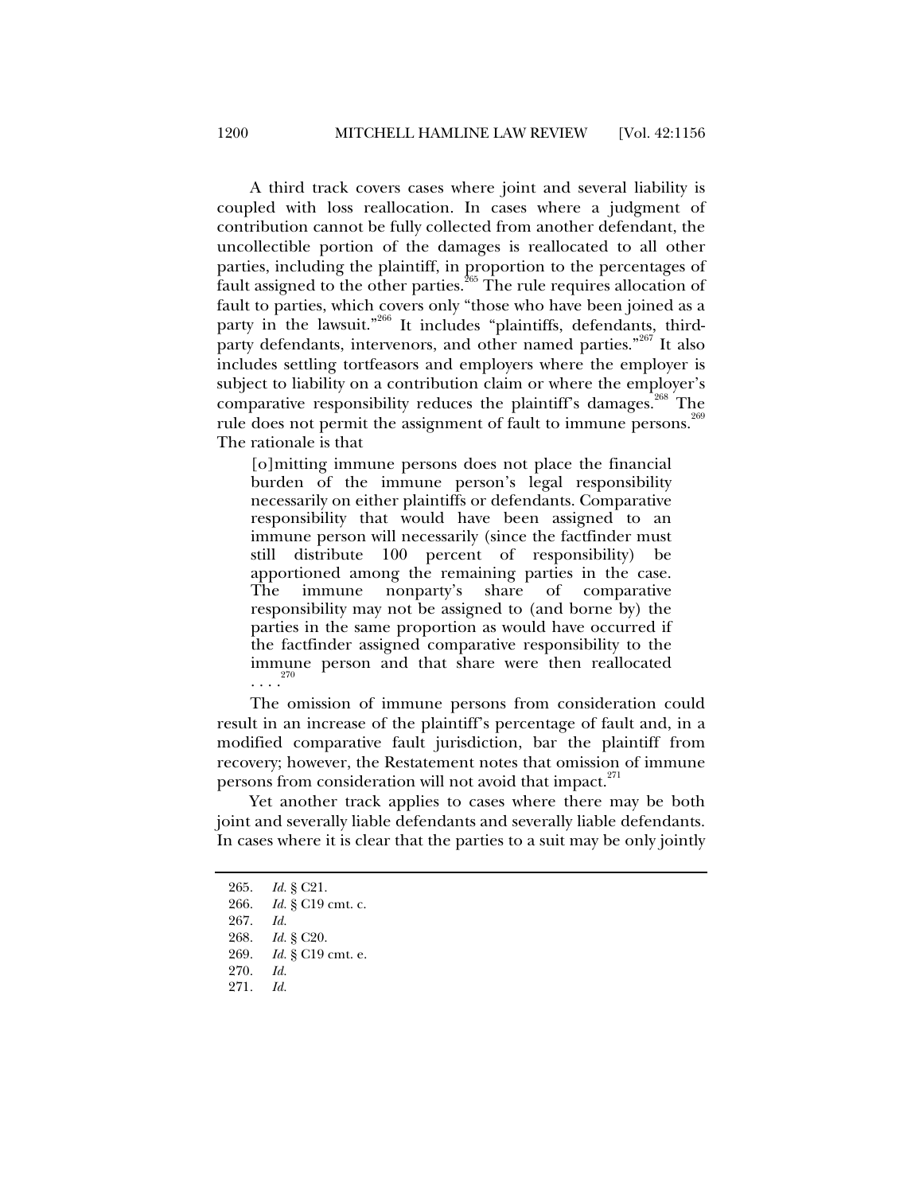A third track covers cases where joint and several liability is coupled with loss reallocation. In cases where a judgment of contribution cannot be fully collected from another defendant, the uncollectible portion of the damages is reallocated to all other parties, including the plaintiff, in proportion to the percentages of fault assigned to the other parties.[265] The rule requires allocation of fault to parties, which covers only "those who have been joined as a party in the lawsuit."[266] It includes "plaintiffs, defendants, third-party defendants, intervenors, and other named parties."[267] It also includes settling tortfeasors and employers where the employer is subject to liability on a contribution claim or where the employer's comparative responsibility reduces the plaintiff's damages.[268] The rule does not permit the assignment of fault to immune persons.[269] The rationale is that

> [o]mitting immune persons does not place the financial burden of the immune person's legal responsibility necessarily on either plaintiffs or defendants. Comparative responsibility that would have been assigned to an immune person will necessarily (since the factfinder must still distribute 100 percent of responsibility) be apportioned among the remaining parties in the case. The immune nonparty's share of comparative responsibility may not be assigned to (and borne by) the parties in the same proportion as would have occurred if the factfinder assigned comparative responsibility to the immune person and that share were then reallocated . . . .[270]

The omission of immune persons from consideration could result in an increase of the plaintiff's percentage of fault and, in a modified comparative fault jurisdiction, bar the plaintiff from recovery; however, the Restatement notes that omission of immune persons from consideration will not avoid that impact.[271]

Yet another track applies to cases where there may be both joint and severally liable defendants and severally liable defendants. In cases where it is clear that the parties to a suit may be only jointly

---

265. *Id.* § C21.

266. *Id.* § C19 cmt. c.

267. *Id.*

268. *Id.* § C20.

269. *Id.* § C19 cmt. e.

270. *Id.*

271. *Id.*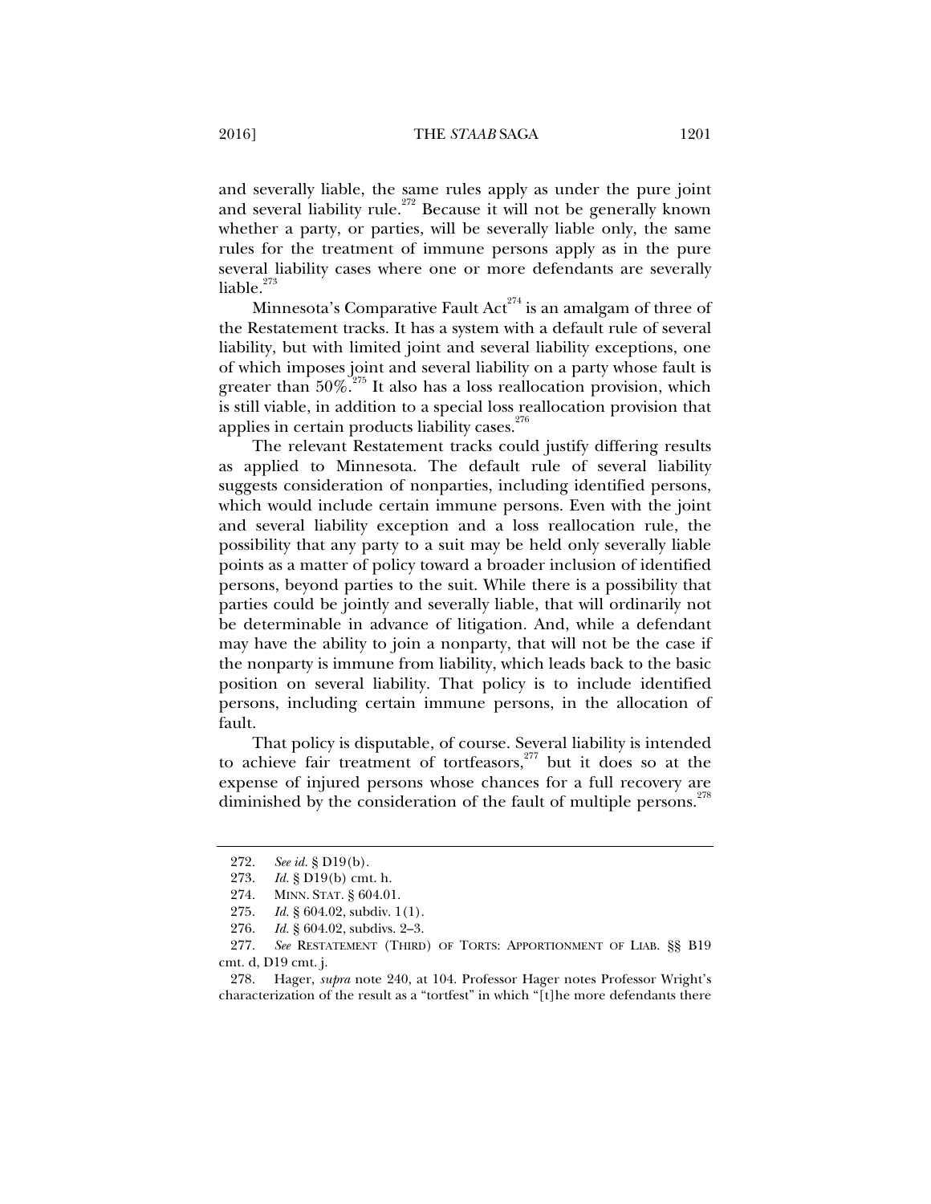and severally liable, the same rules apply as under the pure joint and several liability rule.[272] Because it will not be generally known whether a party, or parties, will be severally liable only, the same rules for the treatment of immune persons apply as in the pure several liability cases where one or more defendants are severally liable.[273]

Minnesota's Comparative Fault Act[274] is an amalgam of three of the Restatement tracks. It has a system with a default rule of several liability, but with limited joint and several liability exceptions, one of which imposes joint and several liability on a party whose fault is greater than 50%.[275] It also has a loss reallocation provision, which is still viable, in addition to a special loss reallocation provision that applies in certain products liability cases.[276]

The relevant Restatement tracks could justify differing results as applied to Minnesota. The default rule of several liability suggests consideration of nonparties, including identified persons, which would include certain immune persons. Even with the joint and several liability exception and a loss reallocation rule, the possibility that any party to a suit may be held only severally liable points as a matter of policy toward a broader inclusion of identified persons, beyond parties to the suit. While there is a possibility that parties could be jointly and severally liable, that will ordinarily not be determinable in advance of litigation. And, while a defendant may have the ability to join a nonparty, that will not be the case if the nonparty is immune from liability, which leads back to the basic position on several liability. That policy is to include identified persons, including certain immune persons, in the allocation of fault.

That policy is disputable, of course. Several liability is intended to achieve fair treatment of tortfeasors,[277] but it does so at the expense of injured persons whose chances for a full recovery are diminished by the consideration of the fault of multiple persons.[278]

---

272. *See id.* § D19(b).

273. *Id.* § D19(b) cmt. h.

274. MINN. STAT. § 604.01.

275. *Id.* § 604.02, subdiv. 1(1).

276. *Id.* § 604.02, subdivs. 2–3.

277. *See* RESTATEMENT (THIRD) OF TORTS: APPORTIONMENT OF LIAB. §§ B19 cmt. d, D19 cmt. j.

278. Hager, *supra* note 240, at 104. Professor Hager notes Professor Wright's characterization of the result as a "tortfest" in which "[t]he more defendants there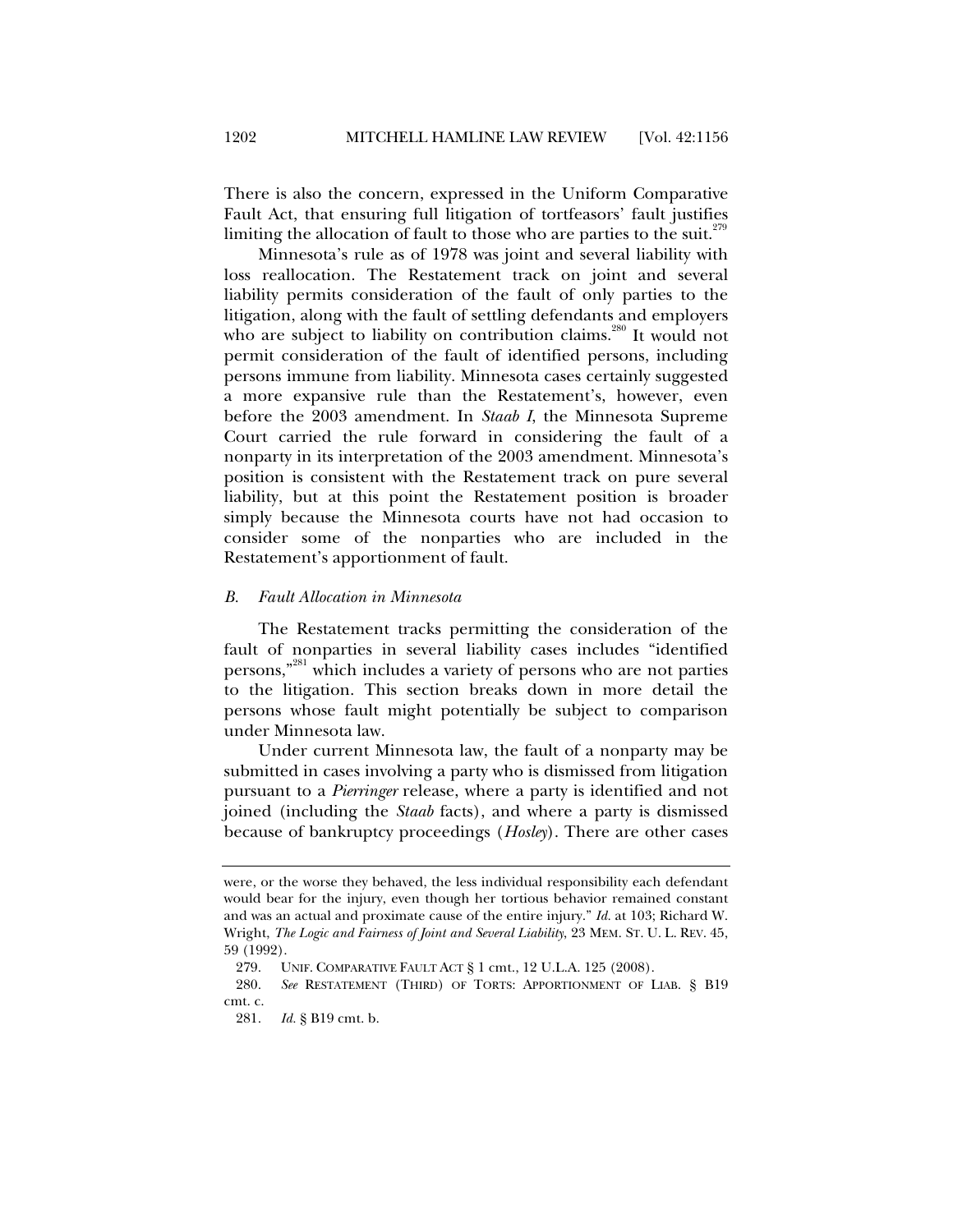There is also the concern, expressed in the Uniform Comparative Fault Act, that ensuring full litigation of tortfeasors' fault justifies limiting the allocation of fault to those who are parties to the suit.[279]

Minnesota's rule as of 1978 was joint and several liability with loss reallocation. The Restatement track on joint and several liability permits consideration of the fault of only parties to the litigation, along with the fault of settling defendants and employers who are subject to liability on contribution claims.[280] It would not permit consideration of the fault of identified persons, including persons immune from liability. Minnesota cases certainly suggested a more expansive rule than the Restatement's, however, even before the 2003 amendment. In *Staab I*, the Minnesota Supreme Court carried the rule forward in considering the fault of a nonparty in its interpretation of the 2003 amendment. Minnesota's position is consistent with the Restatement track on pure several liability, but at this point the Restatement position is broader simply because the Minnesota courts have not had occasion to consider some of the nonparties who are included in the Restatement's apportionment of fault.

### *B. Fault Allocation in Minnesota*

The Restatement tracks permitting the consideration of the fault of nonparties in several liability cases includes "identified persons,"[281] which includes a variety of persons who are not parties to the litigation. This section breaks down in more detail the persons whose fault might potentially be subject to comparison under Minnesota law.

Under current Minnesota law, the fault of a nonparty may be submitted in cases involving a party who is dismissed from litigation pursuant to a *Pierringer* release, where a party is identified and not joined (including the *Staab* facts), and where a party is dismissed because of bankruptcy proceedings (*Hosley*). There are other cases

---

were, or the worse they behaved, the less individual responsibility each defendant would bear for the injury, even though her tortious behavior remained constant and was an actual and proximate cause of the entire injury." *Id.* at 103; Richard W. Wright, *The Logic and Fairness of Joint and Several Liability*, 23 MEM. ST. U. L. REV. 45, 59 (1992).

279. UNIF. COMPARATIVE FAULT ACT § 1 cmt., 12 U.L.A. 125 (2008).

280. *See* RESTATEMENT (THIRD) OF TORTS: APPORTIONMENT OF LIAB. § B19 cmt. c.

281. *Id.* § B19 cmt. b.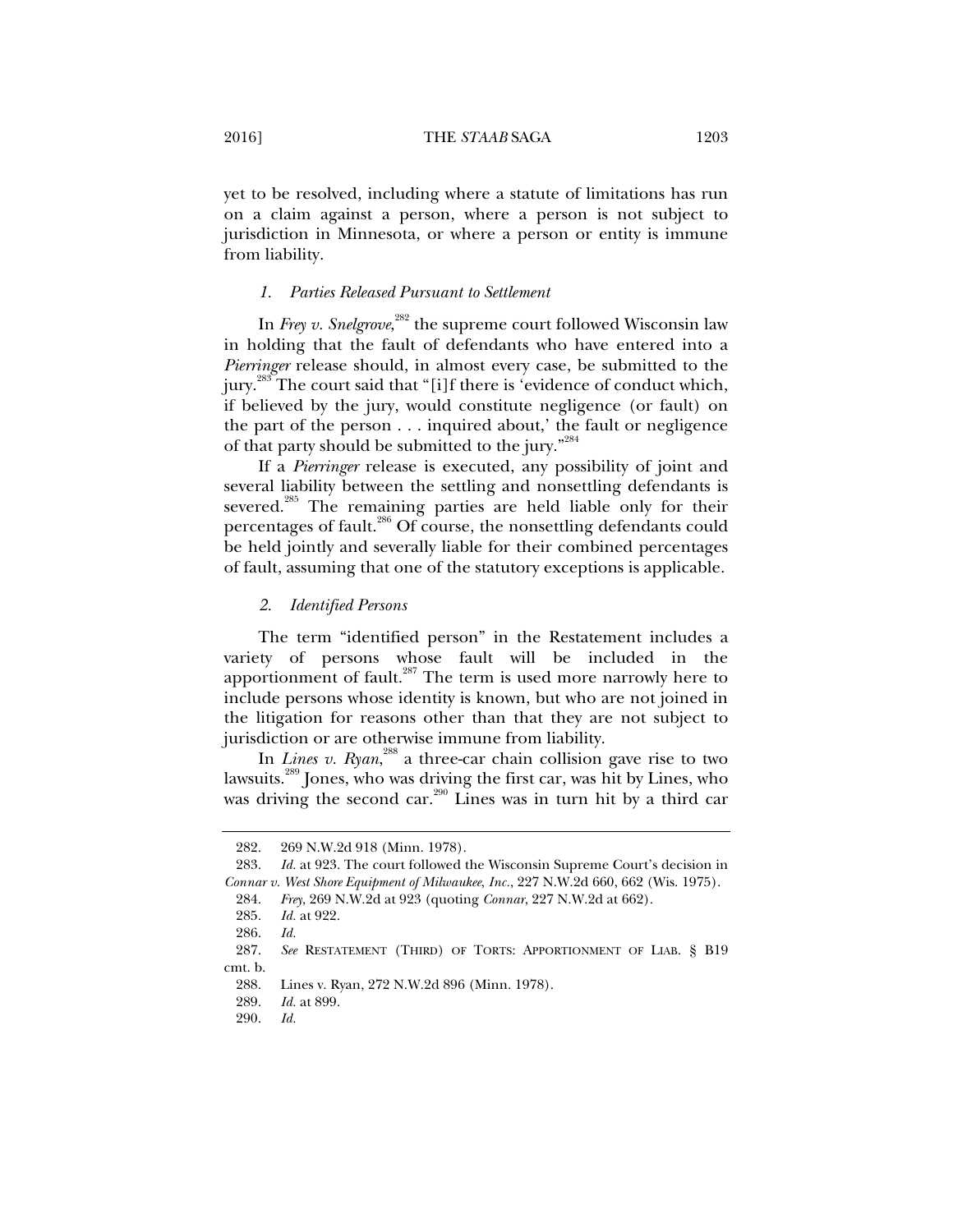yet to be resolved, including where a statute of limitations has run on a claim against a person, where a person is not subject to jurisdiction in Minnesota, or where a person or entity is immune from liability.

### *1. Parties Released Pursuant to Settlement*

In *Frey v. Snelgrove*,[282] the supreme court followed Wisconsin law in holding that the fault of defendants who have entered into a *Pierringer* release should, in almost every case, be submitted to the jury.[283] The court said that "[i]f there is 'evidence of conduct which, if believed by the jury, would constitute negligence (or fault) on the part of the person . . . inquired about,' the fault or negligence of that party should be submitted to the jury."[284]

If a *Pierringer* release is executed, any possibility of joint and several liability between the settling and nonsettling defendants is severed.[285] The remaining parties are held liable only for their percentages of fault.[286] Of course, the nonsettling defendants could be held jointly and severally liable for their combined percentages of fault, assuming that one of the statutory exceptions is applicable.

### *2. Identified Persons*

The term "identified person" in the Restatement includes a variety of persons whose fault will be included in the apportionment of fault.[287] The term is used more narrowly here to include persons whose identity is known, but who are not joined in the litigation for reasons other than that they are not subject to jurisdiction or are otherwise immune from liability.

In *Lines v. Ryan*,[288] a three-car chain collision gave rise to two lawsuits.[289] Jones, who was driving the first car, was hit by Lines, who was driving the second car.[290] Lines was in turn hit by a third car

---

282. 269 N.W.2d 918 (Minn. 1978).

283. *Id.* at 923. The court followed the Wisconsin Supreme Court's decision in *Connar v. West Shore Equipment of Milwaukee, Inc.*, 227 N.W.2d 660, 662 (Wis. 1975).

284. *Frey*, 269 N.W.2d at 923 (quoting *Connar*, 227 N.W.2d at 662).

285. *Id.* at 922.

286. *Id.*

287. *See* RESTATEMENT (THIRD) OF TORTS: APPORTIONMENT OF LIAB. § B19 cmt. b.

288. Lines v. Ryan, 272 N.W.2d 896 (Minn. 1978).

289. *Id.* at 899.

290. *Id.*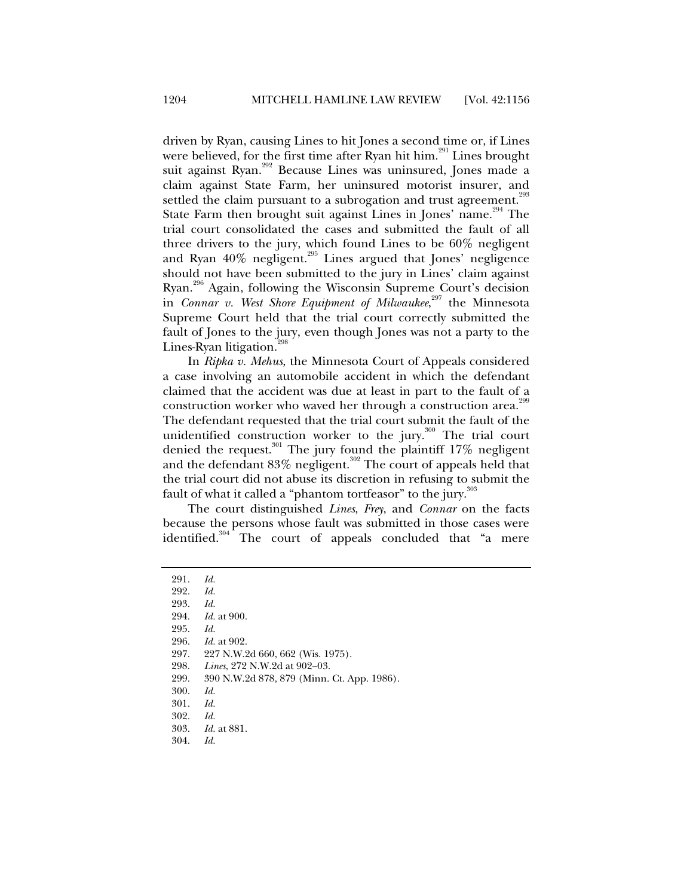driven by Ryan, causing Lines to hit Jones a second time or, if Lines were believed, for the first time after Ryan hit him.[291] Lines brought suit against Ryan.[292] Because Lines was uninsured, Jones made a claim against State Farm, her uninsured motorist insurer, and settled the claim pursuant to a subrogation and trust agreement.[293] State Farm then brought suit against Lines in Jones' name.[294] The trial court consolidated the cases and submitted the fault of all three drivers to the jury, which found Lines to be 60% negligent and Ryan 40% negligent.[295] Lines argued that Jones' negligence should not have been submitted to the jury in Lines' claim against Ryan.[296] Again, following the Wisconsin Supreme Court's decision in *Connar v. West Shore Equipment of Milwaukee*,[297] the Minnesota Supreme Court held that the trial court correctly submitted the fault of Jones to the jury, even though Jones was not a party to the Lines-Ryan litigation.[298]

In *Ripka v. Mehus*, the Minnesota Court of Appeals considered a case involving an automobile accident in which the defendant claimed that the accident was due at least in part to the fault of a construction worker who waved her through a construction area.[299] The defendant requested that the trial court submit the fault of the unidentified construction worker to the jury.[300] The trial court denied the request.[301] The jury found the plaintiff 17% negligent and the defendant 83% negligent.[302] The court of appeals held that the trial court did not abuse its discretion in refusing to submit the fault of what it called a "phantom tortfeasor" to the jury.[303]

The court distinguished *Lines*, *Frey*, and *Connar* on the facts because the persons whose fault was submitted in those cases were identified.[304] The court of appeals concluded that "a mere

291. *Id.*
292. *Id.*
293. *Id.*
294. *Id.* at 900.
295. *Id.*
296. *Id.* at 902.
297. 227 N.W.2d 660, 662 (Wis. 1975).
298. *Lines*, 272 N.W.2d at 902–03.
299. 390 N.W.2d 878, 879 (Minn. Ct. App. 1986).
300. *Id.*
301. *Id.*
302. *Id.*
303. *Id.* at 881.
304. *Id.*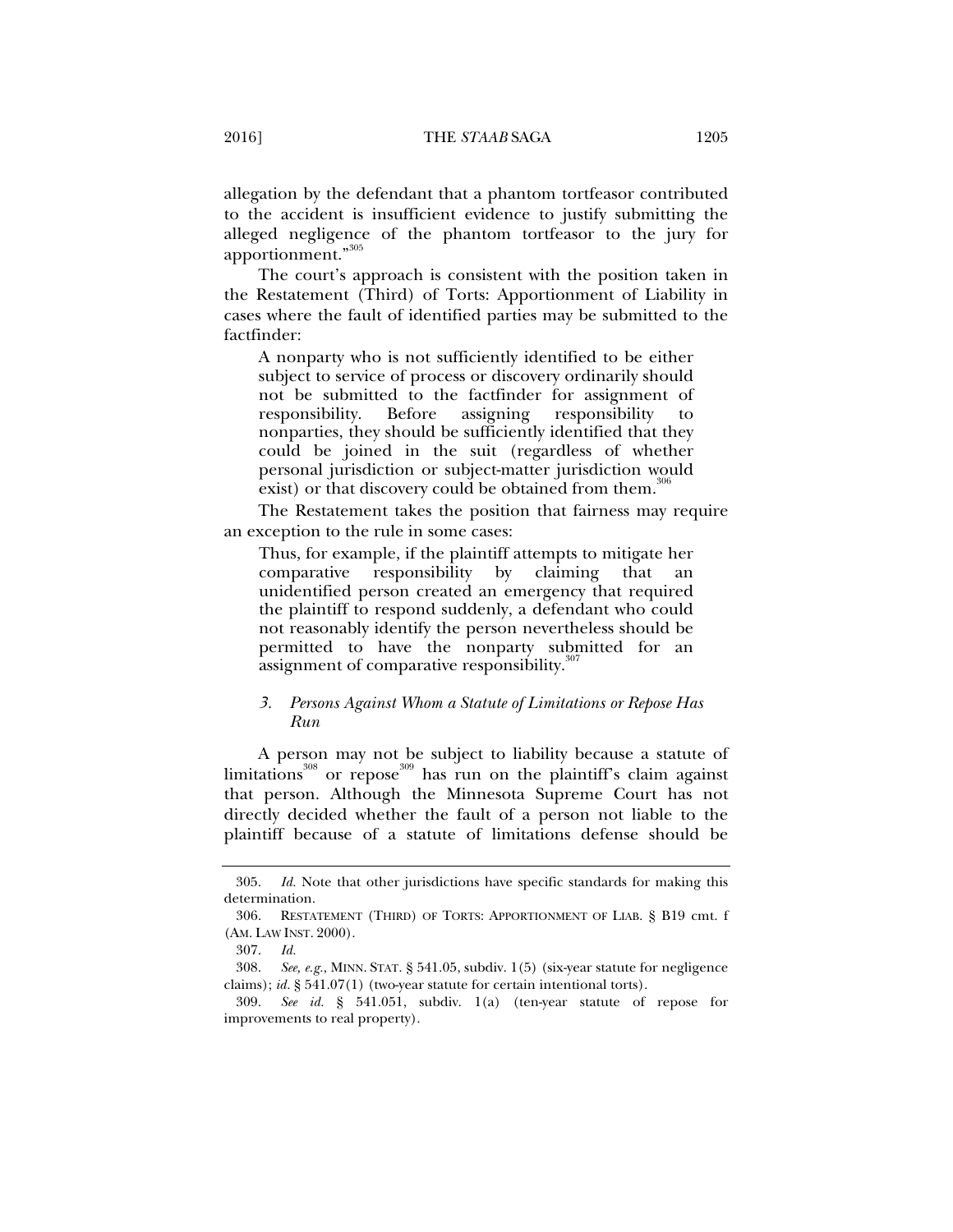allegation by the defendant that a phantom tortfeasor contributed to the accident is insufficient evidence to justify submitting the alleged negligence of the phantom tortfeasor to the jury for apportionment."[305]

The court's approach is consistent with the position taken in the Restatement (Third) of Torts: Apportionment of Liability in cases where the fault of identified parties may be submitted to the factfinder:

> A nonparty who is not sufficiently identified to be either subject to service of process or discovery ordinarily should not be submitted to the factfinder for assignment of responsibility. Before assigning responsibility to nonparties, they should be sufficiently identified that they could be joined in the suit (regardless of whether personal jurisdiction or subject-matter jurisdiction would exist) or that discovery could be obtained from them.[306]

The Restatement takes the position that fairness may require an exception to the rule in some cases:

> Thus, for example, if the plaintiff attempts to mitigate her comparative responsibility by claiming that an unidentified person created an emergency that required the plaintiff to respond suddenly, a defendant who could not reasonably identify the person nevertheless should be permitted to have the nonparty submitted for an assignment of comparative responsibility.[307]

### *3. Persons Against Whom a Statute of Limitations or Repose Has Run*

A person may not be subject to liability because a statute of limitations[308] or repose[309] has run on the plaintiff's claim against that person. Although the Minnesota Supreme Court has not directly decided whether the fault of a person not liable to the plaintiff because of a statute of limitations defense should be

---

305. *Id.* Note that other jurisdictions have specific standards for making this determination.

306. RESTATEMENT (THIRD) OF TORTS: APPORTIONMENT OF LIAB. § B19 cmt. f (AM. LAW INST. 2000).

307. *Id.*

308. *See, e.g.*, MINN. STAT. § 541.05, subdiv. 1(5) (six-year statute for negligence claims); *id.* § 541.07(1) (two-year statute for certain intentional torts).

309. *See id.* § 541.051, subdiv. 1(a) (ten-year statute of repose for improvements to real property).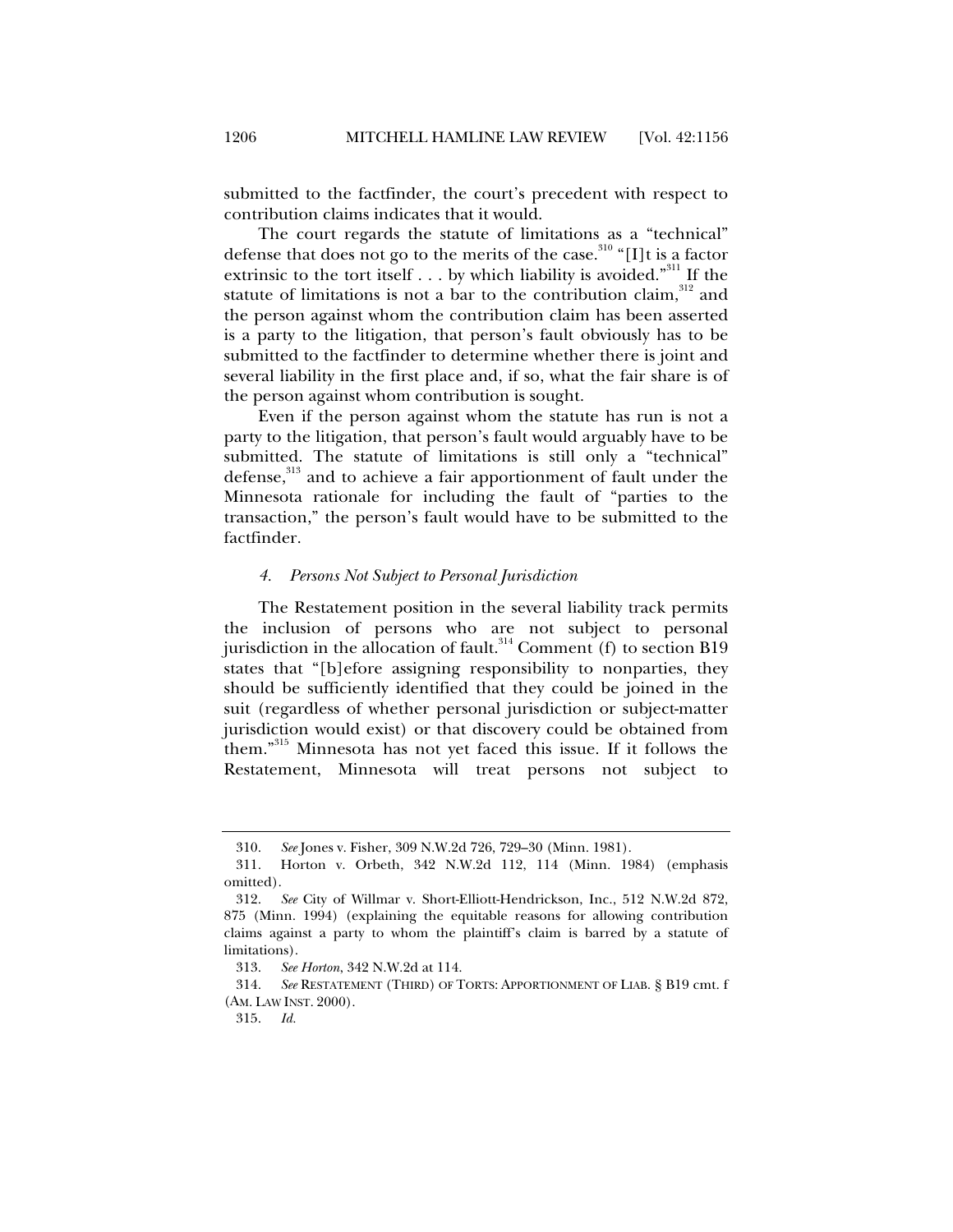submitted to the factfinder, the court's precedent with respect to contribution claims indicates that it would.

The court regards the statute of limitations as a "technical" defense that does not go to the merits of the case.[310] "[I]t is a factor extrinsic to the tort itself . . . by which liability is avoided."[311] If the statute of limitations is not a bar to the contribution claim,[312] and the person against whom the contribution claim has been asserted is a party to the litigation, that person's fault obviously has to be submitted to the factfinder to determine whether there is joint and several liability in the first place and, if so, what the fair share is of the person against whom contribution is sought.

Even if the person against whom the statute has run is not a party to the litigation, that person's fault would arguably have to be submitted. The statute of limitations is still only a "technical" defense,[313] and to achieve a fair apportionment of fault under the Minnesota rationale for including the fault of "parties to the transaction," the person's fault would have to be submitted to the factfinder.

#### *4. Persons Not Subject to Personal Jurisdiction*

The Restatement position in the several liability track permits the inclusion of persons who are not subject to personal jurisdiction in the allocation of fault.[314] Comment (f) to section B19 states that "[b]efore assigning responsibility to nonparties, they should be sufficiently identified that they could be joined in the suit (regardless of whether personal jurisdiction or subject-matter jurisdiction would exist) or that discovery could be obtained from them."[315] Minnesota has not yet faced this issue. If it follows the Restatement, Minnesota will treat persons not subject to

---

310. *See* Jones v. Fisher, 309 N.W.2d 726, 729–30 (Minn. 1981).

311. Horton v. Orbeth, 342 N.W.2d 112, 114 (Minn. 1984) (emphasis omitted).

312. *See* City of Willmar v. Short-Elliott-Hendrickson, Inc., 512 N.W.2d 872, 875 (Minn. 1994) (explaining the equitable reasons for allowing contribution claims against a party to whom the plaintiff's claim is barred by a statute of limitations).

313. *See Horton*, 342 N.W.2d at 114.

314. *See* RESTATEMENT (THIRD) OF TORTS: APPORTIONMENT OF LIAB. § B19 cmt. f (AM. LAW INST. 2000).

315. *Id.*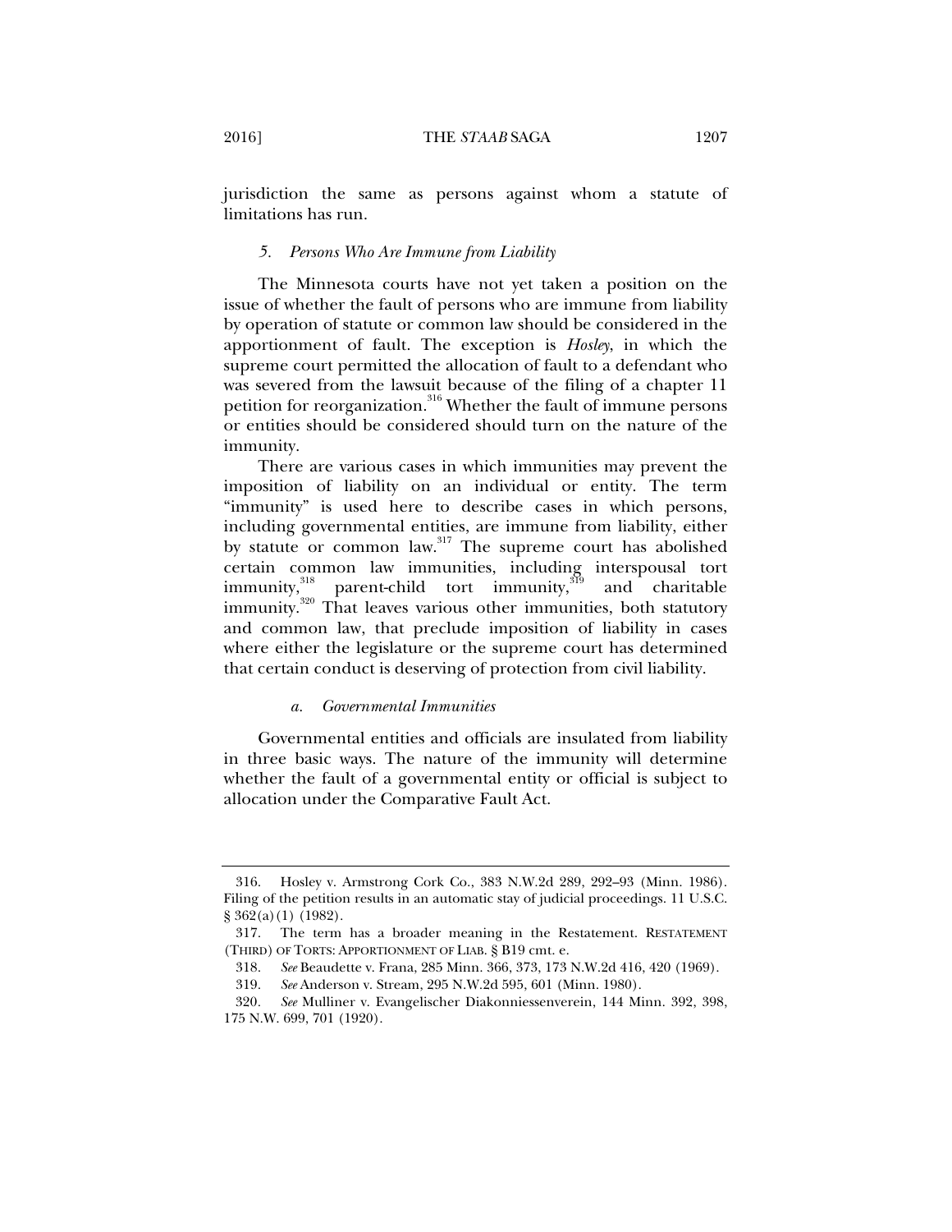jurisdiction the same as persons against whom a statute of limitations has run.

### *5. Persons Who Are Immune from Liability*

The Minnesota courts have not yet taken a position on the issue of whether the fault of persons who are immune from liability by operation of statute or common law should be considered in the apportionment of fault. The exception is *Hosley*, in which the supreme court permitted the allocation of fault to a defendant who was severed from the lawsuit because of the filing of a chapter 11 petition for reorganization.[316] Whether the fault of immune persons or entities should be considered should turn on the nature of the immunity.

There are various cases in which immunities may prevent the imposition of liability on an individual or entity. The term "immunity" is used here to describe cases in which persons, including governmental entities, are immune from liability, either by statute or common law.[317] The supreme court has abolished certain common law immunities, including interspousal tort immunity,[318] parent-child tort immunity,[319] and charitable immunity.[320] That leaves various other immunities, both statutory and common law, that preclude imposition of liability in cases where either the legislature or the supreme court has determined that certain conduct is deserving of protection from civil liability.

#### *a. Governmental Immunities*

Governmental entities and officials are insulated from liability in three basic ways. The nature of the immunity will determine whether the fault of a governmental entity or official is subject to allocation under the Comparative Fault Act.

---

316. Hosley v. Armstrong Cork Co., 383 N.W.2d 289, 292–93 (Minn. 1986). Filing of the petition results in an automatic stay of judicial proceedings. 11 U.S.C. § 362(a)(1) (1982).

317. The term has a broader meaning in the Restatement. RESTATEMENT (THIRD) OF TORTS: APPORTIONMENT OF LIAB. § B19 cmt. e.

318. *See* Beaudette v. Frana, 285 Minn. 366, 373, 173 N.W.2d 416, 420 (1969).

319. *See* Anderson v. Stream, 295 N.W.2d 595, 601 (Minn. 1980).

320. *See* Mulliner v. Evangelischer Diakonniessenverein, 144 Minn. 392, 398, 175 N.W. 699, 701 (1920).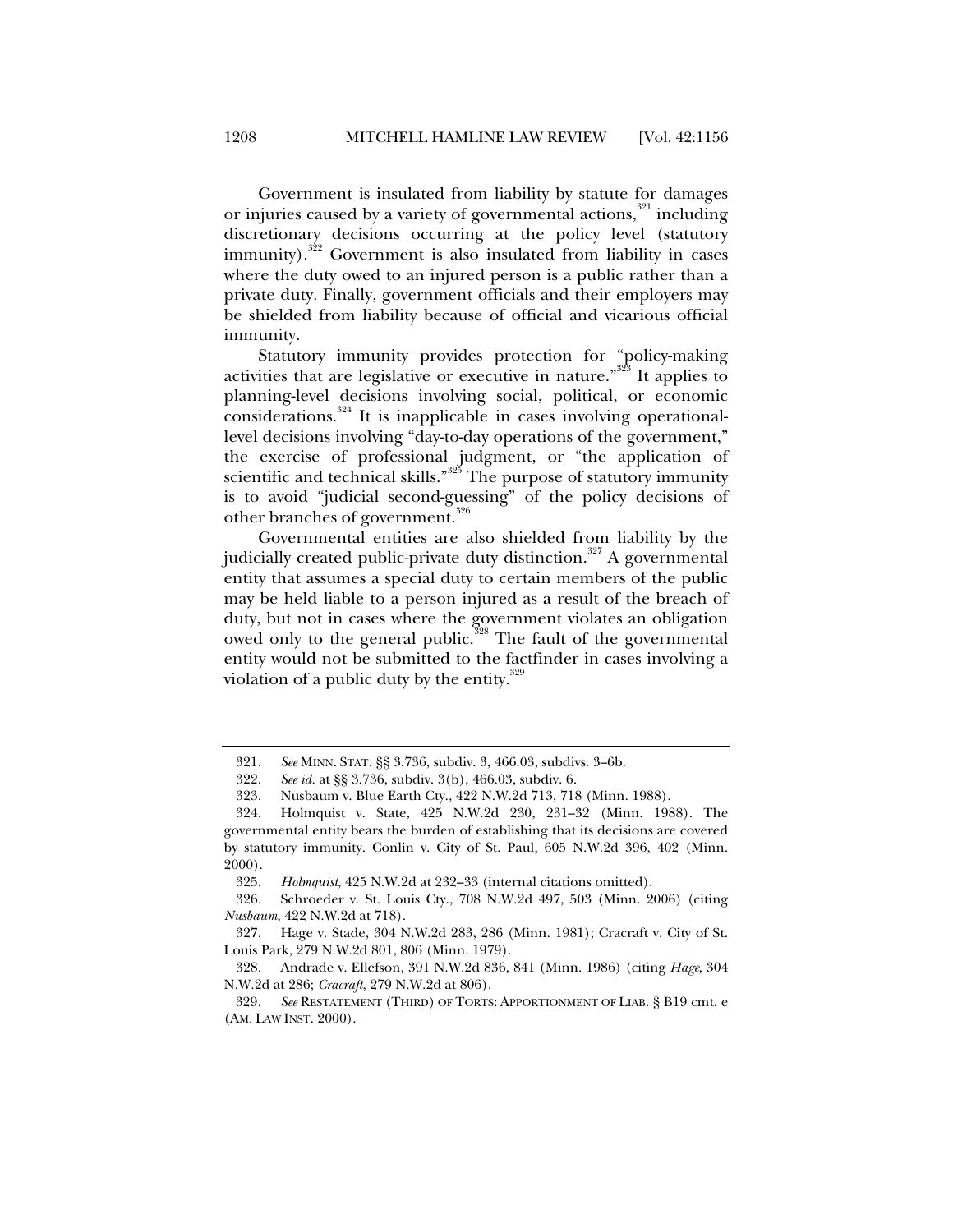Government is insulated from liability by statute for damages or injuries caused by a variety of governmental actions,[321] including discretionary decisions occurring at the policy level (statutory immunity).[322] Government is also insulated from liability in cases where the duty owed to an injured person is a public rather than a private duty. Finally, government officials and their employers may be shielded from liability because of official and vicarious official immunity.

Statutory immunity provides protection for "policy-making activities that are legislative or executive in nature."[323] It applies to planning-level decisions involving social, political, or economic considerations.[324] It is inapplicable in cases involving operational-level decisions involving "day-to-day operations of the government," the exercise of professional judgment, or "the application of scientific and technical skills."[325] The purpose of statutory immunity is to avoid "judicial second-guessing" of the policy decisions of other branches of government.[326]

Governmental entities are also shielded from liability by the judicially created public-private duty distinction.[327] A governmental entity that assumes a special duty to certain members of the public may be held liable to a person injured as a result of the breach of duty, but not in cases where the government violates an obligation owed only to the general public.[328] The fault of the governmental entity would not be submitted to the factfinder in cases involving a violation of a public duty by the entity.[329]

---

321. *See* MINN. STAT. §§ 3.736, subdiv. 3, 466.03, subdivs. 3–6b.

322. *See id.* at §§ 3.736, subdiv. 3(b), 466.03, subdiv. 6.

323. Nusbaum v. Blue Earth Cty., 422 N.W.2d 713, 718 (Minn. 1988).

324. Holmquist v. State, 425 N.W.2d 230, 231–32 (Minn. 1988). The governmental entity bears the burden of establishing that its decisions are covered by statutory immunity. Conlin v. City of St. Paul, 605 N.W.2d 396, 402 (Minn. 2000).

325. *Holmquist*, 425 N.W.2d at 232–33 (internal citations omitted).

326. Schroeder v. St. Louis Cty., 708 N.W.2d 497, 503 (Minn. 2006) (citing *Nusbaum*, 422 N.W.2d at 718).

327. Hage v. Stade, 304 N.W.2d 283, 286 (Minn. 1981); Cracraft v. City of St. Louis Park, 279 N.W.2d 801, 806 (Minn. 1979).

328. Andrade v. Ellefson, 391 N.W.2d 836, 841 (Minn. 1986) (citing *Hage*, 304 N.W.2d at 286; *Cracraft*, 279 N.W.2d at 806).

329. *See* RESTATEMENT (THIRD) OF TORTS: APPORTIONMENT OF LIAB. § B19 cmt. e (AM. LAW INST. 2000).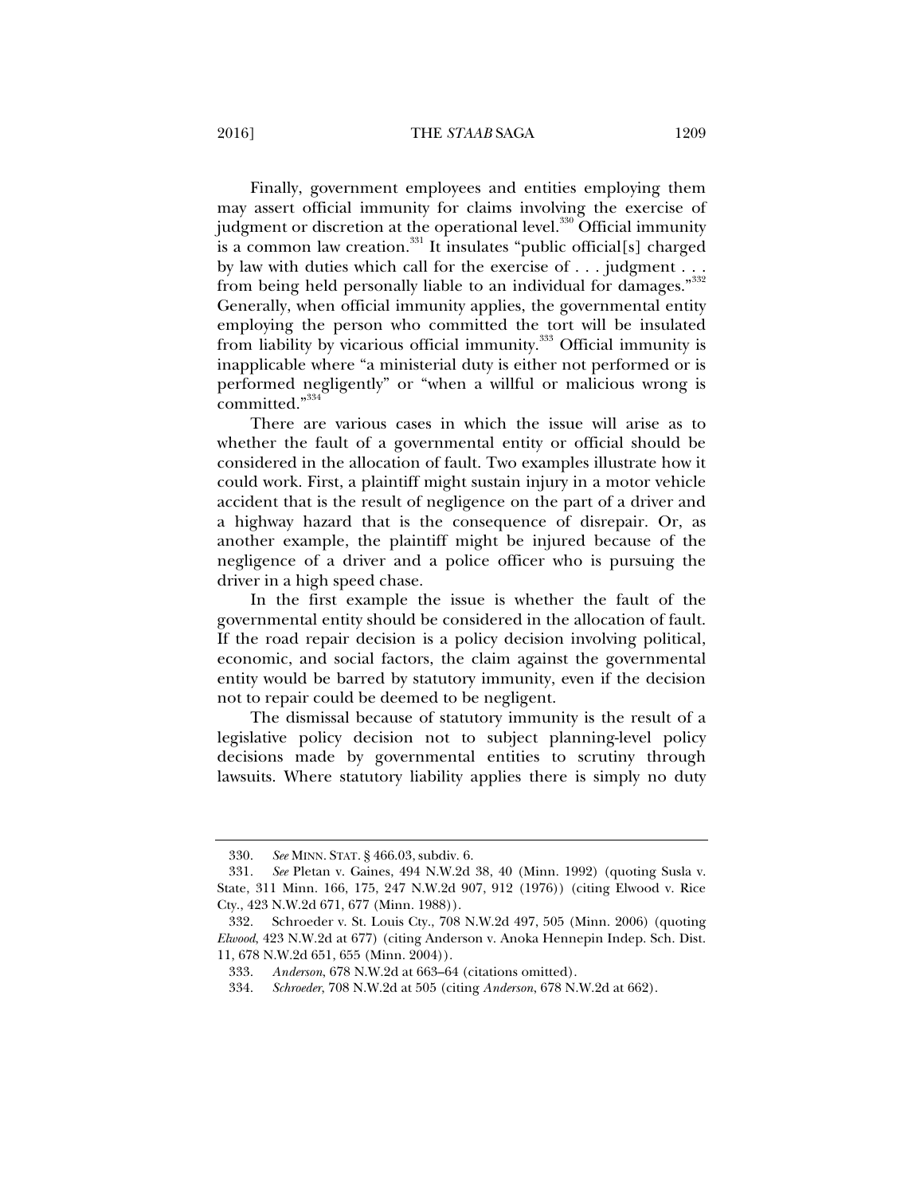Finally, government employees and entities employing them may assert official immunity for claims involving the exercise of judgment or discretion at the operational level.[330] Official immunity is a common law creation.[331] It insulates "public official[s] charged by law with duties which call for the exercise of . . . judgment . . . from being held personally liable to an individual for damages."[332] Generally, when official immunity applies, the governmental entity employing the person who committed the tort will be insulated from liability by vicarious official immunity.[333] Official immunity is inapplicable where "a ministerial duty is either not performed or is performed negligently" or "when a willful or malicious wrong is committed."[334]

There are various cases in which the issue will arise as to whether the fault of a governmental entity or official should be considered in the allocation of fault. Two examples illustrate how it could work. First, a plaintiff might sustain injury in a motor vehicle accident that is the result of negligence on the part of a driver and a highway hazard that is the consequence of disrepair. Or, as another example, the plaintiff might be injured because of the negligence of a driver and a police officer who is pursuing the driver in a high speed chase.

In the first example the issue is whether the fault of the governmental entity should be considered in the allocation of fault. If the road repair decision is a policy decision involving political, economic, and social factors, the claim against the governmental entity would be barred by statutory immunity, even if the decision not to repair could be deemed to be negligent.

The dismissal because of statutory immunity is the result of a legislative policy decision not to subject planning-level policy decisions made by governmental entities to scrutiny through lawsuits. Where statutory liability applies there is simply no duty

---

330. *See* MINN. STAT. § 466.03, subdiv. 6.

331. *See* Pletan v. Gaines, 494 N.W.2d 38, 40 (Minn. 1992) (quoting Susla v. State, 311 Minn. 166, 175, 247 N.W.2d 907, 912 (1976)) (citing Elwood v. Rice Cty., 423 N.W.2d 671, 677 (Minn. 1988)).

332. Schroeder v. St. Louis Cty., 708 N.W.2d 497, 505 (Minn. 2006) (quoting *Elwood*, 423 N.W.2d at 677) (citing Anderson v. Anoka Hennepin Indep. Sch. Dist. 11, 678 N.W.2d 651, 655 (Minn. 2004)).

333. *Anderson*, 678 N.W.2d at 663–64 (citations omitted).

334. *Schroeder*, 708 N.W.2d at 505 (citing *Anderson*, 678 N.W.2d at 662).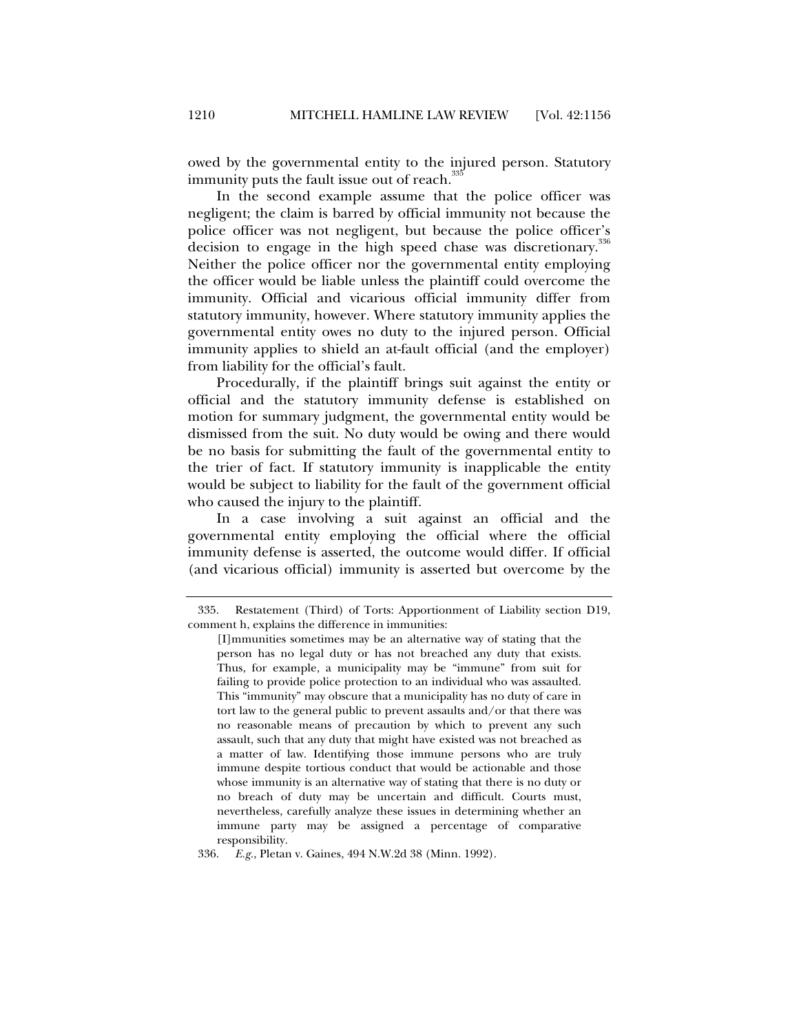owed by the governmental entity to the injured person. Statutory immunity puts the fault issue out of reach.[335]

In the second example assume that the police officer was negligent; the claim is barred by official immunity not because the police officer was not negligent, but because the police officer's decision to engage in the high speed chase was discretionary.[336] Neither the police officer nor the governmental entity employing the officer would be liable unless the plaintiff could overcome the immunity. Official and vicarious official immunity differ from statutory immunity, however. Where statutory immunity applies the governmental entity owes no duty to the injured person. Official immunity applies to shield an at-fault official (and the employer) from liability for the official's fault.

Procedurally, if the plaintiff brings suit against the entity or official and the statutory immunity defense is established on motion for summary judgment, the governmental entity would be dismissed from the suit. No duty would be owing and there would be no basis for submitting the fault of the governmental entity to the trier of fact. If statutory immunity is inapplicable the entity would be subject to liability for the fault of the government official who caused the injury to the plaintiff.

In a case involving a suit against an official and the governmental entity employing the official where the official immunity defense is asserted, the outcome would differ. If official (and vicarious official) immunity is asserted but overcome by the

---

335. Restatement (Third) of Torts: Apportionment of Liability section D19, comment h, explains the difference in immunities:

> [I]mmunities sometimes may be an alternative way of stating that the person has no legal duty or has not breached any duty that exists. Thus, for example, a municipality may be "immune" from suit for failing to provide police protection to an individual who was assaulted. This "immunity" may obscure that a municipality has no duty of care in tort law to the general public to prevent assaults and/or that there was no reasonable means of precaution by which to prevent any such assault, such that any duty that might have existed was not breached as a matter of law. Identifying those immune persons who are truly immune despite tortious conduct that would be actionable and those whose immunity is an alternative way of stating that there is no duty or no breach of duty may be uncertain and difficult. Courts must, nevertheless, carefully analyze these issues in determining whether an immune party may be assigned a percentage of comparative responsibility.

336. *E.g.*, Pletan v. Gaines, 494 N.W.2d 38 (Minn. 1992).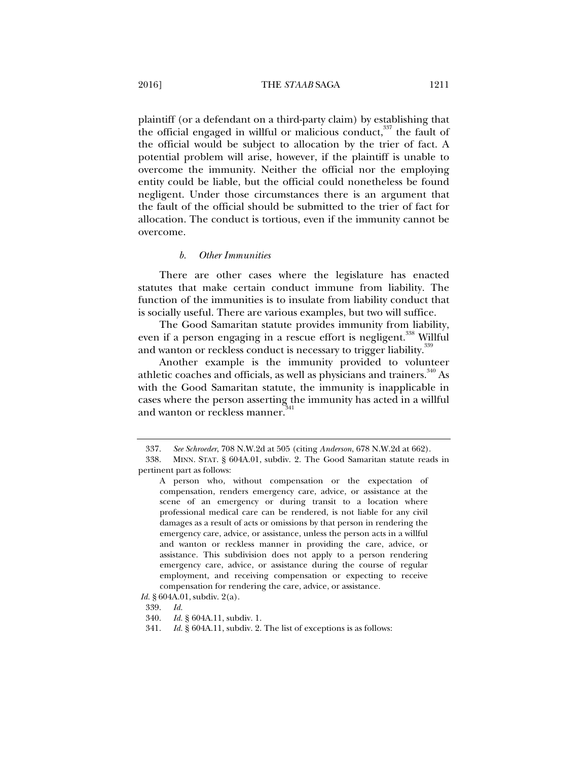plaintiff (or a defendant on a third-party claim) by establishing that the official engaged in willful or malicious conduct,[337] the fault of the official would be subject to allocation by the trier of fact. A potential problem will arise, however, if the plaintiff is unable to overcome the immunity. Neither the official nor the employing entity could be liable, but the official could nonetheless be found negligent. Under those circumstances there is an argument that the fault of the official should be submitted to the trier of fact for allocation. The conduct is tortious, even if the immunity cannot be overcome.

#### *b. Other Immunities*

There are other cases where the legislature has enacted statutes that make certain conduct immune from liability. The function of the immunities is to insulate from liability conduct that is socially useful. There are various examples, but two will suffice.

The Good Samaritan statute provides immunity from liability, even if a person engaging in a rescue effort is negligent.[338] Willful and wanton or reckless conduct is necessary to trigger liability.[339]

Another example is the immunity provided to volunteer athletic coaches and officials, as well as physicians and trainers.[340] As with the Good Samaritan statute, the immunity is inapplicable in cases where the person asserting the immunity has acted in a willful and wanton or reckless manner.[341]

---

337. *See Schroeder*, 708 N.W.2d at 505 (citing *Anderson*, 678 N.W.2d at 662).

338. MINN. STAT. § 604A.01, subdiv. 2. The Good Samaritan statute reads in pertinent part as follows:

> A person who, without compensation or the expectation of compensation, renders emergency care, advice, or assistance at the scene of an emergency or during transit to a location where professional medical care can be rendered, is not liable for any civil damages as a result of acts or omissions by that person in rendering the emergency care, advice, or assistance, unless the person acts in a willful and wanton or reckless manner in providing the care, advice, or assistance. This subdivision does not apply to a person rendering emergency care, advice, or assistance during the course of regular employment, and receiving compensation or expecting to receive compensation for rendering the care, advice, or assistance.

*Id.* § 604A.01, subdiv. 2(a).

339. *Id.*

340. *Id.* § 604A.11, subdiv. 1.

341. *Id.* § 604A.11, subdiv. 2. The list of exceptions is as follows: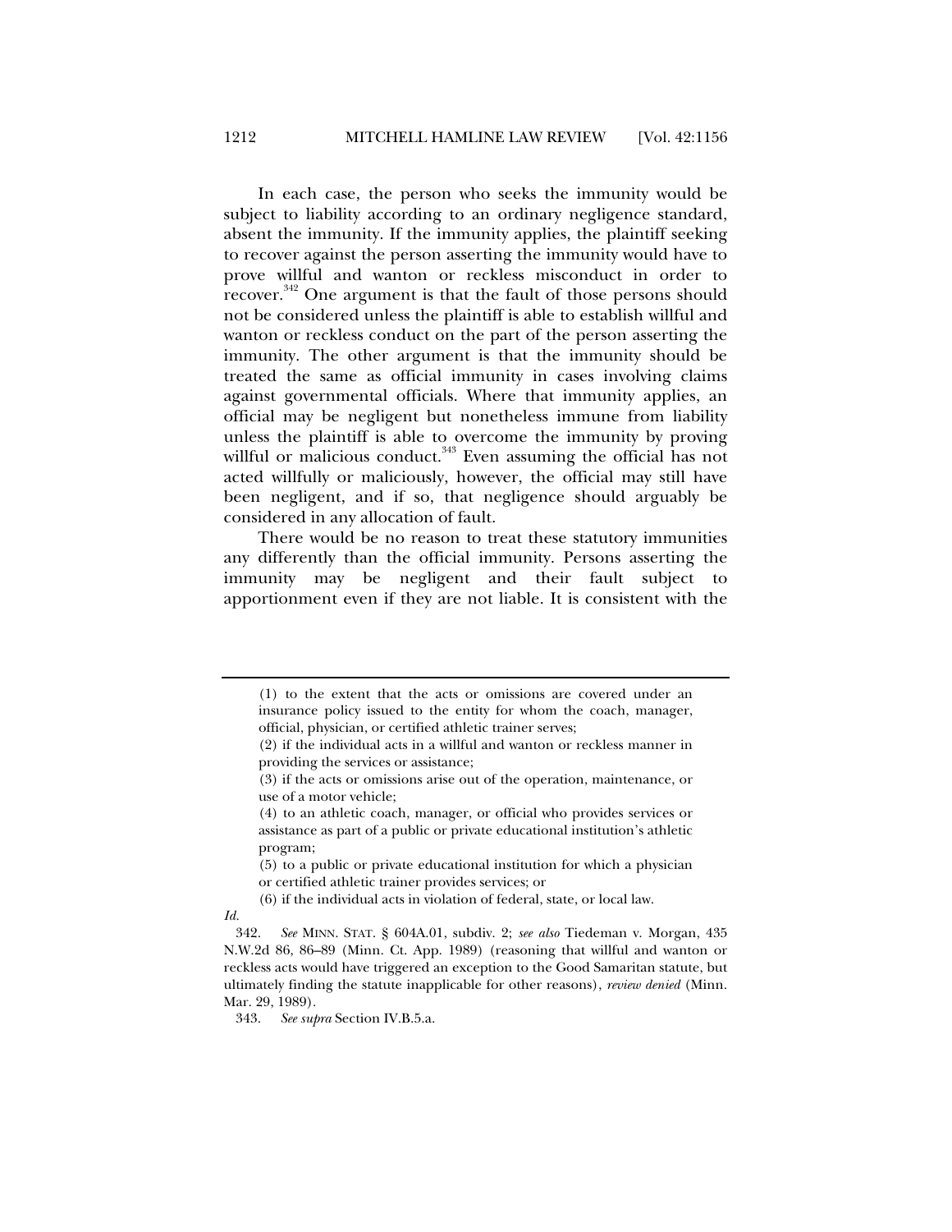In each case, the person who seeks the immunity would be subject to liability according to an ordinary negligence standard, absent the immunity. If the immunity applies, the plaintiff seeking to recover against the person asserting the immunity would have to prove willful and wanton or reckless misconduct in order to recover.[342] One argument is that the fault of those persons should not be considered unless the plaintiff is able to establish willful and wanton or reckless conduct on the part of the person asserting the immunity. The other argument is that the immunity should be treated the same as official immunity in cases involving claims against governmental officials. Where that immunity applies, an official may be negligent but nonetheless immune from liability unless the plaintiff is able to overcome the immunity by proving willful or malicious conduct.[343] Even assuming the official has not acted willfully or maliciously, however, the official may still have been negligent, and if so, that negligence should arguably be considered in any allocation of fault.

There would be no reason to treat these statutory immunities any differently than the official immunity. Persons asserting the immunity may be negligent and their fault subject to apportionment even if they are not liable. It is consistent with the

---

> (1) to the extent that the acts or omissions are covered under an insurance policy issued to the entity for whom the coach, manager, official, physician, or certified athletic trainer serves;
>
> (2) if the individual acts in a willful and wanton or reckless manner in providing the services or assistance;
>
> (3) if the acts or omissions arise out of the operation, maintenance, or use of a motor vehicle;
>
> (4) to an athletic coach, manager, or official who provides services or assistance as part of a public or private educational institution's athletic program;
>
> (5) to a public or private educational institution for which a physician or certified athletic trainer provides services; or
>
> (6) if the individual acts in violation of federal, state, or local law.

*Id.*

342. *See* MINN. STAT. § 604A.01, subdiv. 2; *see also* Tiedeman v. Morgan, 435 N.W.2d 86, 86–89 (Minn. Ct. App. 1989) (reasoning that willful and wanton or reckless acts would have triggered an exception to the Good Samaritan statute, but ultimately finding the statute inapplicable for other reasons), *review denied* (Minn. Mar. 29, 1989).

343. *See supra* Section IV.B.5.a.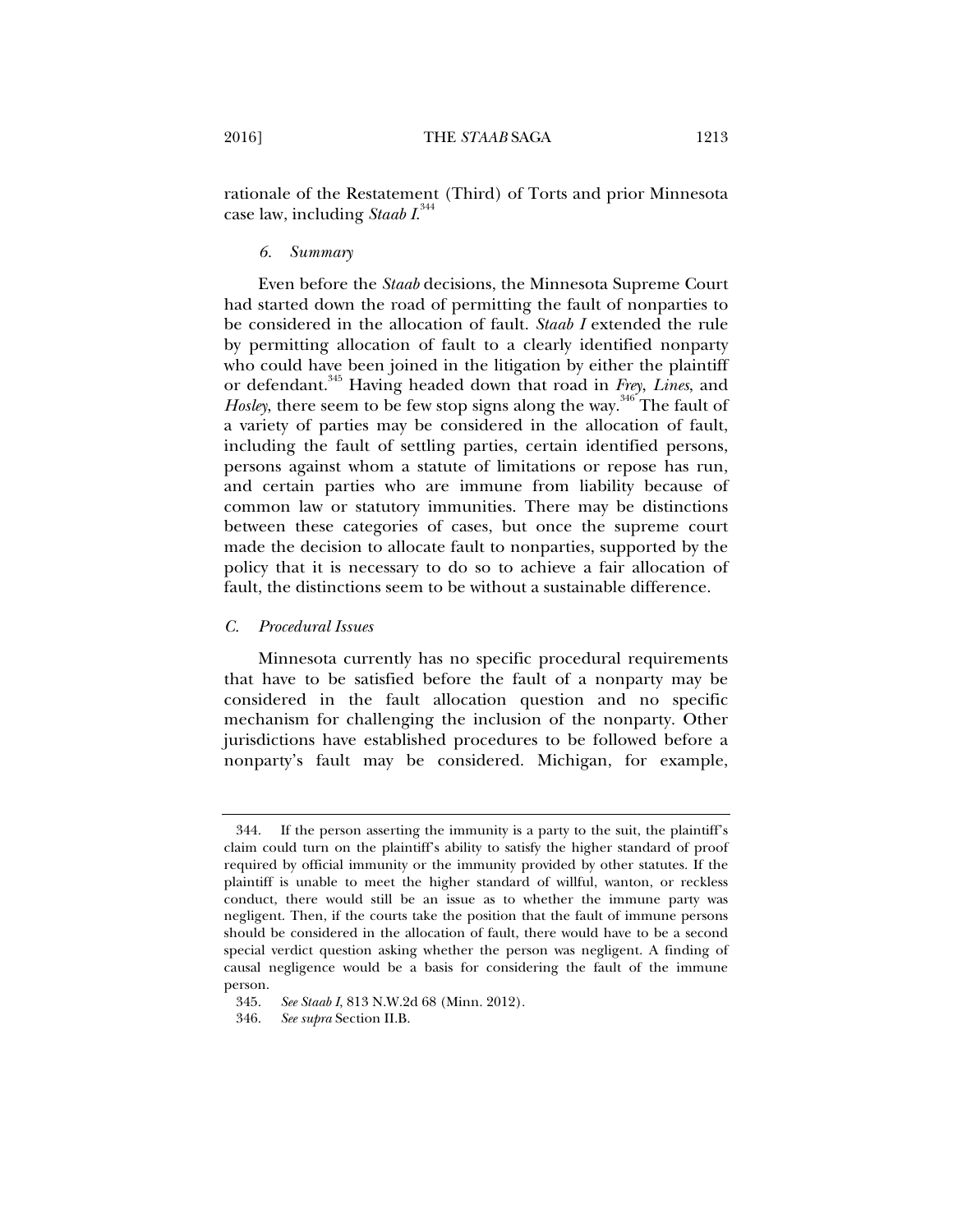rationale of the Restatement (Third) of Torts and prior Minnesota case law, including *Staab I*.[344]

#### *6. Summary*

Even before the *Staab* decisions, the Minnesota Supreme Court had started down the road of permitting the fault of nonparties to be considered in the allocation of fault. *Staab I* extended the rule by permitting allocation of fault to a clearly identified nonparty who could have been joined in the litigation by either the plaintiff or defendant.[345] Having headed down that road in *Frey*, *Lines*, and *Hosley*, there seem to be few stop signs along the way.[346] The fault of a variety of parties may be considered in the allocation of fault, including the fault of settling parties, certain identified persons, persons against whom a statute of limitations or repose has run, and certain parties who are immune from liability because of common law or statutory immunities. There may be distinctions between these categories of cases, but once the supreme court made the decision to allocate fault to nonparties, supported by the policy that it is necessary to do so to achieve a fair allocation of fault, the distinctions seem to be without a sustainable difference.

### *C. Procedural Issues*

Minnesota currently has no specific procedural requirements that have to be satisfied before the fault of a nonparty may be considered in the fault allocation question and no specific mechanism for challenging the inclusion of the nonparty. Other jurisdictions have established procedures to be followed before a nonparty's fault may be considered. Michigan, for example,

---

344. If the person asserting the immunity is a party to the suit, the plaintiff's claim could turn on the plaintiff's ability to satisfy the higher standard of proof required by official immunity or the immunity provided by other statutes. If the plaintiff is unable to meet the higher standard of willful, wanton, or reckless conduct, there would still be an issue as to whether the immune party was negligent. Then, if the courts take the position that the fault of immune persons should be considered in the allocation of fault, there would have to be a second special verdict question asking whether the person was negligent. A finding of causal negligence would be a basis for considering the fault of the immune person.

345. *See Staab I*, 813 N.W.2d 68 (Minn. 2012).

346. *See supra* Section II.B.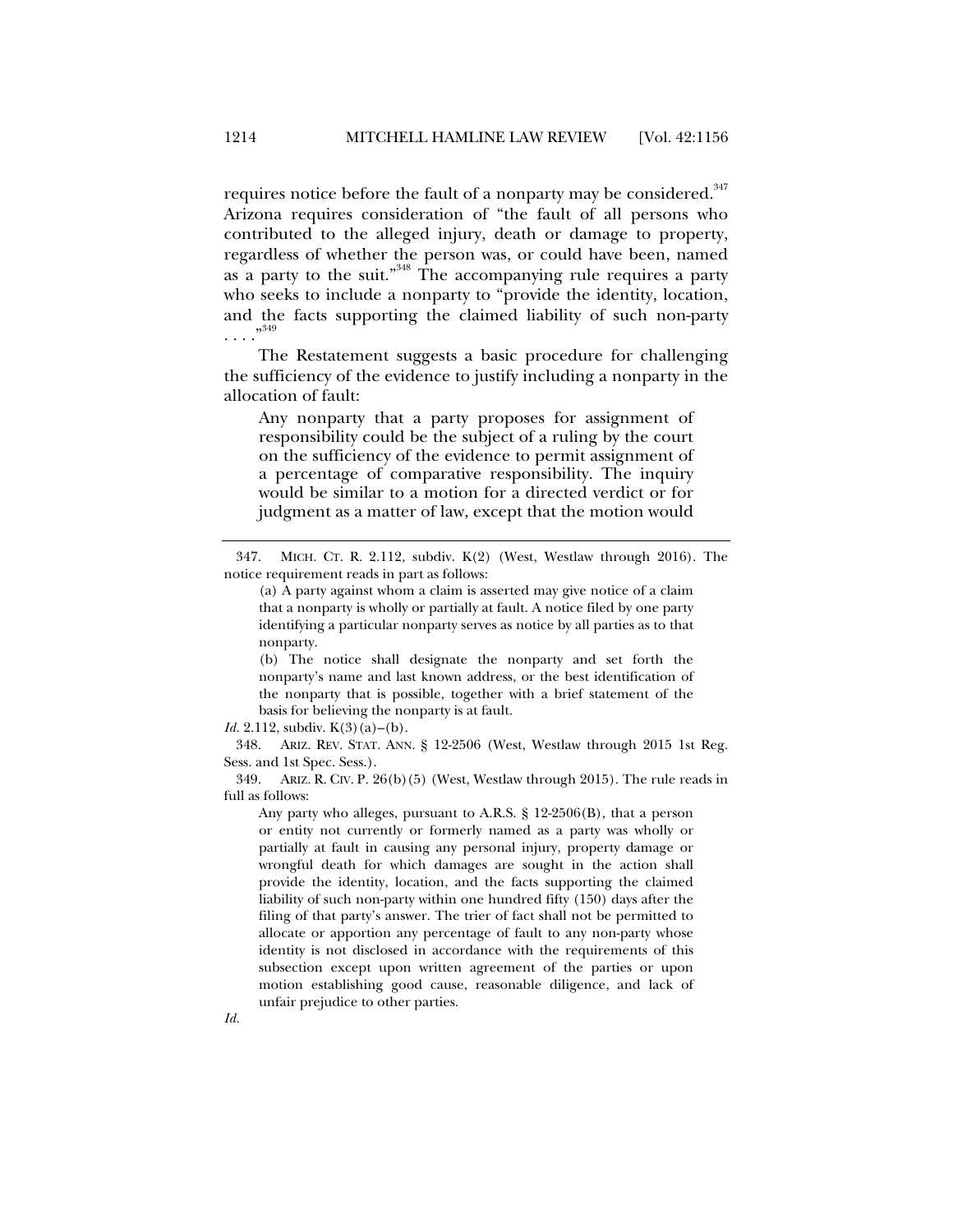requires notice before the fault of a nonparty may be considered.[347] Arizona requires consideration of "the fault of all persons who contributed to the alleged injury, death or damage to property, regardless of whether the person was, or could have been, named as a party to the suit."[348] The accompanying rule requires a party who seeks to include a nonparty to "provide the identity, location, and the facts supporting the claimed liability of such non-party . . . ."[349]

The Restatement suggests a basic procedure for challenging the sufficiency of the evidence to justify including a nonparty in the allocation of fault:

> Any nonparty that a party proposes for assignment of responsibility could be the subject of a ruling by the court on the sufficiency of the evidence to permit assignment of a percentage of comparative responsibility. The inquiry would be similar to a motion for a directed verdict or for judgment as a matter of law, except that the motion would

---

347. MICH. CT. R. 2.112, subdiv. K(2) (West, Westlaw through 2016). The notice requirement reads in part as follows:

> (a) A party against whom a claim is asserted may give notice of a claim that a nonparty is wholly or partially at fault. A notice filed by one party identifying a particular nonparty serves as notice by all parties as to that nonparty.
>
> (b) The notice shall designate the nonparty and set forth the nonparty's name and last known address, or the best identification of the nonparty that is possible, together with a brief statement of the basis for believing the nonparty is at fault.

*Id.* 2.112, subdiv. K(3)(a)–(b).

348. ARIZ. REV. STAT. ANN. § 12-2506 (West, Westlaw through 2015 1st Reg. Sess. and 1st Spec. Sess.).

349. ARIZ. R. CIV. P. 26(b)(5) (West, Westlaw through 2015). The rule reads in full as follows:

> Any party who alleges, pursuant to A.R.S. § 12-2506(B), that a person or entity not currently or formerly named as a party was wholly or partially at fault in causing any personal injury, property damage or wrongful death for which damages are sought in the action shall provide the identity, location, and the facts supporting the claimed liability of such non-party within one hundred fifty (150) days after the filing of that party's answer. The trier of fact shall not be permitted to allocate or apportion any percentage of fault to any non-party whose identity is not disclosed in accordance with the requirements of this subsection except upon written agreement of the parties or upon motion establishing good cause, reasonable diligence, and lack of unfair prejudice to other parties.

*Id.*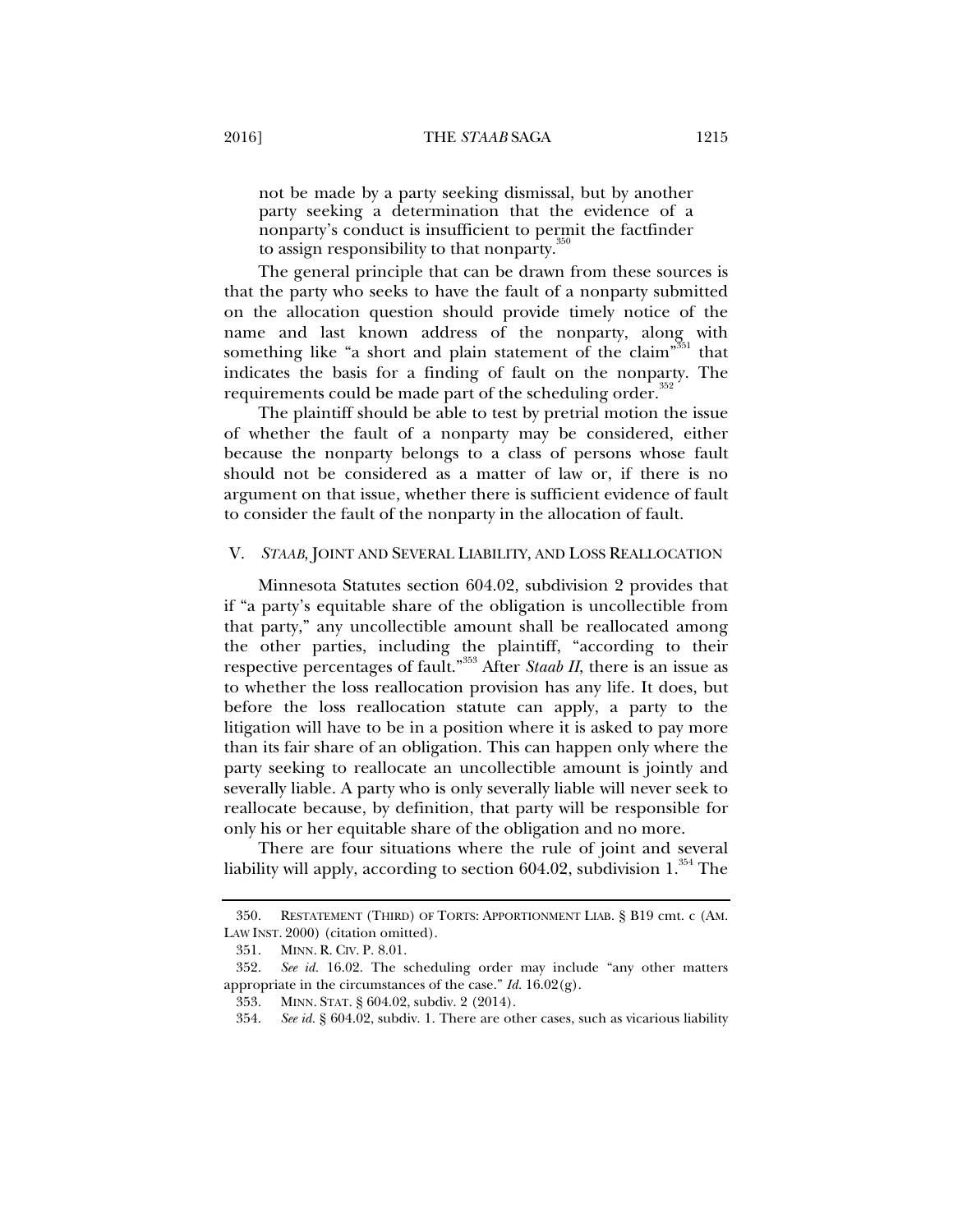not be made by a party seeking dismissal, but by another party seeking a determination that the evidence of a nonparty's conduct is insufficient to permit the factfinder to assign responsibility to that nonparty.[350]

The general principle that can be drawn from these sources is that the party who seeks to have the fault of a nonparty submitted on the allocation question should provide timely notice of the name and last known address of the nonparty, along with something like "a short and plain statement of the claim"[351] that indicates the basis for a finding of fault on the nonparty. The requirements could be made part of the scheduling order.[352]

The plaintiff should be able to test by pretrial motion the issue of whether the fault of a nonparty may be considered, either because the nonparty belongs to a class of persons whose fault should not be considered as a matter of law or, if there is no argument on that issue, whether there is sufficient evidence of fault to consider the fault of the nonparty in the allocation of fault.

## V. *STAAB*, JOINT AND SEVERAL LIABILITY, AND LOSS REALLOCATION

Minnesota Statutes section 604.02, subdivision 2 provides that if "a party's equitable share of the obligation is uncollectible from that party," any uncollectible amount shall be reallocated among the other parties, including the plaintiff, "according to their respective percentages of fault."[353] After *Staab II*, there is an issue as to whether the loss reallocation provision has any life. It does, but before the loss reallocation statute can apply, a party to the litigation will have to be in a position where it is asked to pay more than its fair share of an obligation. This can happen only where the party seeking to reallocate an uncollectible amount is jointly and severally liable. A party who is only severally liable will never seek to reallocate because, by definition, that party will be responsible for only his or her equitable share of the obligation and no more.

There are four situations where the rule of joint and several liability will apply, according to section 604.02, subdivision 1.[354] The

---

350. RESTATEMENT (THIRD) OF TORTS: APPORTIONMENT LIAB. § B19 cmt. c (AM. LAW INST. 2000) (citation omitted).

351. MINN. R. CIV. P. 8.01.

352. *See id.* 16.02. The scheduling order may include "any other matters appropriate in the circumstances of the case." *Id.* 16.02(g).

353. MINN. STAT. § 604.02, subdiv. 2 (2014).

354. *See id.* § 604.02, subdiv. 1. There are other cases, such as vicarious liability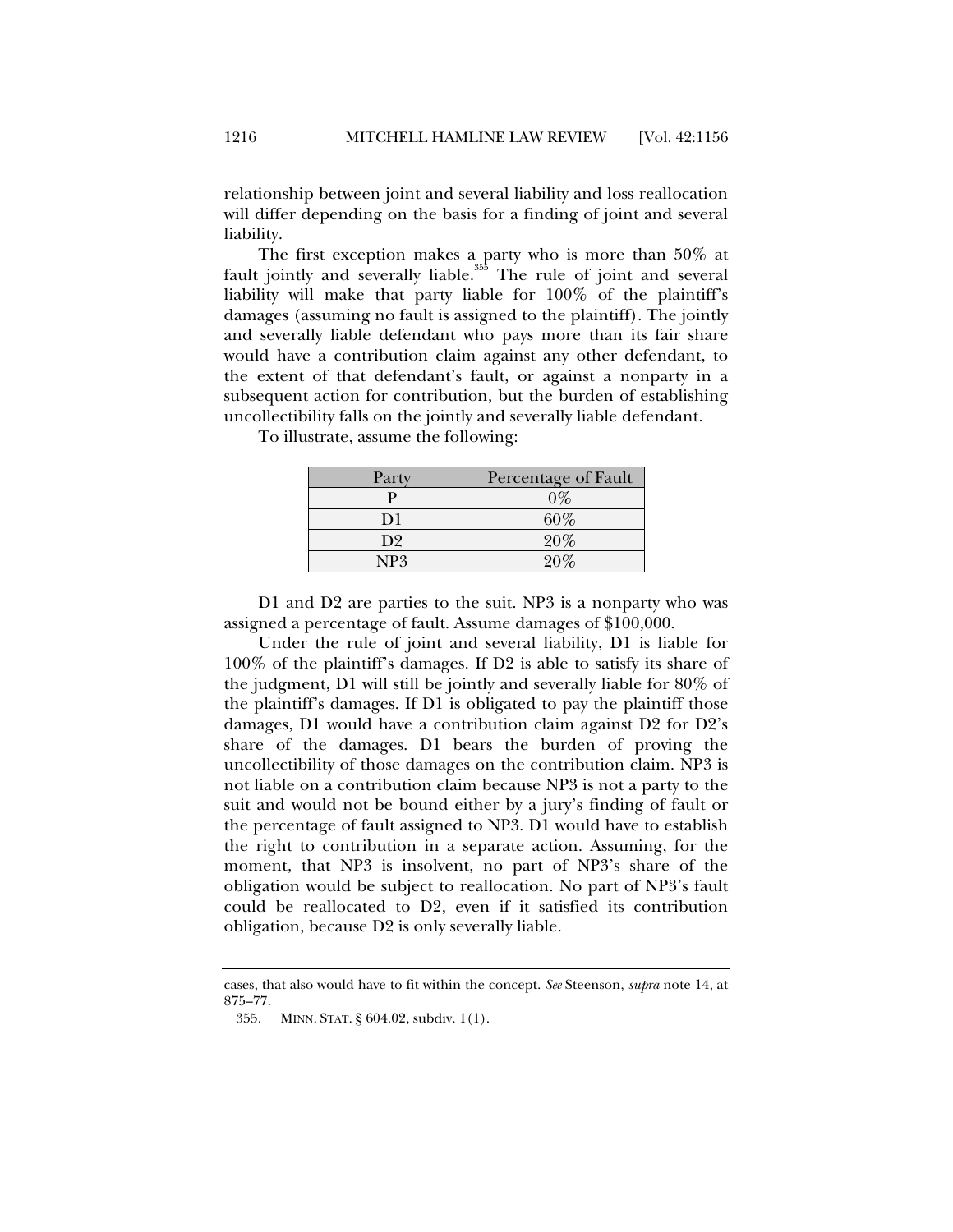relationship between joint and several liability and loss reallocation will differ depending on the basis for a finding of joint and several liability.

The first exception makes a party who is more than 50% at fault jointly and severally liable.[355] The rule of joint and several liability will make that party liable for 100% of the plaintiff's damages (assuming no fault is assigned to the plaintiff). The jointly and severally liable defendant who pays more than its fair share would have a contribution claim against any other defendant, to the extent of that defendant's fault, or against a nonparty in a subsequent action for contribution, but the burden of establishing uncollectibility falls on the jointly and severally liable defendant.

To illustrate, assume the following:

| Party | Percentage of Fault |
|---|---|
| P | 0% |
| D1 | 60% |
| D2 | 20% |
| NP3 | 20% |

D1 and D2 are parties to the suit. NP3 is a nonparty who was assigned a percentage of fault. Assume damages of $100,000.

Under the rule of joint and several liability, D1 is liable for 100% of the plaintiff's damages. If D2 is able to satisfy its share of the judgment, D1 will still be jointly and severally liable for 80% of the plaintiff's damages. If D1 is obligated to pay the plaintiff those damages, D1 would have a contribution claim against D2 for D2's share of the damages. D1 bears the burden of proving the uncollectibility of those damages on the contribution claim. NP3 is not liable on a contribution claim because NP3 is not a party to the suit and would not be bound either by a jury's finding of fault or the percentage of fault assigned to NP3. D1 would have to establish the right to contribution in a separate action. Assuming, for the moment, that NP3 is insolvent, no part of NP3's share of the obligation would be subject to reallocation. No part of NP3's fault could be reallocated to D2, even if it satisfied its contribution obligation, because D2 is only severally liable.

---

cases, that also would have to fit within the concept. *See* Steenson, *supra* note 14, at 875–77.

355. MINN. STAT. § 604.02, subdiv. 1(1).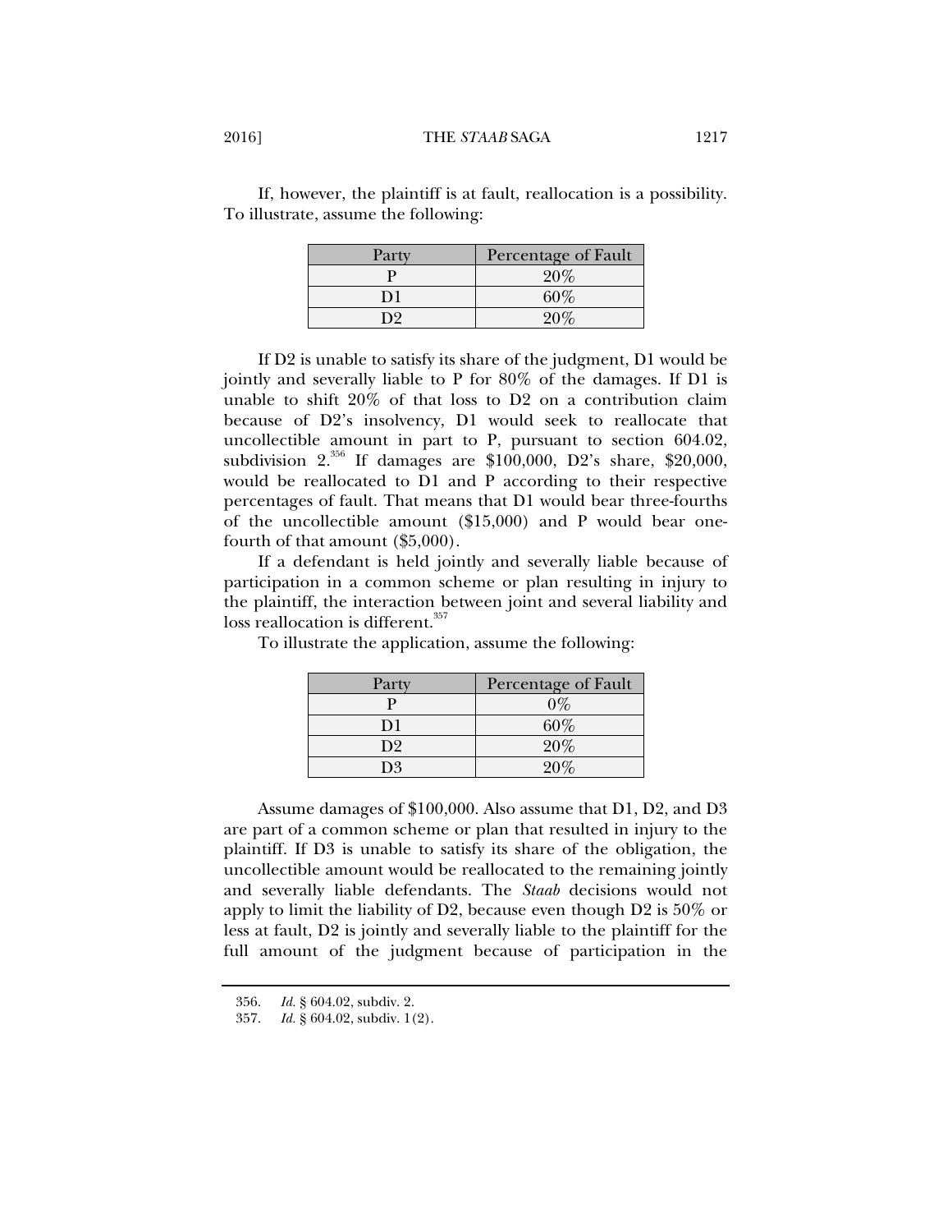If, however, the plaintiff is at fault, reallocation is a possibility. To illustrate, assume the following:

| Party | Percentage of Fault |
| --- | --- |
| P | 20% |
| D1 | 60% |
| D2 | 20% |

If D2 is unable to satisfy its share of the judgment, D1 would be jointly and severally liable to P for 80% of the damages. If D1 is unable to shift 20% of that loss to D2 on a contribution claim because of D2's insolvency, D1 would seek to reallocate that uncollectible amount in part to P, pursuant to section 604.02, subdivision 2.[356] If damages are $100,000, D2's share, $20,000, would be reallocated to D1 and P according to their respective percentages of fault. That means that D1 would bear three-fourths of the uncollectible amount ($15,000) and P would bear one-fourth of that amount ($5,000).

If a defendant is held jointly and severally liable because of participation in a common scheme or plan resulting in injury to the plaintiff, the interaction between joint and several liability and loss reallocation is different.[357]

To illustrate the application, assume the following:

| Party | Percentage of Fault |
| --- | --- |
| P | 0% |
| D1 | 60% |
| D2 | 20% |
| D3 | 20% |

Assume damages of $100,000. Also assume that D1, D2, and D3 are part of a common scheme or plan that resulted in injury to the plaintiff. If D3 is unable to satisfy its share of the obligation, the uncollectible amount would be reallocated to the remaining jointly and severally liable defendants. The *Staab* decisions would not apply to limit the liability of D2, because even though D2 is 50% or less at fault, D2 is jointly and severally liable to the plaintiff for the full amount of the judgment because of participation in the

356. *Id.* § 604.02, subdiv. 2.

357. *Id.* § 604.02, subdiv. 1(2).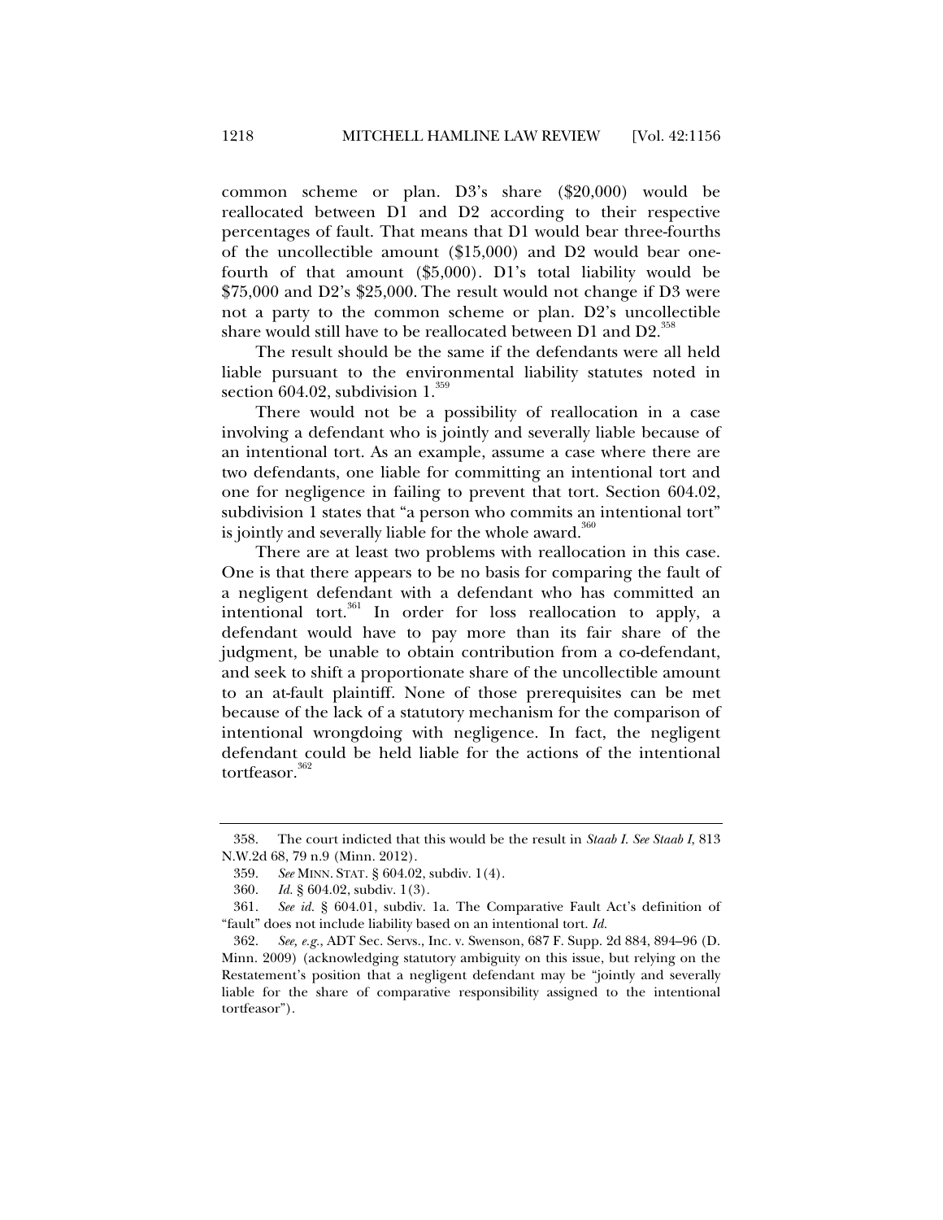common scheme or plan. D3's share ($20,000) would be reallocated between D1 and D2 according to their respective percentages of fault. That means that D1 would bear three-fourths of the uncollectible amount ($15,000) and D2 would bear one-fourth of that amount ($5,000). D1's total liability would be $75,000 and D2's $25,000. The result would not change if D3 were not a party to the common scheme or plan. D2's uncollectible share would still have to be reallocated between D1 and D2.[358]

The result should be the same if the defendants were all held liable pursuant to the environmental liability statutes noted in section 604.02, subdivision 1.[359]

There would not be a possibility of reallocation in a case involving a defendant who is jointly and severally liable because of an intentional tort. As an example, assume a case where there are two defendants, one liable for committing an intentional tort and one for negligence in failing to prevent that tort. Section 604.02, subdivision 1 states that "a person who commits an intentional tort" is jointly and severally liable for the whole award.[360]

There are at least two problems with reallocation in this case. One is that there appears to be no basis for comparing the fault of a negligent defendant with a defendant who has committed an intentional tort.[361] In order for loss reallocation to apply, a defendant would have to pay more than its fair share of the judgment, be unable to obtain contribution from a co-defendant, and seek to shift a proportionate share of the uncollectible amount to an at-fault plaintiff. None of those prerequisites can be met because of the lack of a statutory mechanism for the comparison of intentional wrongdoing with negligence. In fact, the negligent defendant could be held liable for the actions of the intentional tortfeasor.[362]

---

358. The court indicted that this would be the result in *Staab I*. *See Staab I*, 813 N.W.2d 68, 79 n.9 (Minn. 2012).

359. *See* MINN. STAT. § 604.02, subdiv. 1(4).

360. *Id.* § 604.02, subdiv. 1(3).

361. *See id.* § 604.01, subdiv. 1a. The Comparative Fault Act's definition of "fault" does not include liability based on an intentional tort. *Id.*

362. *See, e.g.*, ADT Sec. Servs., Inc. v. Swenson, 687 F. Supp. 2d 884, 894–96 (D. Minn. 2009) (acknowledging statutory ambiguity on this issue, but relying on the Restatement's position that a negligent defendant may be "jointly and severally liable for the share of comparative responsibility assigned to the intentional tortfeasor").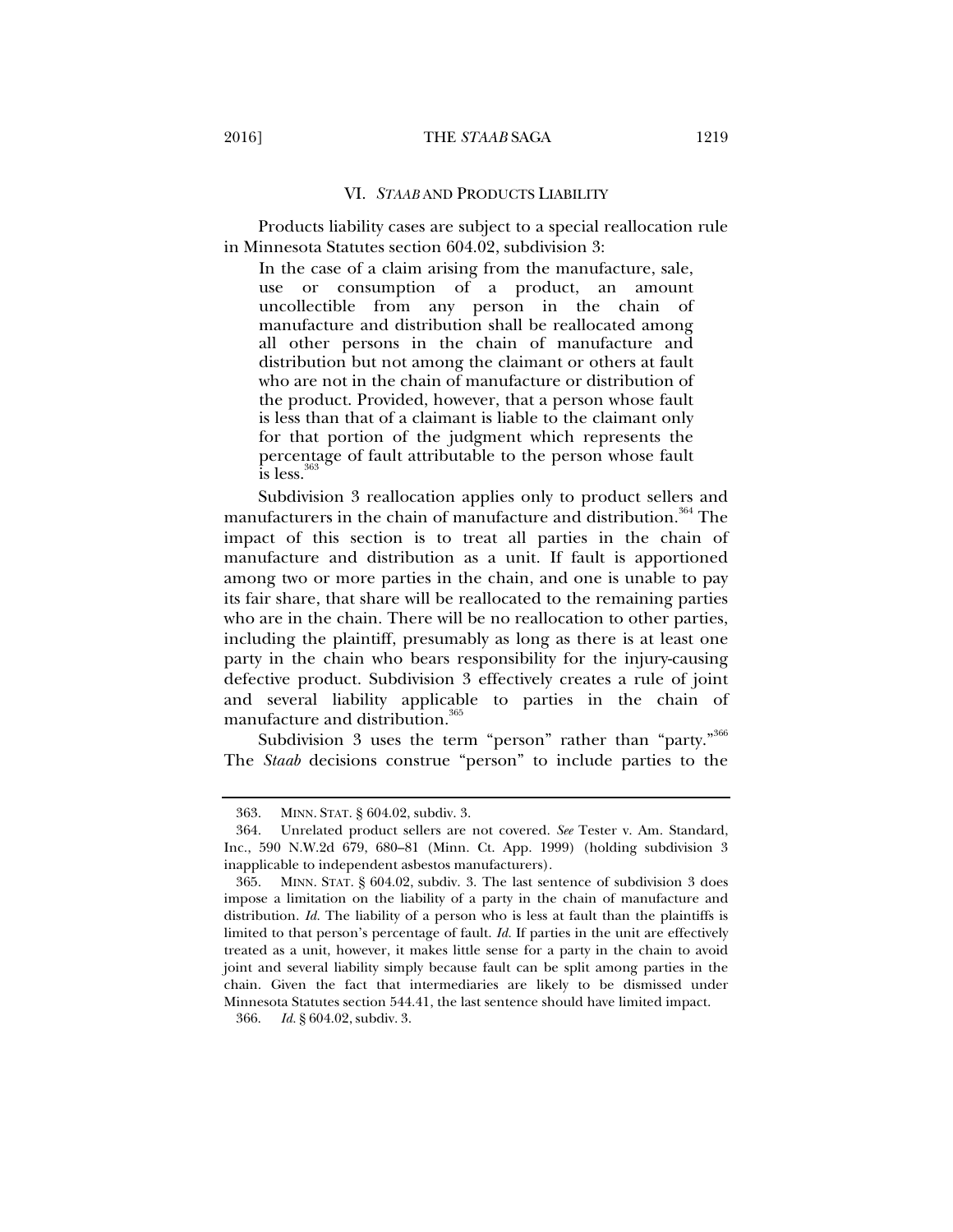## VI. *STAAB* AND PRODUCTS LIABILITY

Products liability cases are subject to a special reallocation rule in Minnesota Statutes section 604.02, subdivision 3:

> In the case of a claim arising from the manufacture, sale, use or consumption of a product, an amount uncollectible from any person in the chain of manufacture and distribution shall be reallocated among all other persons in the chain of manufacture and distribution but not among the claimant or others at fault who are not in the chain of manufacture or distribution of the product. Provided, however, that a person whose fault is less than that of a claimant is liable to the claimant only for that portion of the judgment which represents the percentage of fault attributable to the person whose fault is less.[363]

Subdivision 3 reallocation applies only to product sellers and manufacturers in the chain of manufacture and distribution.[364] The impact of this section is to treat all parties in the chain of manufacture and distribution as a unit. If fault is apportioned among two or more parties in the chain, and one is unable to pay its fair share, that share will be reallocated to the remaining parties who are in the chain. There will be no reallocation to other parties, including the plaintiff, presumably as long as there is at least one party in the chain who bears responsibility for the injury-causing defective product. Subdivision 3 effectively creates a rule of joint and several liability applicable to parties in the chain of manufacture and distribution.[365]

Subdivision 3 uses the term "person" rather than "party."[366] The *Staab* decisions construe "person" to include parties to the

---

363. MINN. STAT. § 604.02, subdiv. 3.

364. Unrelated product sellers are not covered. *See* Tester v. Am. Standard, Inc., 590 N.W.2d 679, 680–81 (Minn. Ct. App. 1999) (holding subdivision 3 inapplicable to independent asbestos manufacturers).

365. MINN. STAT. § 604.02, subdiv. 3. The last sentence of subdivision 3 does impose a limitation on the liability of a party in the chain of manufacture and distribution. *Id.* The liability of a person who is less at fault than the plaintiffs is limited to that person's percentage of fault. *Id.* If parties in the unit are effectively treated as a unit, however, it makes little sense for a party in the chain to avoid joint and several liability simply because fault can be split among parties in the chain. Given the fact that intermediaries are likely to be dismissed under Minnesota Statutes section 544.41, the last sentence should have limited impact.

366. *Id.* § 604.02, subdiv. 3.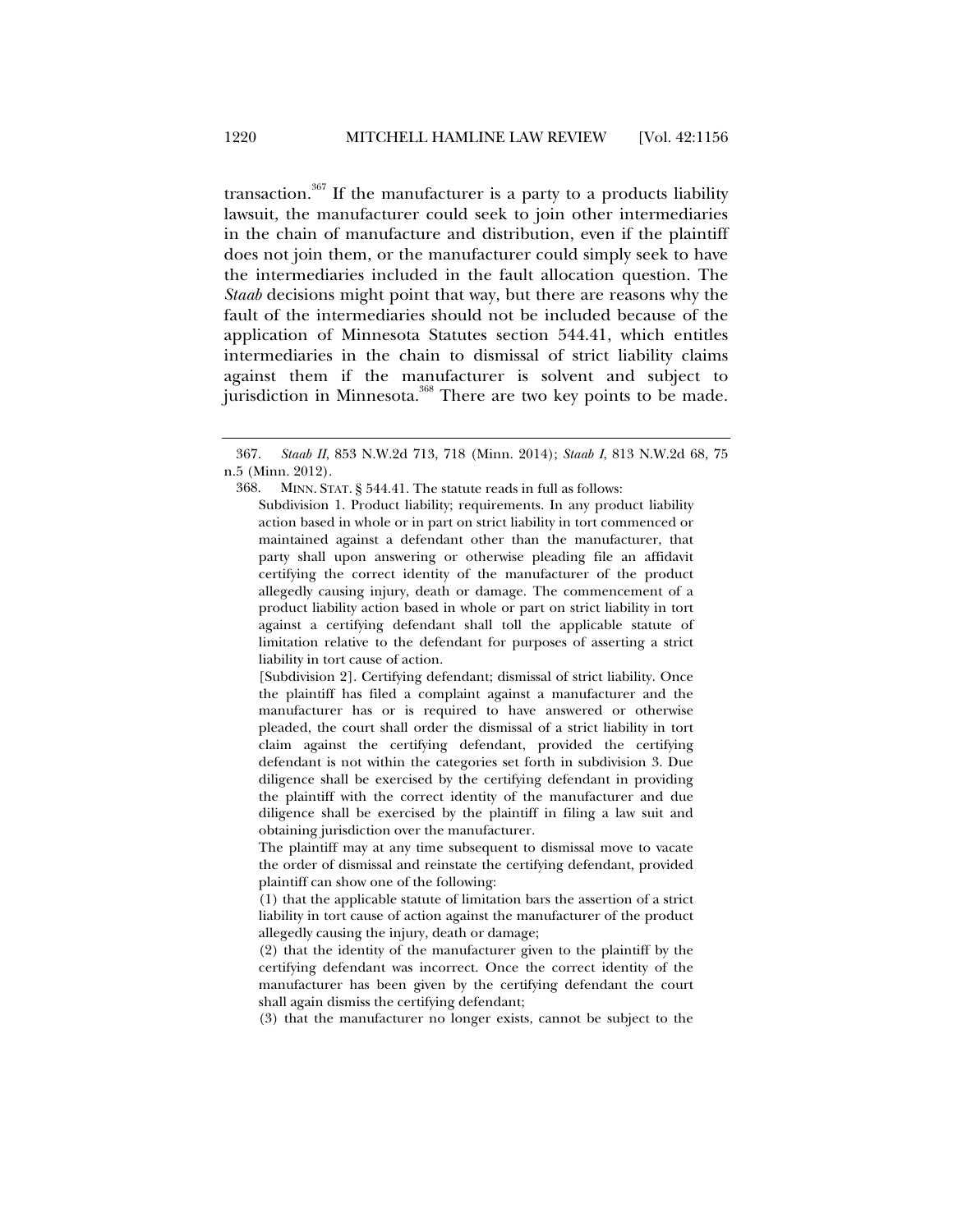transaction.[367] If the manufacturer is a party to a products liability lawsuit, the manufacturer could seek to join other intermediaries in the chain of manufacture and distribution, even if the plaintiff does not join them, or the manufacturer could simply seek to have the intermediaries included in the fault allocation question. The *Staab* decisions might point that way, but there are reasons why the fault of the intermediaries should not be included because of the application of Minnesota Statutes section 544.41, which entitles intermediaries in the chain to dismissal of strict liability claims against them if the manufacturer is solvent and subject to jurisdiction in Minnesota.[368] There are two key points to be made.

---

367. *Staab II*, 853 N.W.2d 713, 718 (Minn. 2014); *Staab I*, 813 N.W.2d 68, 75 n.5 (Minn. 2012).

368. MINN. STAT. § 544.41. The statute reads in full as follows:

> Subdivision 1. Product liability; requirements. In any product liability action based in whole or in part on strict liability in tort commenced or maintained against a defendant other than the manufacturer, that party shall upon answering or otherwise pleading file an affidavit certifying the correct identity of the manufacturer of the product allegedly causing injury, death or damage. The commencement of a product liability action based in whole or part on strict liability in tort against a certifying defendant shall toll the applicable statute of limitation relative to the defendant for purposes of asserting a strict liability in tort cause of action.
>
> [Subdivision 2]. Certifying defendant; dismissal of strict liability. Once the plaintiff has filed a complaint against a manufacturer and the manufacturer has or is required to have answered or otherwise pleaded, the court shall order the dismissal of a strict liability in tort claim against the certifying defendant, provided the certifying defendant is not within the categories set forth in subdivision 3. Due diligence shall be exercised by the certifying defendant in providing the plaintiff with the correct identity of the manufacturer and due diligence shall be exercised by the plaintiff in filing a law suit and obtaining jurisdiction over the manufacturer.
>
> The plaintiff may at any time subsequent to dismissal move to vacate the order of dismissal and reinstate the certifying defendant, provided plaintiff can show one of the following:
>
> (1) that the applicable statute of limitation bars the assertion of a strict liability in tort cause of action against the manufacturer of the product allegedly causing the injury, death or damage;
>
> (2) that the identity of the manufacturer given to the plaintiff by the certifying defendant was incorrect. Once the correct identity of the manufacturer has been given by the certifying defendant the court shall again dismiss the certifying defendant;
>
> (3) that the manufacturer no longer exists, cannot be subject to the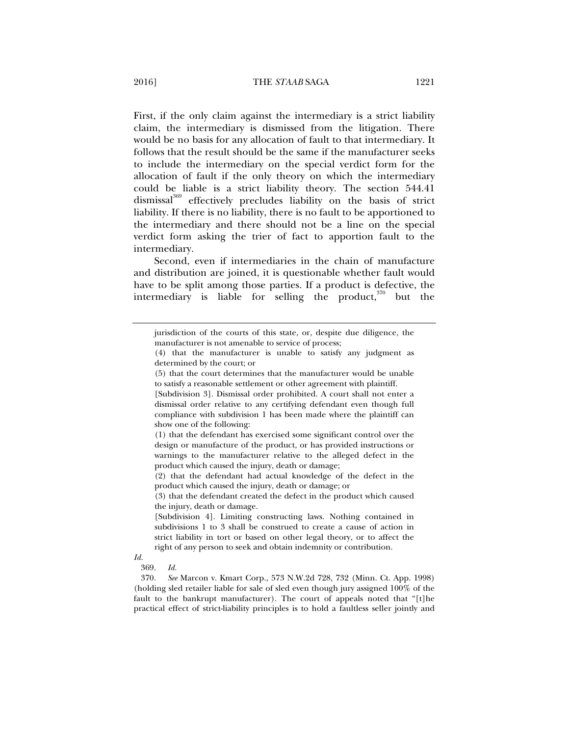First, if the only claim against the intermediary is a strict liability claim, the intermediary is dismissed from the litigation. There would be no basis for any allocation of fault to that intermediary. It follows that the result should be the same if the manufacturer seeks to include the intermediary on the special verdict form for the allocation of fault if the only theory on which the intermediary could be liable is a strict liability theory. The section 544.41 dismissal[369] effectively precludes liability on the basis of strict liability. If there is no liability, there is no fault to be apportioned to the intermediary and there should not be a line on the special verdict form asking the trier of fact to apportion fault to the intermediary.

Second, even if intermediaries in the chain of manufacture and distribution are joined, it is questionable whether fault would have to be split among those parties. If a product is defective, the intermediary is liable for selling the product,[370] but the

---

> jurisdiction of the courts of this state, or, despite due diligence, the manufacturer is not amenable to service of process;
>
> (4) that the manufacturer is unable to satisfy any judgment as determined by the court; or
>
> (5) that the court determines that the manufacturer would be unable to satisfy a reasonable settlement or other agreement with plaintiff.
>
> [Subdivision 3]. Dismissal order prohibited. A court shall not enter a dismissal order relative to any certifying defendant even though full compliance with subdivision 1 has been made where the plaintiff can show one of the following:
>
> (1) that the defendant has exercised some significant control over the design or manufacture of the product, or has provided instructions or warnings to the manufacturer relative to the alleged defect in the product which caused the injury, death or damage;
>
> (2) that the defendant had actual knowledge of the defect in the product which caused the injury, death or damage; or
>
> (3) that the defendant created the defect in the product which caused the injury, death or damage.
>
> [Subdivision 4]. Limiting constructing laws. Nothing contained in subdivisions 1 to 3 shall be construed to create a cause of action in strict liability in tort or based on other legal theory, or to affect the right of any person to seek and obtain indemnity or contribution.

*Id.*

369. *Id.*

370. *See* Marcon v. Kmart Corp., 573 N.W.2d 728, 732 (Minn. Ct. App. 1998) (holding sled retailer liable for sale of sled even though jury assigned 100% of the fault to the bankrupt manufacturer). The court of appeals noted that "[t]he practical effect of strict-liability principles is to hold a faultless seller jointly and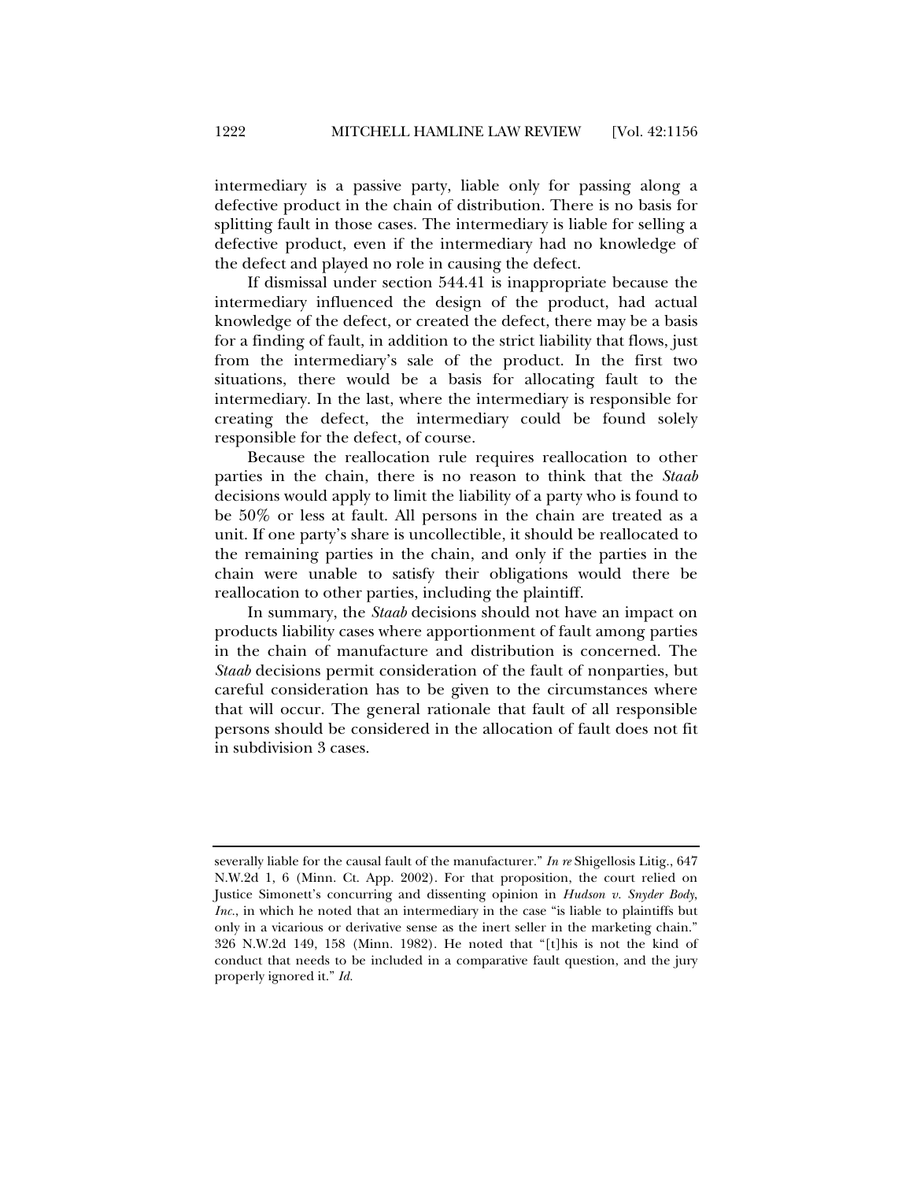intermediary is a passive party, liable only for passing along a defective product in the chain of distribution. There is no basis for splitting fault in those cases. The intermediary is liable for selling a defective product, even if the intermediary had no knowledge of the defect and played no role in causing the defect.

If dismissal under section 544.41 is inappropriate because the intermediary influenced the design of the product, had actual knowledge of the defect, or created the defect, there may be a basis for a finding of fault, in addition to the strict liability that flows, just from the intermediary's sale of the product. In the first two situations, there would be a basis for allocating fault to the intermediary. In the last, where the intermediary is responsible for creating the defect, the intermediary could be found solely responsible for the defect, of course.

Because the reallocation rule requires reallocation to other parties in the chain, there is no reason to think that the *Staab* decisions would apply to limit the liability of a party who is found to be 50% or less at fault. All persons in the chain are treated as a unit. If one party's share is uncollectible, it should be reallocated to the remaining parties in the chain, and only if the parties in the chain were unable to satisfy their obligations would there be reallocation to other parties, including the plaintiff.

In summary, the *Staab* decisions should not have an impact on products liability cases where apportionment of fault among parties in the chain of manufacture and distribution is concerned. The *Staab* decisions permit consideration of the fault of nonparties, but careful consideration has to be given to the circumstances where that will occur. The general rationale that fault of all responsible persons should be considered in the allocation of fault does not fit in subdivision 3 cases.

---

severally liable for the causal fault of the manufacturer." *In re* Shigellosis Litig., 647 N.W.2d 1, 6 (Minn. Ct. App. 2002). For that proposition, the court relied on Justice Simonett's concurring and dissenting opinion in *Hudson v. Snyder Body, Inc.*, in which he noted that an intermediary in the case "is liable to plaintiffs but only in a vicarious or derivative sense as the inert seller in the marketing chain." 326 N.W.2d 149, 158 (Minn. 1982). He noted that "[t]his is not the kind of conduct that needs to be included in a comparative fault question, and the jury properly ignored it." *Id.*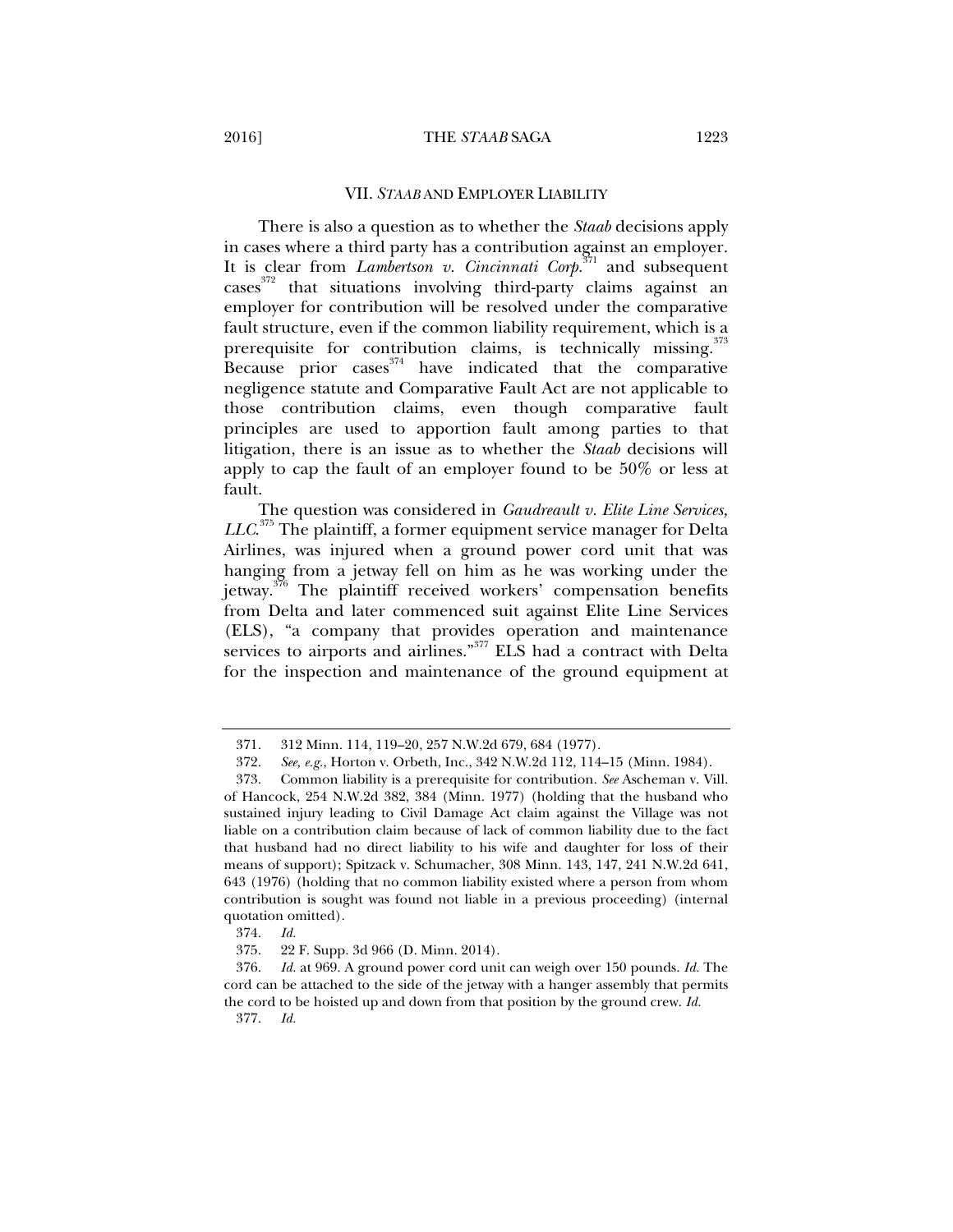## VII. *STAAB* AND EMPLOYER LIABILITY

There is also a question as to whether the *Staab* decisions apply in cases where a third party has a contribution against an employer. It is clear from *Lambertson v. Cincinnati Corp.*[371] and subsequent cases[372] that situations involving third-party claims against an employer for contribution will be resolved under the comparative fault structure, even if the common liability requirement, which is a prerequisite for contribution claims, is technically missing.[373] Because prior cases[374] have indicated that the comparative negligence statute and Comparative Fault Act are not applicable to those contribution claims, even though comparative fault principles are used to apportion fault among parties to that litigation, there is an issue as to whether the *Staab* decisions will apply to cap the fault of an employer found to be 50% or less at fault.

The question was considered in *Gaudreault v. Elite Line Services, LLC.*[375] The plaintiff, a former equipment service manager for Delta Airlines, was injured when a ground power cord unit that was hanging from a jetway fell on him as he was working under the jetway.[376] The plaintiff received workers' compensation benefits from Delta and later commenced suit against Elite Line Services (ELS), "a company that provides operation and maintenance services to airports and airlines."[377] ELS had a contract with Delta for the inspection and maintenance of the ground equipment at

---

371. 312 Minn. 114, 119–20, 257 N.W.2d 679, 684 (1977).

372. *See, e.g.*, Horton v. Orbeth, Inc., 342 N.W.2d 112, 114–15 (Minn. 1984).

373. Common liability is a prerequisite for contribution. *See* Ascheman v. Vill. of Hancock, 254 N.W.2d 382, 384 (Minn. 1977) (holding that the husband who sustained injury leading to Civil Damage Act claim against the Village was not liable on a contribution claim because of lack of common liability due to the fact that husband had no direct liability to his wife and daughter for loss of their means of support); Spitzack v. Schumacher, 308 Minn. 143, 147, 241 N.W.2d 641, 643 (1976) (holding that no common liability existed where a person from whom contribution is sought was found not liable in a previous proceeding) (internal quotation omitted).

374. *Id.*

375. 22 F. Supp. 3d 966 (D. Minn. 2014).

376. *Id.* at 969. A ground power cord unit can weigh over 150 pounds. *Id.* The cord can be attached to the side of the jetway with a hanger assembly that permits the cord to be hoisted up and down from that position by the ground crew. *Id.*

377. *Id.*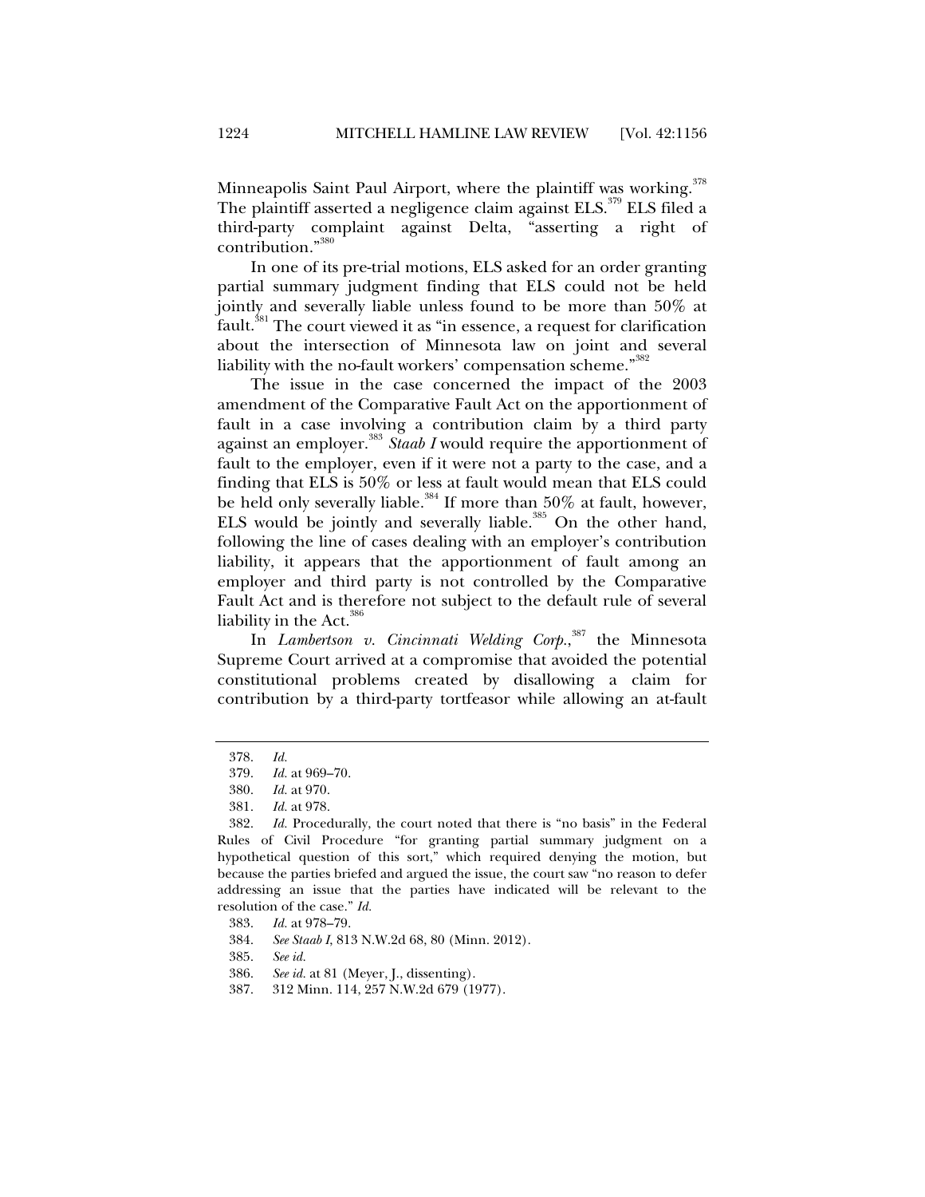Minneapolis Saint Paul Airport, where the plaintiff was working.[378] The plaintiff asserted a negligence claim against ELS.[379] ELS filed a third-party complaint against Delta, "asserting a right of contribution."[380]

In one of its pre-trial motions, ELS asked for an order granting partial summary judgment finding that ELS could not be held jointly and severally liable unless found to be more than 50% at fault.[381] The court viewed it as "in essence, a request for clarification about the intersection of Minnesota law on joint and several liability with the no-fault workers' compensation scheme."[382]

The issue in the case concerned the impact of the 2003 amendment of the Comparative Fault Act on the apportionment of fault in a case involving a contribution claim by a third party against an employer.[383] *Staab I* would require the apportionment of fault to the employer, even if it were not a party to the case, and a finding that ELS is 50% or less at fault would mean that ELS could be held only severally liable.[384] If more than 50% at fault, however, ELS would be jointly and severally liable.[385] On the other hand, following the line of cases dealing with an employer's contribution liability, it appears that the apportionment of fault among an employer and third party is not controlled by the Comparative Fault Act and is therefore not subject to the default rule of several liability in the Act.[386]

In *Lambertson v. Cincinnati Welding Corp.*,[387] the Minnesota Supreme Court arrived at a compromise that avoided the potential constitutional problems created by disallowing a claim for contribution by a third-party tortfeasor while allowing an at-fault

---

378. *Id.*

379. *Id.* at 969–70.

380. *Id.* at 970.

381. *Id.* at 978.

382. *Id.* Procedurally, the court noted that there is "no basis" in the Federal Rules of Civil Procedure "for granting partial summary judgment on a hypothetical question of this sort," which required denying the motion, but because the parties briefed and argued the issue, the court saw "no reason to defer addressing an issue that the parties have indicated will be relevant to the resolution of the case." *Id.*

383. *Id.* at 978–79.

384. *See Staab I*, 813 N.W.2d 68, 80 (Minn. 2012).

385. *See id.*

386. *See id.* at 81 (Meyer, J., dissenting).

387. 312 Minn. 114, 257 N.W.2d 679 (1977).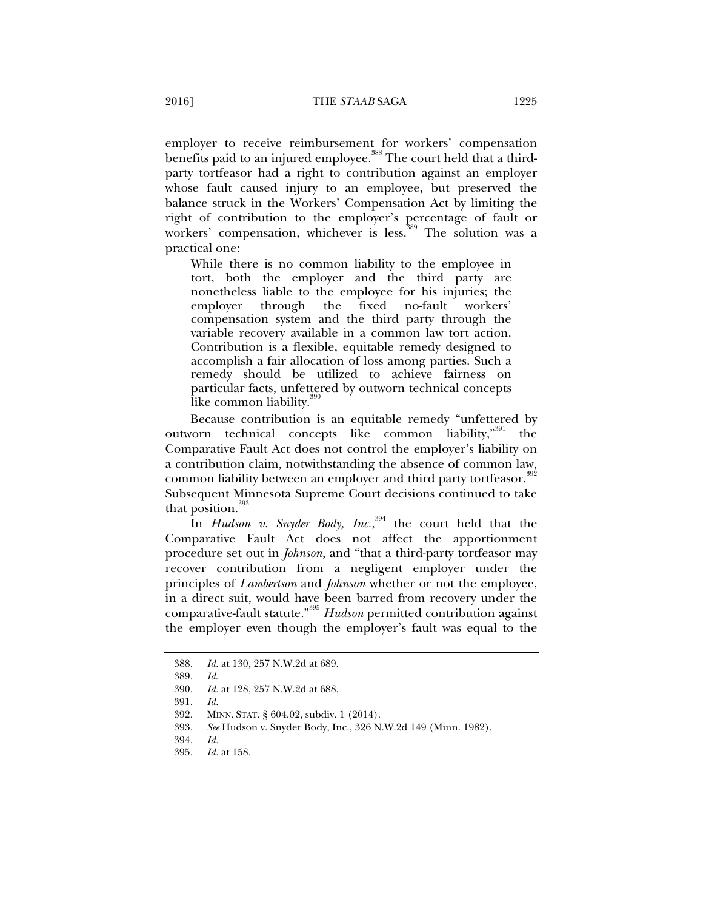employer to receive reimbursement for workers' compensation benefits paid to an injured employee.[388] The court held that a third-party tortfeasor had a right to contribution against an employer whose fault caused injury to an employee, but preserved the balance struck in the Workers' Compensation Act by limiting the right of contribution to the employer's percentage of fault or workers' compensation, whichever is less.[389] The solution was a practical one:

> While there is no common liability to the employee in tort, both the employer and the third party are nonetheless liable to the employee for his injuries; the employer through the fixed no-fault workers' compensation system and the third party through the variable recovery available in a common law tort action. Contribution is a flexible, equitable remedy designed to accomplish a fair allocation of loss among parties. Such a remedy should be utilized to achieve fairness on particular facts, unfettered by outworn technical concepts like common liability.[390]

Because contribution is an equitable remedy "unfettered by outworn technical concepts like common liability,"[391] the Comparative Fault Act does not control the employer's liability on a contribution claim, notwithstanding the absence of common law, common liability between an employer and third party tortfeasor.[392] Subsequent Minnesota Supreme Court decisions continued to take that position.[393]

In *Hudson v. Snyder Body, Inc.*,[394] the court held that the Comparative Fault Act does not affect the apportionment procedure set out in *Johnson*, and "that a third-party tortfeasor may recover contribution from a negligent employer under the principles of *Lambertson* and *Johnson* whether or not the employee, in a direct suit, would have been barred from recovery under the comparative-fault statute."[395] *Hudson* permitted contribution against the employer even though the employer's fault was equal to the

---

388. *Id.* at 130, 257 N.W.2d at 689.

389. *Id.*

390. *Id.* at 128, 257 N.W.2d at 688.

391. *Id.*

392. MINN. STAT. § 604.02, subdiv. 1 (2014).

393. *See* Hudson v. Snyder Body, Inc., 326 N.W.2d 149 (Minn. 1982).

394. *Id.*

395. *Id.* at 158.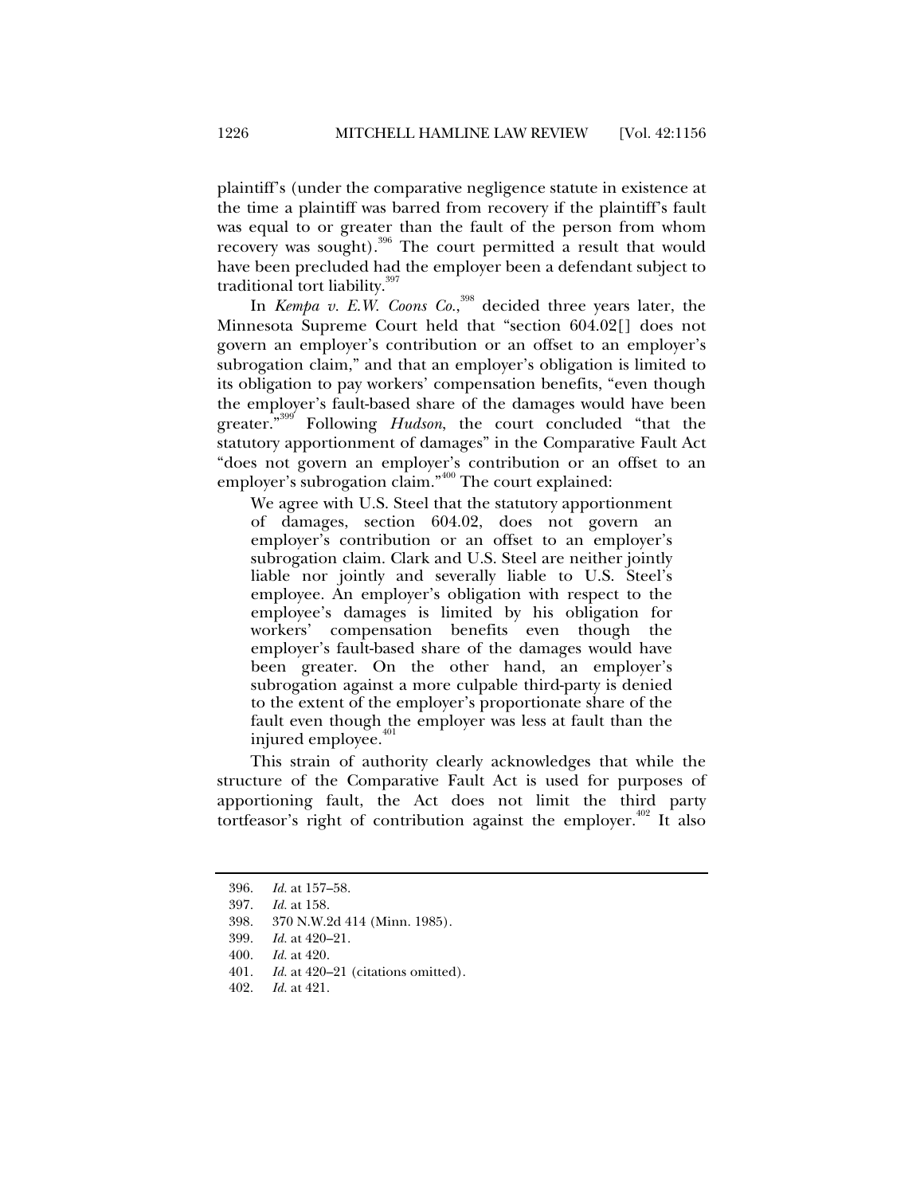plaintiff's (under the comparative negligence statute in existence at the time a plaintiff was barred from recovery if the plaintiff's fault was equal to or greater than the fault of the person from whom recovery was sought).[396] The court permitted a result that would have been precluded had the employer been a defendant subject to traditional tort liability.[397]

In *Kempa v. E.W. Coons Co.*,[398] decided three years later, the Minnesota Supreme Court held that "section 604.02[] does not govern an employer's contribution or an offset to an employer's subrogation claim," and that an employer's obligation is limited to its obligation to pay workers' compensation benefits, "even though the employer's fault-based share of the damages would have been greater."[399] Following *Hudson*, the court concluded "that the statutory apportionment of damages" in the Comparative Fault Act "does not govern an employer's contribution or an offset to an employer's subrogation claim."[400] The court explained:

> We agree with U.S. Steel that the statutory apportionment of damages, section 604.02, does not govern an employer's contribution or an offset to an employer's subrogation claim. Clark and U.S. Steel are neither jointly liable nor jointly and severally liable to U.S. Steel's employee. An employer's obligation with respect to the employee's damages is limited by his obligation for workers' compensation benefits even though the employer's fault-based share of the damages would have been greater. On the other hand, an employer's subrogation against a more culpable third-party is denied to the extent of the employer's proportionate share of the fault even though the employer was less at fault than the injured employee.[401]

This strain of authority clearly acknowledges that while the structure of the Comparative Fault Act is used for purposes of apportioning fault, the Act does not limit the third party tortfeasor's right of contribution against the employer.[402] It also

---

396. *Id.* at 157–58.
397. *Id.* at 158.
398. 370 N.W.2d 414 (Minn. 1985).
399. *Id.* at 420–21.
400. *Id.* at 420.
401. *Id.* at 420–21 (citations omitted).
402. *Id.* at 421.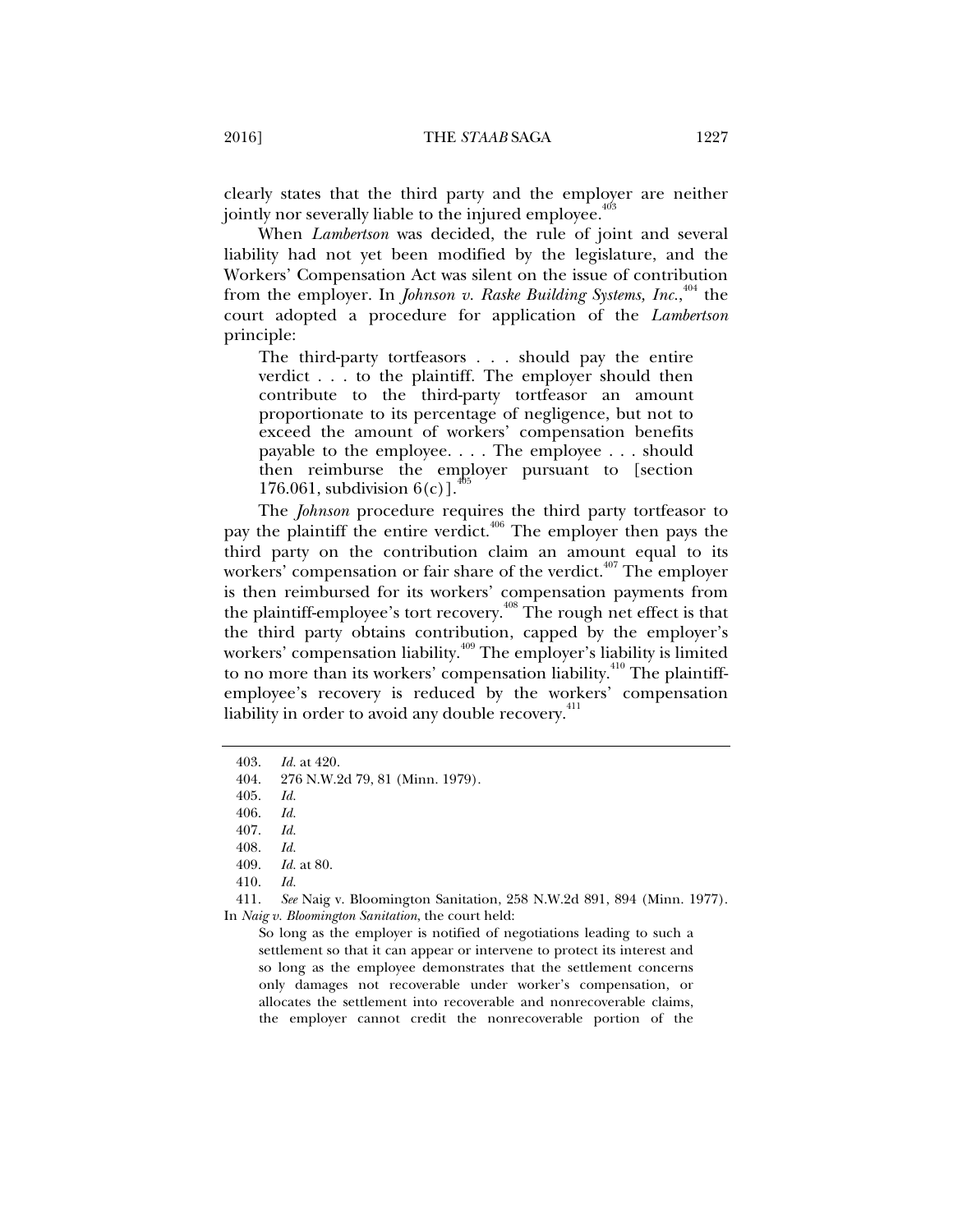clearly states that the third party and the employer are neither jointly nor severally liable to the injured employee.[403]

When *Lambertson* was decided, the rule of joint and several liability had not yet been modified by the legislature, and the Workers' Compensation Act was silent on the issue of contribution from the employer. In *Johnson v. Raske Building Systems, Inc.*,[404] the court adopted a procedure for application of the *Lambertson* principle:

> The third-party tortfeasors . . . should pay the entire verdict . . . to the plaintiff. The employer should then contribute to the third-party tortfeasor an amount proportionate to its percentage of negligence, but not to exceed the amount of workers' compensation benefits payable to the employee. . . . The employee . . . should then reimburse the employer pursuant to [section 176.061, subdivision 6(c)].[405]

The *Johnson* procedure requires the third party tortfeasor to pay the plaintiff the entire verdict.[406] The employer then pays the third party on the contribution claim an amount equal to its workers' compensation or fair share of the verdict.[407] The employer is then reimbursed for its workers' compensation payments from the plaintiff-employee's tort recovery.[408] The rough net effect is that the third party obtains contribution, capped by the employer's workers' compensation liability.[409] The employer's liability is limited to no more than its workers' compensation liability.[410] The plaintiff-employee's recovery is reduced by the workers' compensation liability in order to avoid any double recovery.[411]

---

403. *Id.* at 420.

404. 276 N.W.2d 79, 81 (Minn. 1979).

405. *Id.*

406. *Id.*

407. *Id.*

408. *Id.*

409. *Id.* at 80.

410. *Id.*

411. *See* Naig v. Bloomington Sanitation, 258 N.W.2d 891, 894 (Minn. 1977). In *Naig v. Bloomington Sanitation*, the court held:

> So long as the employer is notified of negotiations leading to such a settlement so that it can appear or intervene to protect its interest and so long as the employee demonstrates that the settlement concerns only damages not recoverable under worker's compensation, or allocates the settlement into recoverable and nonrecoverable claims, the employer cannot credit the nonrecoverable portion of the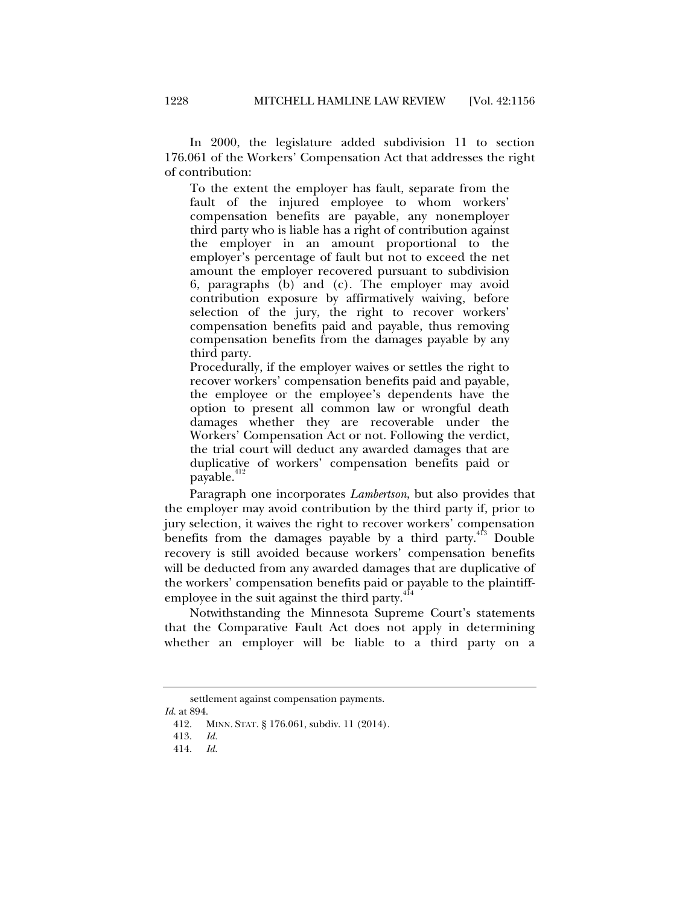In 2000, the legislature added subdivision 11 to section 176.061 of the Workers' Compensation Act that addresses the right of contribution:

> To the extent the employer has fault, separate from the fault of the injured employee to whom workers' compensation benefits are payable, any nonemployer third party who is liable has a right of contribution against the employer in an amount proportional to the employer's percentage of fault but not to exceed the net amount the employer recovered pursuant to subdivision 6, paragraphs (b) and (c). The employer may avoid contribution exposure by affirmatively waiving, before selection of the jury, the right to recover workers' compensation benefits paid and payable, thus removing compensation benefits from the damages payable by any third party.
>
> Procedurally, if the employer waives or settles the right to recover workers' compensation benefits paid and payable, the employee or the employee's dependents have the option to present all common law or wrongful death damages whether they are recoverable under the Workers' Compensation Act or not. Following the verdict, the trial court will deduct any awarded damages that are duplicative of workers' compensation benefits paid or payable.[412]

Paragraph one incorporates *Lambertson*, but also provides that the employer may avoid contribution by the third party if, prior to jury selection, it waives the right to recover workers' compensation benefits from the damages payable by a third party.[413] Double recovery is still avoided because workers' compensation benefits will be deducted from any awarded damages that are duplicative of the workers' compensation benefits paid or payable to the plaintiff-employee in the suit against the third party.[414]

Notwithstanding the Minnesota Supreme Court's statements that the Comparative Fault Act does not apply in determining whether an employer will be liable to a third party on a

---

settlement against compensation payments.

*Id.* at 894.

412. MINN. STAT. § 176.061, subdiv. 11 (2014).

413. *Id.*

414. *Id.*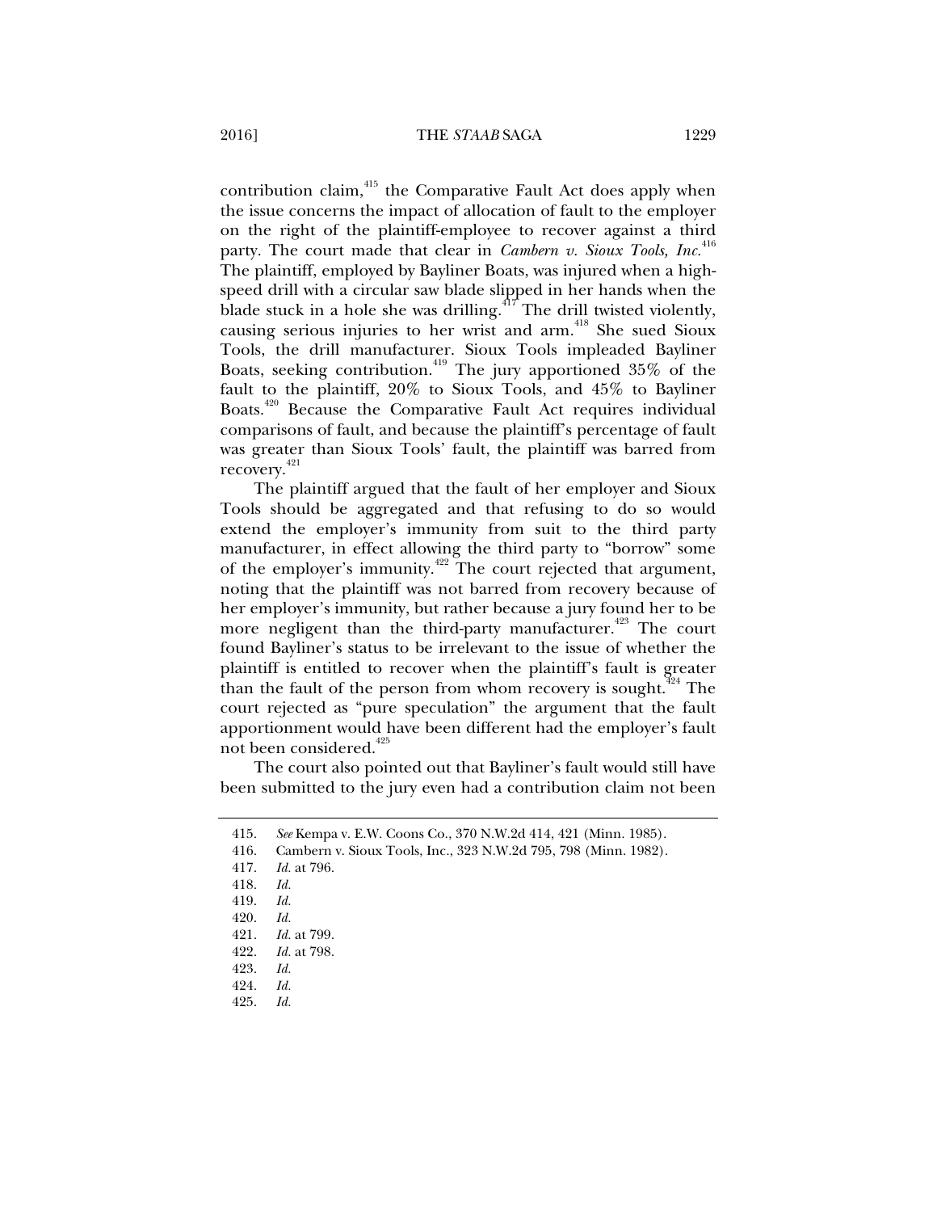contribution claim,[415] the Comparative Fault Act does apply when the issue concerns the impact of allocation of fault to the employer on the right of the plaintiff-employee to recover against a third party. The court made that clear in *Cambern v. Sioux Tools, Inc.*[416] The plaintiff, employed by Bayliner Boats, was injured when a high-speed drill with a circular saw blade slipped in her hands when the blade stuck in a hole she was drilling.[417] The drill twisted violently, causing serious injuries to her wrist and arm.[418] She sued Sioux Tools, the drill manufacturer. Sioux Tools impleaded Bayliner Boats, seeking contribution.[419] The jury apportioned 35% of the fault to the plaintiff, 20% to Sioux Tools, and 45% to Bayliner Boats.[420] Because the Comparative Fault Act requires individual comparisons of fault, and because the plaintiff's percentage of fault was greater than Sioux Tools' fault, the plaintiff was barred from recovery.[421]

The plaintiff argued that the fault of her employer and Sioux Tools should be aggregated and that refusing to do so would extend the employer's immunity from suit to the third party manufacturer, in effect allowing the third party to "borrow" some of the employer's immunity.[422] The court rejected that argument, noting that the plaintiff was not barred from recovery because of her employer's immunity, but rather because a jury found her to be more negligent than the third-party manufacturer.[423] The court found Bayliner's status to be irrelevant to the issue of whether the plaintiff is entitled to recover when the plaintiff's fault is greater than the fault of the person from whom recovery is sought.[424] The court rejected as "pure speculation" the argument that the fault apportionment would have been different had the employer's fault not been considered.[425]

The court also pointed out that Bayliner's fault would still have been submitted to the jury even had a contribution claim not been

---

415. *See* Kempa v. E.W. Coons Co., 370 N.W.2d 414, 421 (Minn. 1985).
416. Cambern v. Sioux Tools, Inc., 323 N.W.2d 795, 798 (Minn. 1982).
417. *Id.* at 796.
418. *Id.*
419. *Id.*
420. *Id.*
421. *Id.* at 799.
422. *Id.* at 798.
423. *Id.*
424. *Id.*
425. *Id.*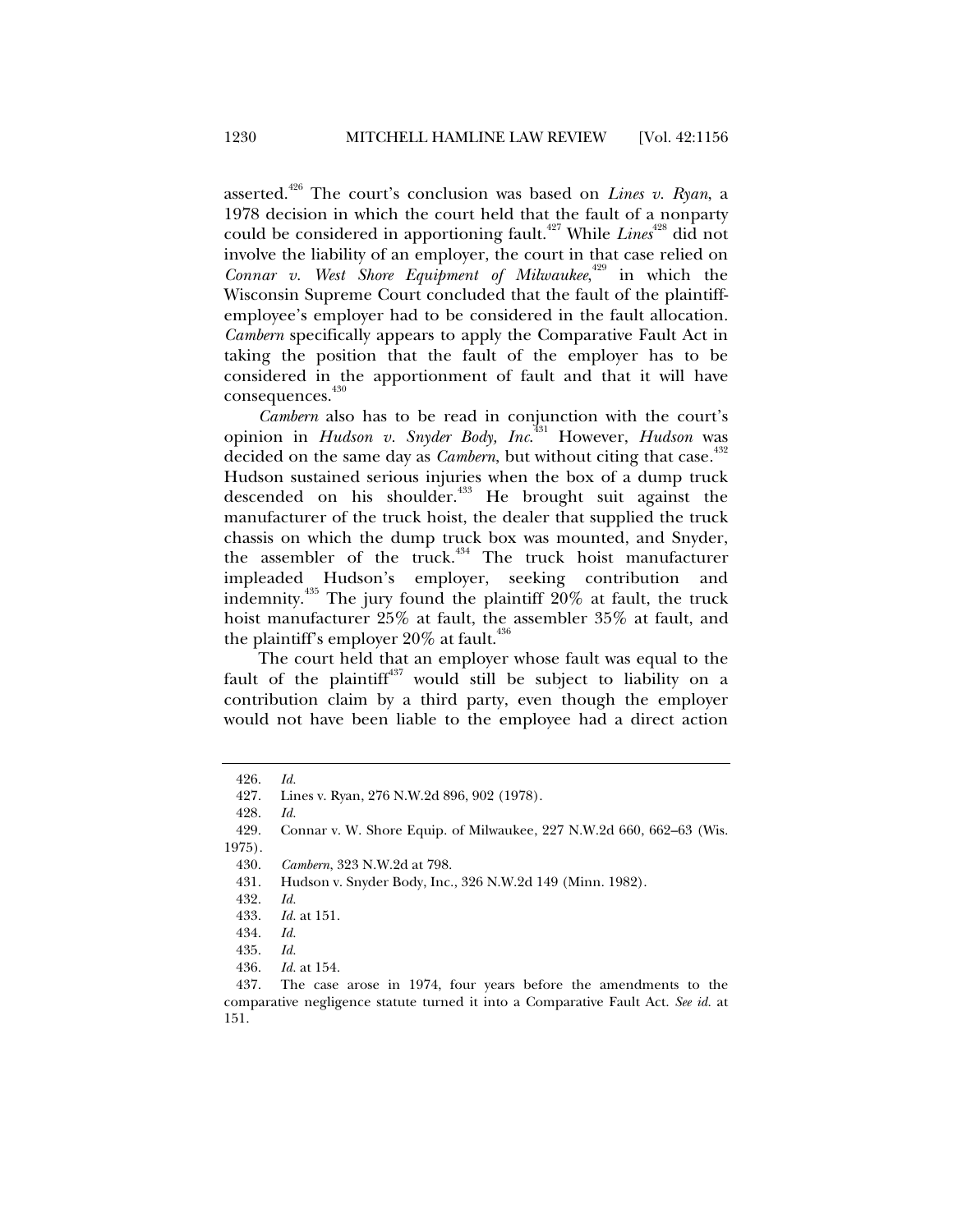asserted.[426] The court's conclusion was based on *Lines v. Ryan*, a 1978 decision in which the court held that the fault of a nonparty could be considered in apportioning fault.[427] While *Lines*[428] did not involve the liability of an employer, the court in that case relied on *Connar v. West Shore Equipment of Milwaukee*,[429] in which the Wisconsin Supreme Court concluded that the fault of the plaintiff-employee's employer had to be considered in the fault allocation. *Cambern* specifically appears to apply the Comparative Fault Act in taking the position that the fault of the employer has to be considered in the apportionment of fault and that it will have consequences.[430]

*Cambern* also has to be read in conjunction with the court's opinion in *Hudson v. Snyder Body, Inc.*[431] However, *Hudson* was decided on the same day as *Cambern*, but without citing that case.[432] Hudson sustained serious injuries when the box of a dump truck descended on his shoulder.[433] He brought suit against the manufacturer of the truck hoist, the dealer that supplied the truck chassis on which the dump truck box was mounted, and Snyder, the assembler of the truck.[434] The truck hoist manufacturer impleaded Hudson's employer, seeking contribution and indemnity.[435] The jury found the plaintiff 20% at fault, the truck hoist manufacturer 25% at fault, the assembler 35% at fault, and the plaintiff's employer 20% at fault.[436]

The court held that an employer whose fault was equal to the fault of the plaintiff[437] would still be subject to liability on a contribution claim by a third party, even though the employer would not have been liable to the employee had a direct action

---

426. *Id.*

427. Lines v. Ryan, 276 N.W.2d 896, 902 (1978).

428. *Id.*

429. Connar v. W. Shore Equip. of Milwaukee, 227 N.W.2d 660, 662–63 (Wis. 1975).

430. *Cambern*, 323 N.W.2d at 798.

431. Hudson v. Snyder Body, Inc., 326 N.W.2d 149 (Minn. 1982).

432. *Id.*

433. *Id.* at 151.

434. *Id.*

435. *Id.*

436. *Id.* at 154.

437. The case arose in 1974, four years before the amendments to the comparative negligence statute turned it into a Comparative Fault Act. *See id.* at 151.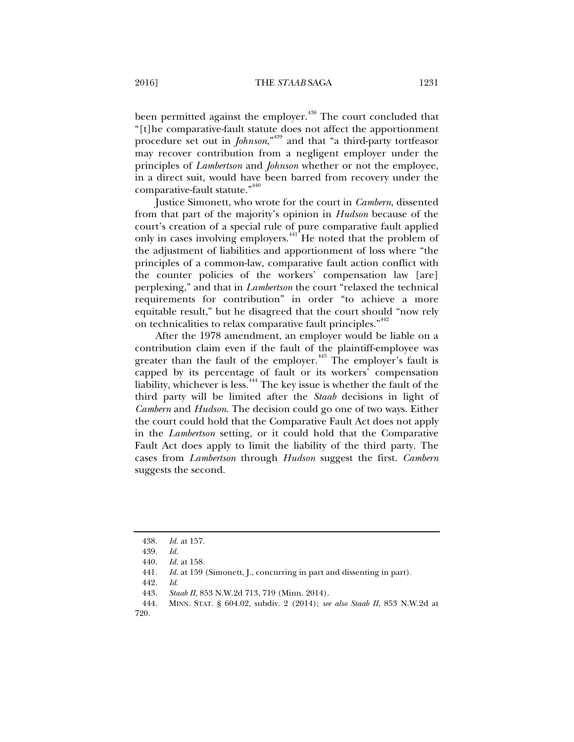been permitted against the employer.[438] The court concluded that "[t]he comparative-fault statute does not affect the apportionment procedure set out in *Johnson*,"[439] and that "a third-party tortfeasor may recover contribution from a negligent employer under the principles of *Lambertson* and *Johnson* whether or not the employee, in a direct suit, would have been barred from recovery under the comparative-fault statute."[440]

Justice Simonett, who wrote for the court in *Cambern*, dissented from that part of the majority's opinion in *Hudson* because of the court's creation of a special rule of pure comparative fault applied only in cases involving employers.[441] He noted that the problem of the adjustment of liabilities and apportionment of loss where "the principles of a common-law, comparative fault action conflict with the counter policies of the workers' compensation law [are] perplexing," and that in *Lambertson* the court "relaxed the technical requirements for contribution" in order "to achieve a more equitable result," but he disagreed that the court should "now rely on technicalities to relax comparative fault principles."[442]

After the 1978 amendment, an employer would be liable on a contribution claim even if the fault of the plaintiff-employee was greater than the fault of the employer.[443] The employer's fault is capped by its percentage of fault or its workers' compensation liability, whichever is less.[444] The key issue is whether the fault of the third party will be limited after the *Staab* decisions in light of *Cambern* and *Hudson*. The decision could go one of two ways. Either the court could hold that the Comparative Fault Act does not apply in the *Lambertson* setting, or it could hold that the Comparative Fault Act does apply to limit the liability of the third party. The cases from *Lambertson* through *Hudson* suggest the first. *Cambern* suggests the second.

---

438. *Id.* at 157.

439. *Id.*

440. *Id.* at 158.

441. *Id.* at 159 (Simonett, J., concurring in part and dissenting in part).

442. *Id.*

443. *Staab II*, 853 N.W.2d 713, 719 (Minn. 2014).

444. MINN. STAT. § 604.02, subdiv. 2 (2014); *see also Staab II*, 853 N.W.2d at 720.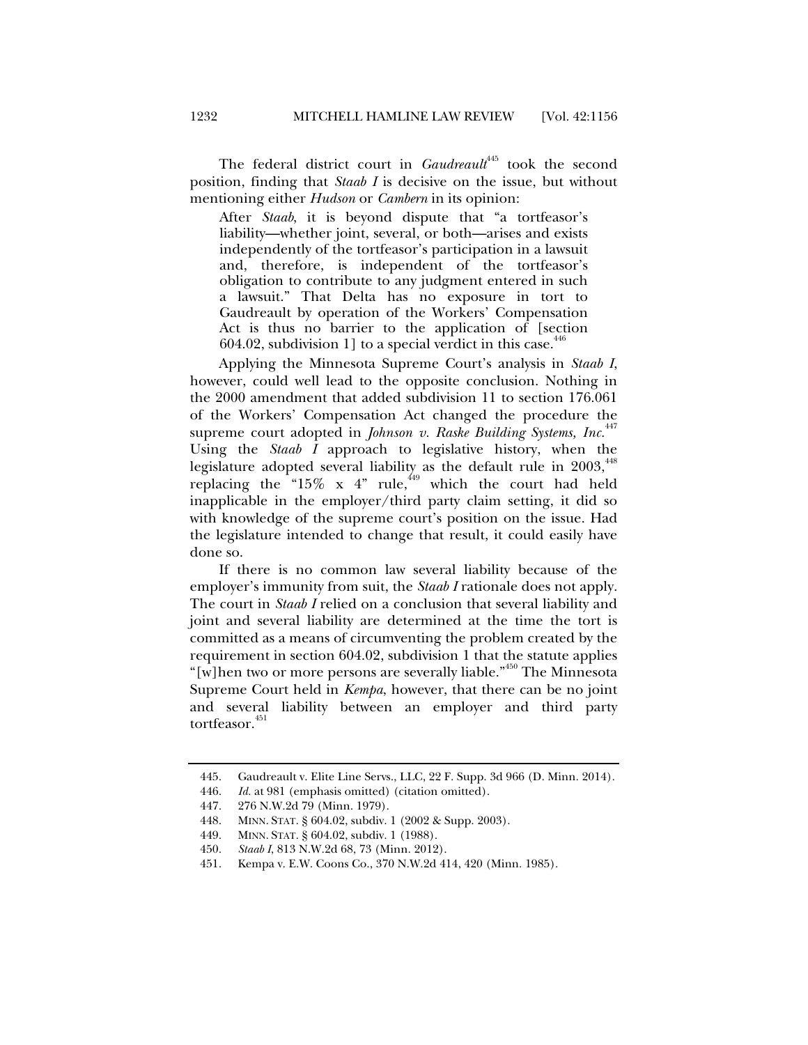The federal district court in *Gaudreault*[445] took the second position, finding that *Staab I* is decisive on the issue, but without mentioning either *Hudson* or *Cambern* in its opinion:

> After *Staab*, it is beyond dispute that "a tortfeasor's liability—whether joint, several, or both—arises and exists independently of the tortfeasor's participation in a lawsuit and, therefore, is independent of the tortfeasor's obligation to contribute to any judgment entered in such a lawsuit." That Delta has no exposure in tort to Gaudreault by operation of the Workers' Compensation Act is thus no barrier to the application of [section 604.02, subdivision 1] to a special verdict in this case.[446]

Applying the Minnesota Supreme Court's analysis in *Staab I*, however, could well lead to the opposite conclusion. Nothing in the 2000 amendment that added subdivision 11 to section 176.061 of the Workers' Compensation Act changed the procedure the supreme court adopted in *Johnson v. Raske Building Systems, Inc.*[447] Using the *Staab I* approach to legislative history, when the legislature adopted several liability as the default rule in 2003,[448] replacing the "15% x 4" rule,[449] which the court had held inapplicable in the employer/third party claim setting, it did so with knowledge of the supreme court's position on the issue. Had the legislature intended to change that result, it could easily have done so.

If there is no common law several liability because of the employer's immunity from suit, the *Staab I* rationale does not apply. The court in *Staab I* relied on a conclusion that several liability and joint and several liability are determined at the time the tort is committed as a means of circumventing the problem created by the requirement in section 604.02, subdivision 1 that the statute applies "[w]hen two or more persons are severally liable."[450] The Minnesota Supreme Court held in *Kempa*, however, that there can be no joint and several liability between an employer and third party tortfeasor.[451]

---

445. Gaudreault v. Elite Line Servs., LLC, 22 F. Supp. 3d 966 (D. Minn. 2014).

446. *Id.* at 981 (emphasis omitted) (citation omitted).

447. 276 N.W.2d 79 (Minn. 1979).

448. MINN. STAT. § 604.02, subdiv. 1 (2002 & Supp. 2003).

449. MINN. STAT. § 604.02, subdiv. 1 (1988).

450. *Staab I*, 813 N.W.2d 68, 73 (Minn. 2012).

451. Kempa v. E.W. Coons Co., 370 N.W.2d 414, 420 (Minn. 1985).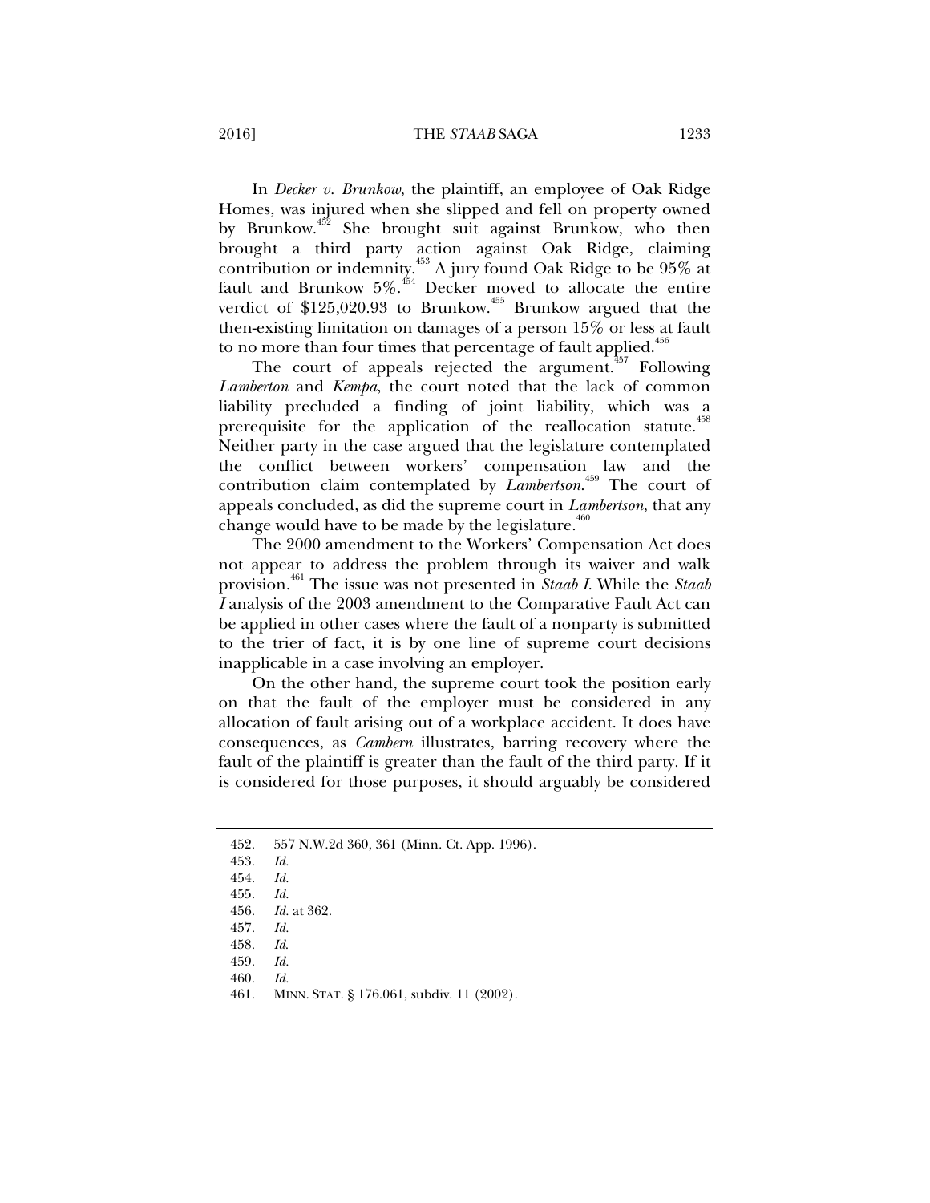In *Decker v. Brunkow*, the plaintiff, an employee of Oak Ridge Homes, was injured when she slipped and fell on property owned by Brunkow.[452] She brought suit against Brunkow, who then brought a third party action against Oak Ridge, claiming contribution or indemnity.[453] A jury found Oak Ridge to be 95% at fault and Brunkow 5%.[454] Decker moved to allocate the entire verdict of $125,020.93 to Brunkow.[455] Brunkow argued that the then-existing limitation on damages of a person 15% or less at fault to no more than four times that percentage of fault applied.[456]

The court of appeals rejected the argument.[457] Following *Lamberton* and *Kempa*, the court noted that the lack of common liability precluded a finding of joint liability, which was a prerequisite for the application of the reallocation statute.[458] Neither party in the case argued that the legislature contemplated the conflict between workers' compensation law and the contribution claim contemplated by *Lambertson*.[459] The court of appeals concluded, as did the supreme court in *Lambertson*, that any change would have to be made by the legislature.[460]

The 2000 amendment to the Workers' Compensation Act does not appear to address the problem through its waiver and walk provision.[461] The issue was not presented in *Staab I*. While the *Staab I* analysis of the 2003 amendment to the Comparative Fault Act can be applied in other cases where the fault of a nonparty is submitted to the trier of fact, it is by one line of supreme court decisions inapplicable in a case involving an employer.

On the other hand, the supreme court took the position early on that the fault of the employer must be considered in any allocation of fault arising out of a workplace accident. It does have consequences, as *Cambern* illustrates, barring recovery where the fault of the plaintiff is greater than the fault of the third party. If it is considered for those purposes, it should arguably be considered

---

452. 557 N.W.2d 360, 361 (Minn. Ct. App. 1996).

453. *Id.*

454. *Id.*

455. *Id.*

456. *Id.* at 362.

457. *Id.*

458. *Id.*

459. *Id.*

460. *Id.*

461. MINN. STAT. § 176.061, subdiv. 11 (2002).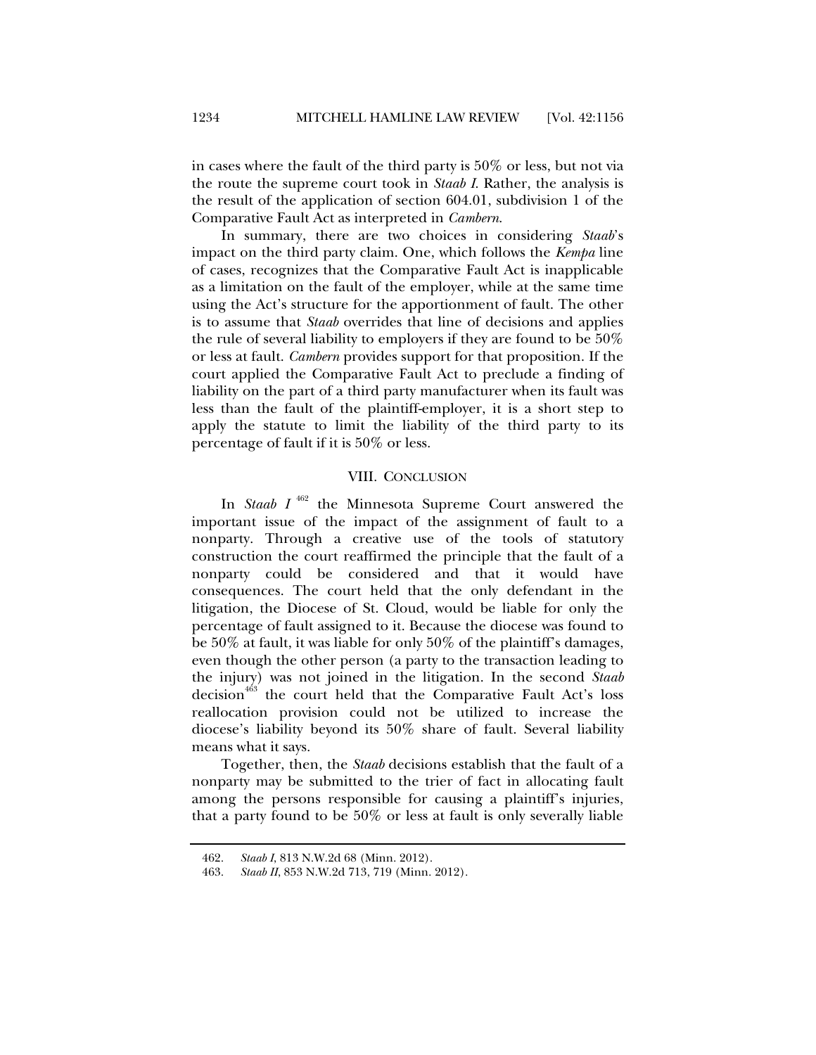in cases where the fault of the third party is 50% or less, but not via the route the supreme court took in *Staab I*. Rather, the analysis is the result of the application of section 604.01, subdivision 1 of the Comparative Fault Act as interpreted in *Cambern*.

In summary, there are two choices in considering *Staab*'s impact on the third party claim. One, which follows the *Kempa* line of cases, recognizes that the Comparative Fault Act is inapplicable as a limitation on the fault of the employer, while at the same time using the Act's structure for the apportionment of fault. The other is to assume that *Staab* overrides that line of decisions and applies the rule of several liability to employers if they are found to be 50% or less at fault. *Cambern* provides support for that proposition. If the court applied the Comparative Fault Act to preclude a finding of liability on the part of a third party manufacturer when its fault was less than the fault of the plaintiff-employer, it is a short step to apply the statute to limit the liability of the third party to its percentage of fault if it is 50% or less.

## VIII. CONCLUSION

In *Staab I*[462] the Minnesota Supreme Court answered the important issue of the impact of the assignment of fault to a nonparty. Through a creative use of the tools of statutory construction the court reaffirmed the principle that the fault of a nonparty could be considered and that it would have consequences. The court held that the only defendant in the litigation, the Diocese of St. Cloud, would be liable for only the percentage of fault assigned to it. Because the diocese was found to be 50% at fault, it was liable for only 50% of the plaintiff's damages, even though the other person (a party to the transaction leading to the injury) was not joined in the litigation. In the second *Staab* decision[463] the court held that the Comparative Fault Act's loss reallocation provision could not be utilized to increase the diocese's liability beyond its 50% share of fault. Several liability means what it says.

Together, then, the *Staab* decisions establish that the fault of a nonparty may be submitted to the trier of fact in allocating fault among the persons responsible for causing a plaintiff's injuries, that a party found to be 50% or less at fault is only severally liable

462. *Staab I*, 813 N.W.2d 68 (Minn. 2012).

463. *Staab II*, 853 N.W.2d 713, 719 (Minn. 2012).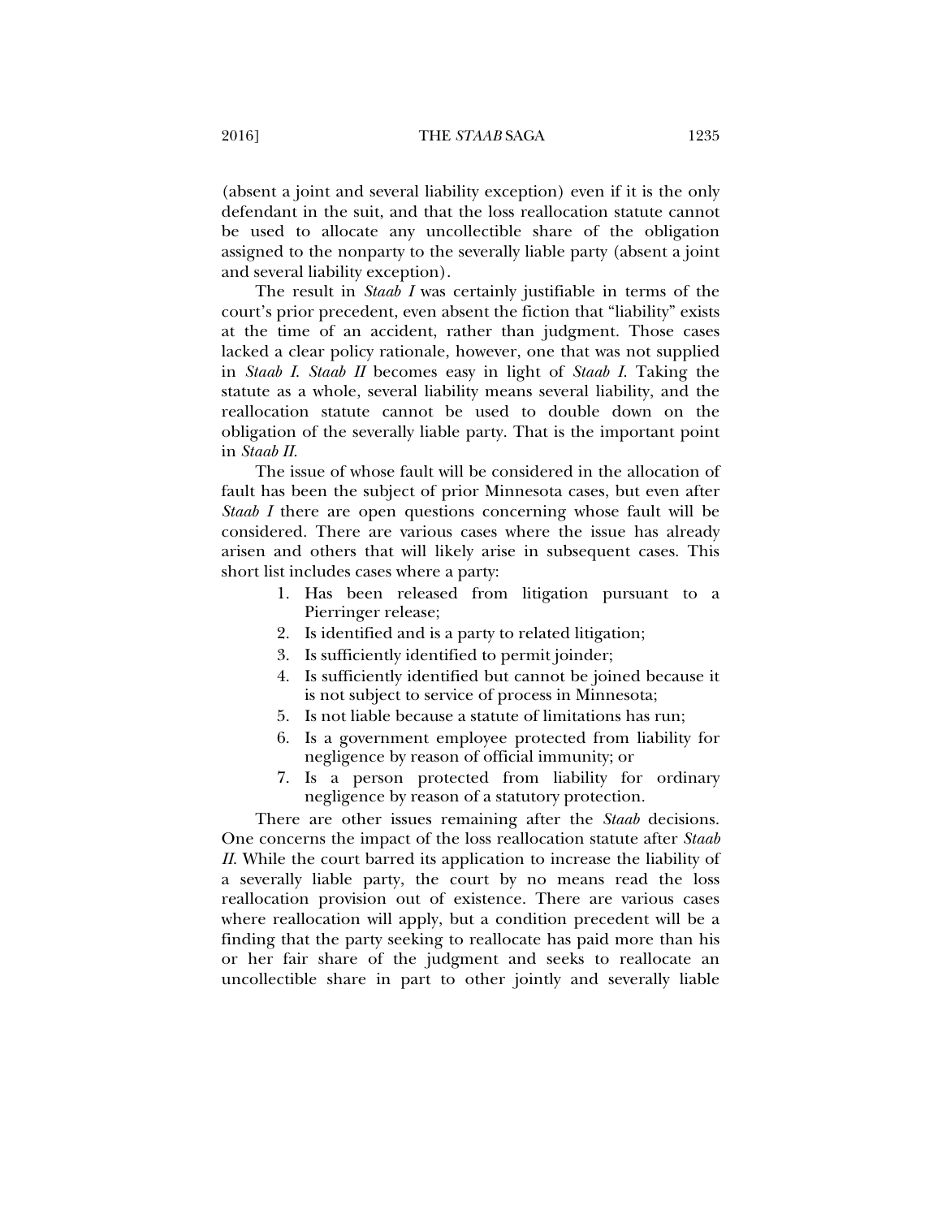(absent a joint and several liability exception) even if it is the only defendant in the suit, and that the loss reallocation statute cannot be used to allocate any uncollectible share of the obligation assigned to the nonparty to the severally liable party (absent a joint and several liability exception).

The result in *Staab I* was certainly justifiable in terms of the court's prior precedent, even absent the fiction that "liability" exists at the time of an accident, rather than judgment. Those cases lacked a clear policy rationale, however, one that was not supplied in *Staab I*. *Staab II* becomes easy in light of *Staab I*. Taking the statute as a whole, several liability means several liability, and the reallocation statute cannot be used to double down on the obligation of the severally liable party. That is the important point in *Staab II*.

The issue of whose fault will be considered in the allocation of fault has been the subject of prior Minnesota cases, but even after *Staab I* there are open questions concerning whose fault will be considered. There are various cases where the issue has already arisen and others that will likely arise in subsequent cases. This short list includes cases where a party:

1. Has been released from litigation pursuant to a Pierringer release;
2. Is identified and is a party to related litigation;
3. Is sufficiently identified to permit joinder;
4. Is sufficiently identified but cannot be joined because it is not subject to service of process in Minnesota;
5. Is not liable because a statute of limitations has run;
6. Is a government employee protected from liability for negligence by reason of official immunity; or
7. Is a person protected from liability for ordinary negligence by reason of a statutory protection.

There are other issues remaining after the *Staab* decisions. One concerns the impact of the loss reallocation statute after *Staab II*. While the court barred its application to increase the liability of a severally liable party, the court by no means read the loss reallocation provision out of existence. There are various cases where reallocation will apply, but a condition precedent will be a finding that the party seeking to reallocate has paid more than his or her fair share of the judgment and seeks to reallocate an uncollectible share in part to other jointly and severally liable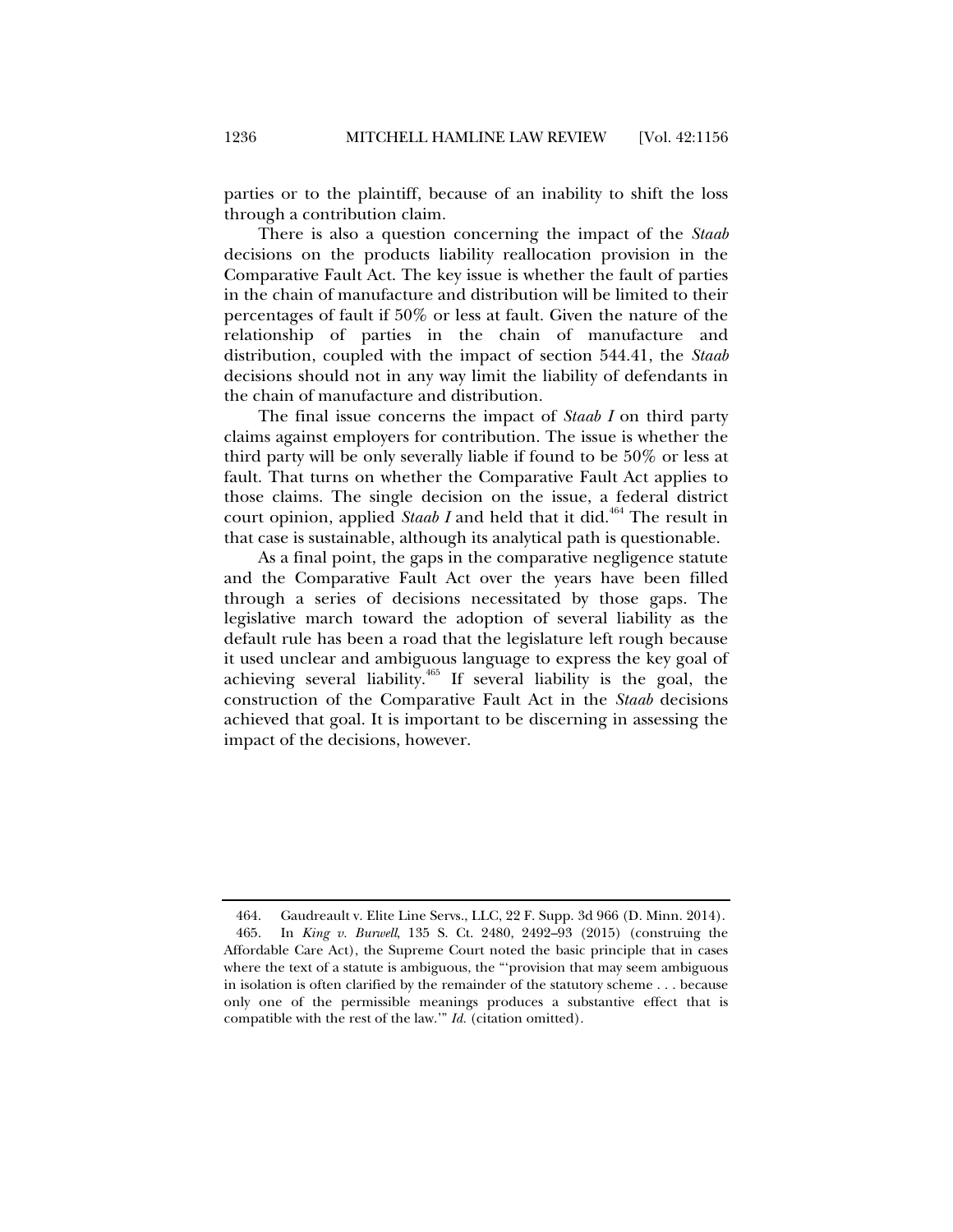parties or to the plaintiff, because of an inability to shift the loss through a contribution claim.

There is also a question concerning the impact of the *Staab* decisions on the products liability reallocation provision in the Comparative Fault Act. The key issue is whether the fault of parties in the chain of manufacture and distribution will be limited to their percentages of fault if 50% or less at fault. Given the nature of the relationship of parties in the chain of manufacture and distribution, coupled with the impact of section 544.41, the *Staab* decisions should not in any way limit the liability of defendants in the chain of manufacture and distribution.

The final issue concerns the impact of *Staab I* on third party claims against employers for contribution. The issue is whether the third party will be only severally liable if found to be 50% or less at fault. That turns on whether the Comparative Fault Act applies to those claims. The single decision on the issue, a federal district court opinion, applied *Staab I* and held that it did.[464] The result in that case is sustainable, although its analytical path is questionable.

As a final point, the gaps in the comparative negligence statute and the Comparative Fault Act over the years have been filled through a series of decisions necessitated by those gaps. The legislative march toward the adoption of several liability as the default rule has been a road that the legislature left rough because it used unclear and ambiguous language to express the key goal of achieving several liability.[465] If several liability is the goal, the construction of the Comparative Fault Act in the *Staab* decisions achieved that goal. It is important to be discerning in assessing the impact of the decisions, however.

---

464. Gaudreault v. Elite Line Servs., LLC, 22 F. Supp. 3d 966 (D. Minn. 2014).

465. In *King v. Burwell*, 135 S. Ct. 2480, 2492–93 (2015) (construing the Affordable Care Act), the Supreme Court noted the basic principle that in cases where the text of a statute is ambiguous, the "'provision that may seem ambiguous in isolation is often clarified by the remainder of the statutory scheme . . . because only one of the permissible meanings produces a substantive effect that is compatible with the rest of the law.'" *Id.* (citation omitted).